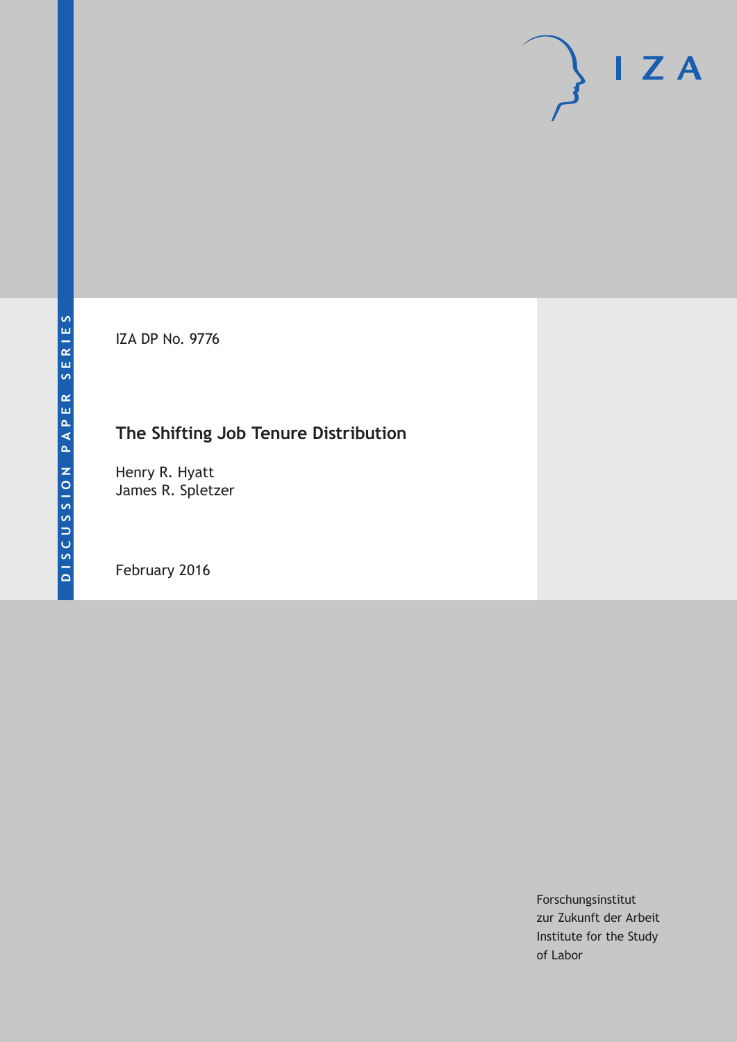DISCUSSION PAPER SERIES

IZA DP No. 9776

# The Shifting Job Tenure Distribution

Henry R. Hyatt
James R. Spletzer

February 2016

Forschungsinstitut
zur Zukunft der Arbeit
Institute for the Study
of Labor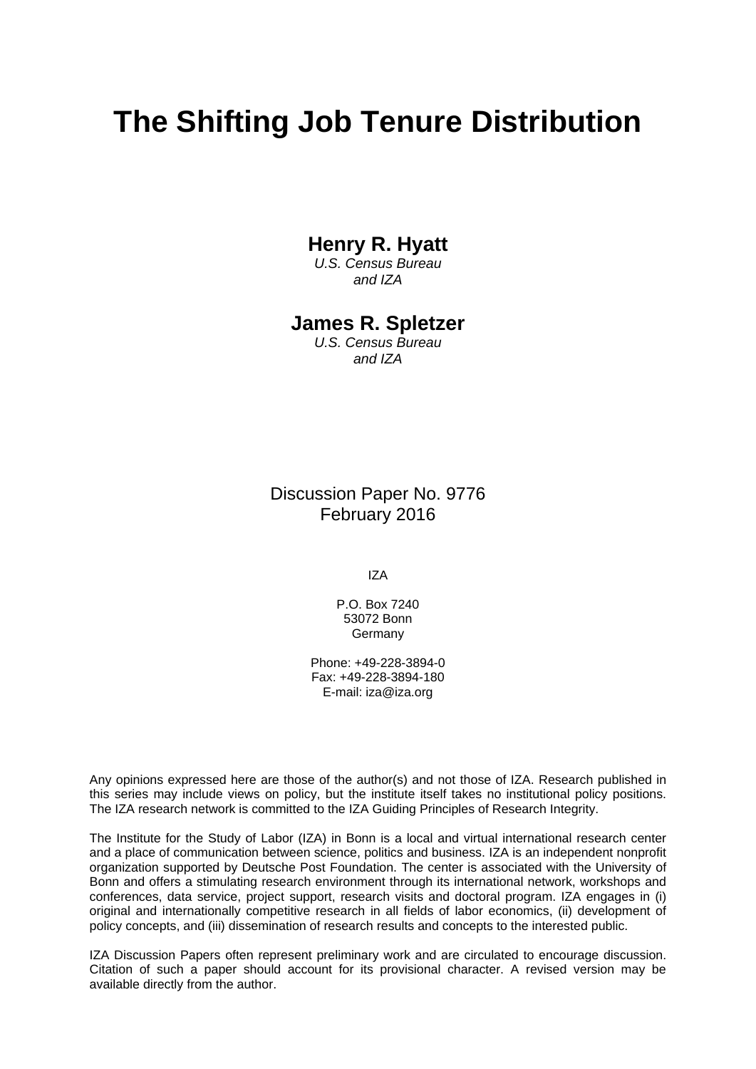# The Shifting Job Tenure Distribution

**Henry R. Hyatt**

*U.S. Census Bureau*
*and IZA*

**James R. Spletzer**

*U.S. Census Bureau*
*and IZA*

Discussion Paper No. 9776
February 2016

IZA

P.O. Box 7240
53072 Bonn
Germany

Phone: +49-228-3894-0
Fax: +49-228-3894-180
E-mail: iza@iza.org

Any opinions expressed here are those of the author(s) and not those of IZA. Research published in this series may include views on policy, but the institute itself takes no institutional policy positions. The IZA research network is committed to the IZA Guiding Principles of Research Integrity.

The Institute for the Study of Labor (IZA) in Bonn is a local and virtual international research center and a place of communication between science, politics and business. IZA is an independent nonprofit organization supported by Deutsche Post Foundation. The center is associated with the University of Bonn and offers a stimulating research environment through its international network, workshops and conferences, data service, project support, research visits and doctoral program. IZA engages in (i) original and internationally competitive research in all fields of labor economics, (ii) development of policy concepts, and (iii) dissemination of research results and concepts to the interested public.

IZA Discussion Papers often represent preliminary work and are circulated to encourage discussion. Citation of such a paper should account for its provisional character. A revised version may be available directly from the author.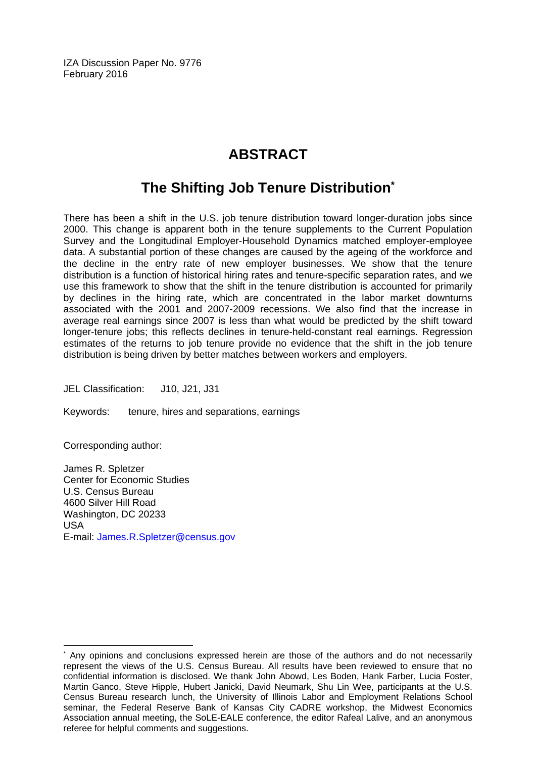IZA Discussion Paper No. 9776
February 2016

# ABSTRACT

## The Shifting Job Tenure Distribution*

There has been a shift in the U.S. job tenure distribution toward longer-duration jobs since 2000. This change is apparent both in the tenure supplements to the Current Population Survey and the Longitudinal Employer-Household Dynamics matched employer-employee data. A substantial portion of these changes are caused by the ageing of the workforce and the decline in the entry rate of new employer businesses. We show that the tenure distribution is a function of historical hiring rates and tenure-specific separation rates, and we use this framework to show that the shift in the tenure distribution is accounted for primarily by declines in the hiring rate, which are concentrated in the labor market downturns associated with the 2001 and 2007-2009 recessions. We also find that the increase in average real earnings since 2007 is less than what would be predicted by the shift toward longer-tenure jobs; this reflects declines in tenure-held-constant real earnings. Regression estimates of the returns to job tenure provide no evidence that the shift in the job tenure distribution is being driven by better matches between workers and employers.

JEL Classification: J10, J21, J31

Keywords: tenure, hires and separations, earnings

Corresponding author:

James R. Spletzer
Center for Economic Studies
U.S. Census Bureau
4600 Silver Hill Road
Washington, DC 20233
USA
E-mail: James.R.Spletzer@census.gov

---

* Any opinions and conclusions expressed herein are those of the authors and do not necessarily represent the views of the U.S. Census Bureau. All results have been reviewed to ensure that no confidential information is disclosed. We thank John Abowd, Les Boden, Hank Farber, Lucia Foster, Martin Ganco, Steve Hipple, Hubert Janicki, David Neumark, Shu Lin Wee, participants at the U.S. Census Bureau research lunch, the University of Illinois Labor and Employment Relations School seminar, the Federal Reserve Bank of Kansas City CADRE workshop, the Midwest Economics Association annual meeting, the SoLE-EALE conference, the editor Rafeal Lalive, and an anonymous referee for helpful comments and suggestions.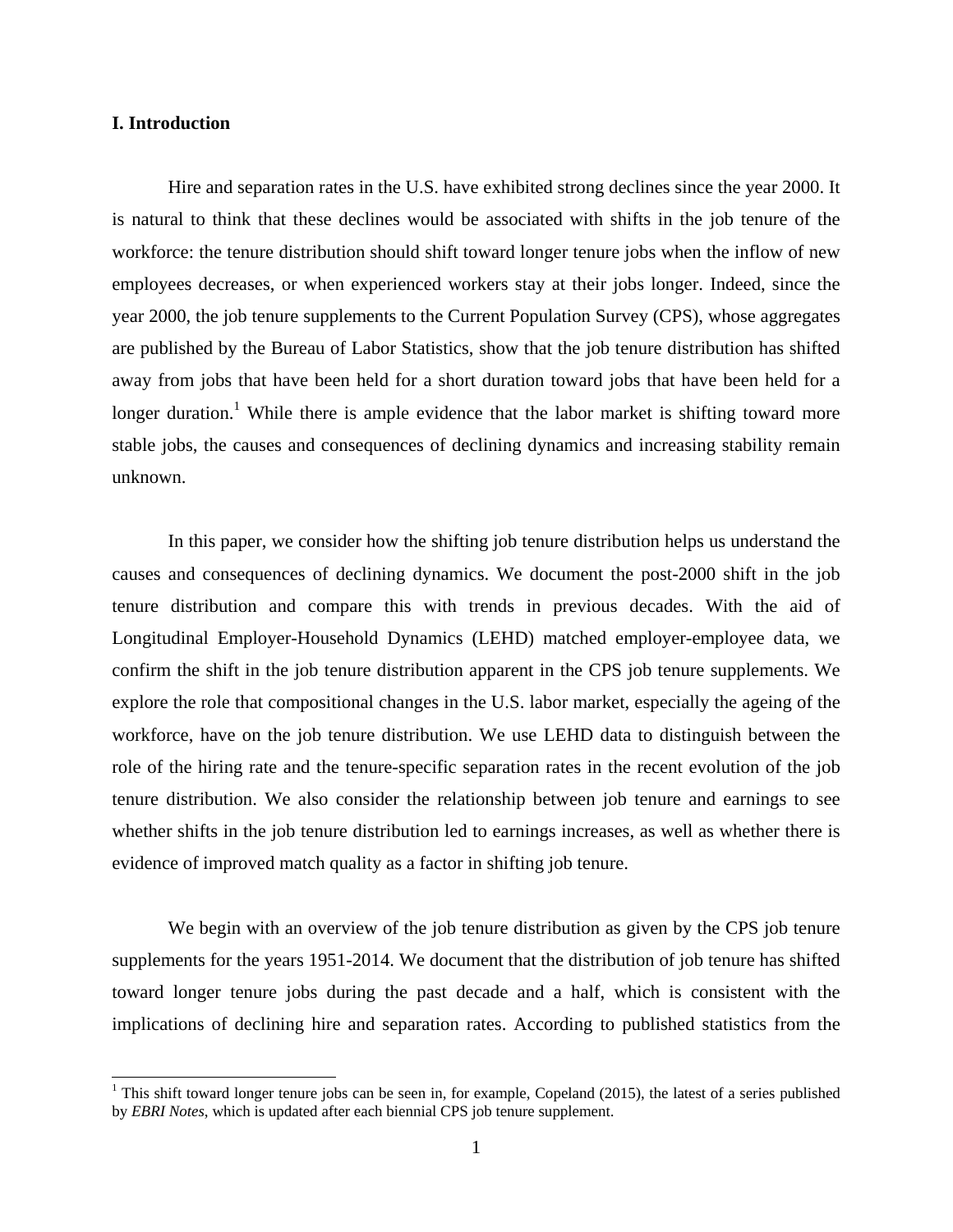## I. Introduction

Hire and separation rates in the U.S. have exhibited strong declines since the year 2000. It is natural to think that these declines would be associated with shifts in the job tenure of the workforce: the tenure distribution should shift toward longer tenure jobs when the inflow of new employees decreases, or when experienced workers stay at their jobs longer. Indeed, since the year 2000, the job tenure supplements to the Current Population Survey (CPS), whose aggregates are published by the Bureau of Labor Statistics, show that the job tenure distribution has shifted away from jobs that have been held for a short duration toward jobs that have been held for a longer duration.[1] While there is ample evidence that the labor market is shifting toward more stable jobs, the causes and consequences of declining dynamics and increasing stability remain unknown.

In this paper, we consider how the shifting job tenure distribution helps us understand the causes and consequences of declining dynamics. We document the post-2000 shift in the job tenure distribution and compare this with trends in previous decades. With the aid of Longitudinal Employer-Household Dynamics (LEHD) matched employer-employee data, we confirm the shift in the job tenure distribution apparent in the CPS job tenure supplements. We explore the role that compositional changes in the U.S. labor market, especially the ageing of the workforce, have on the job tenure distribution. We use LEHD data to distinguish between the role of the hiring rate and the tenure-specific separation rates in the recent evolution of the job tenure distribution. We also consider the relationship between job tenure and earnings to see whether shifts in the job tenure distribution led to earnings increases, as well as whether there is evidence of improved match quality as a factor in shifting job tenure.

We begin with an overview of the job tenure distribution as given by the CPS job tenure supplements for the years 1951-2014. We document that the distribution of job tenure has shifted toward longer tenure jobs during the past decade and a half, which is consistent with the implications of declining hire and separation rates. According to published statistics from the

[1] This shift toward longer tenure jobs can be seen in, for example, Copeland (2015), the latest of a series published by *EBRI Notes*, which is updated after each biennial CPS job tenure supplement.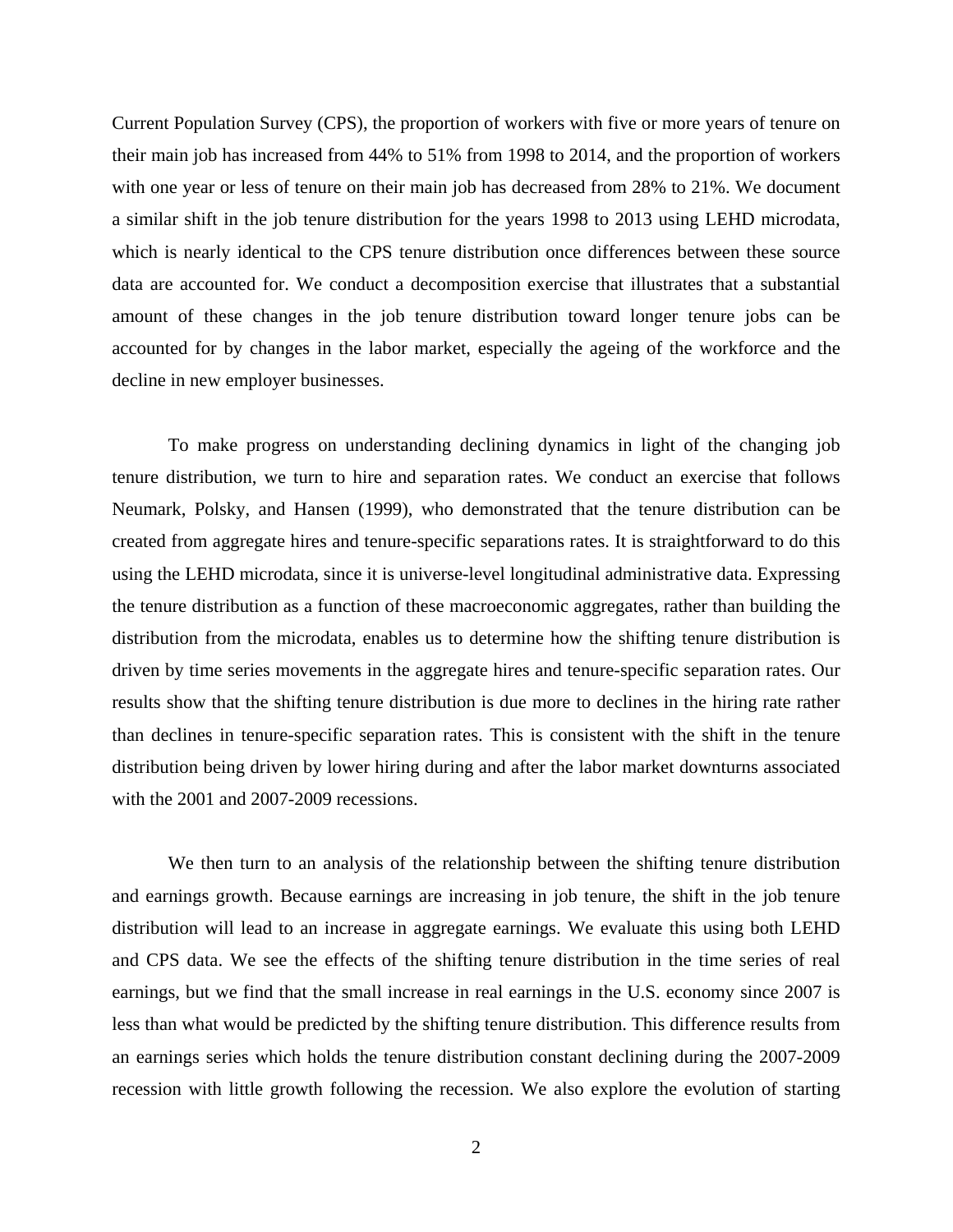Current Population Survey (CPS), the proportion of workers with five or more years of tenure on their main job has increased from 44% to 51% from 1998 to 2014, and the proportion of workers with one year or less of tenure on their main job has decreased from 28% to 21%. We document a similar shift in the job tenure distribution for the years 1998 to 2013 using LEHD microdata, which is nearly identical to the CPS tenure distribution once differences between these source data are accounted for. We conduct a decomposition exercise that illustrates that a substantial amount of these changes in the job tenure distribution toward longer tenure jobs can be accounted for by changes in the labor market, especially the ageing of the workforce and the decline in new employer businesses.

To make progress on understanding declining dynamics in light of the changing job tenure distribution, we turn to hire and separation rates. We conduct an exercise that follows Neumark, Polsky, and Hansen (1999), who demonstrated that the tenure distribution can be created from aggregate hires and tenure-specific separations rates. It is straightforward to do this using the LEHD microdata, since it is universe-level longitudinal administrative data. Expressing the tenure distribution as a function of these macroeconomic aggregates, rather than building the distribution from the microdata, enables us to determine how the shifting tenure distribution is driven by time series movements in the aggregate hires and tenure-specific separation rates. Our results show that the shifting tenure distribution is due more to declines in the hiring rate rather than declines in tenure-specific separation rates. This is consistent with the shift in the tenure distribution being driven by lower hiring during and after the labor market downturns associated with the 2001 and 2007-2009 recessions.

We then turn to an analysis of the relationship between the shifting tenure distribution and earnings growth. Because earnings are increasing in job tenure, the shift in the job tenure distribution will lead to an increase in aggregate earnings. We evaluate this using both LEHD and CPS data. We see the effects of the shifting tenure distribution in the time series of real earnings, but we find that the small increase in real earnings in the U.S. economy since 2007 is less than what would be predicted by the shifting tenure distribution. This difference results from an earnings series which holds the tenure distribution constant declining during the 2007-2009 recession with little growth following the recession. We also explore the evolution of starting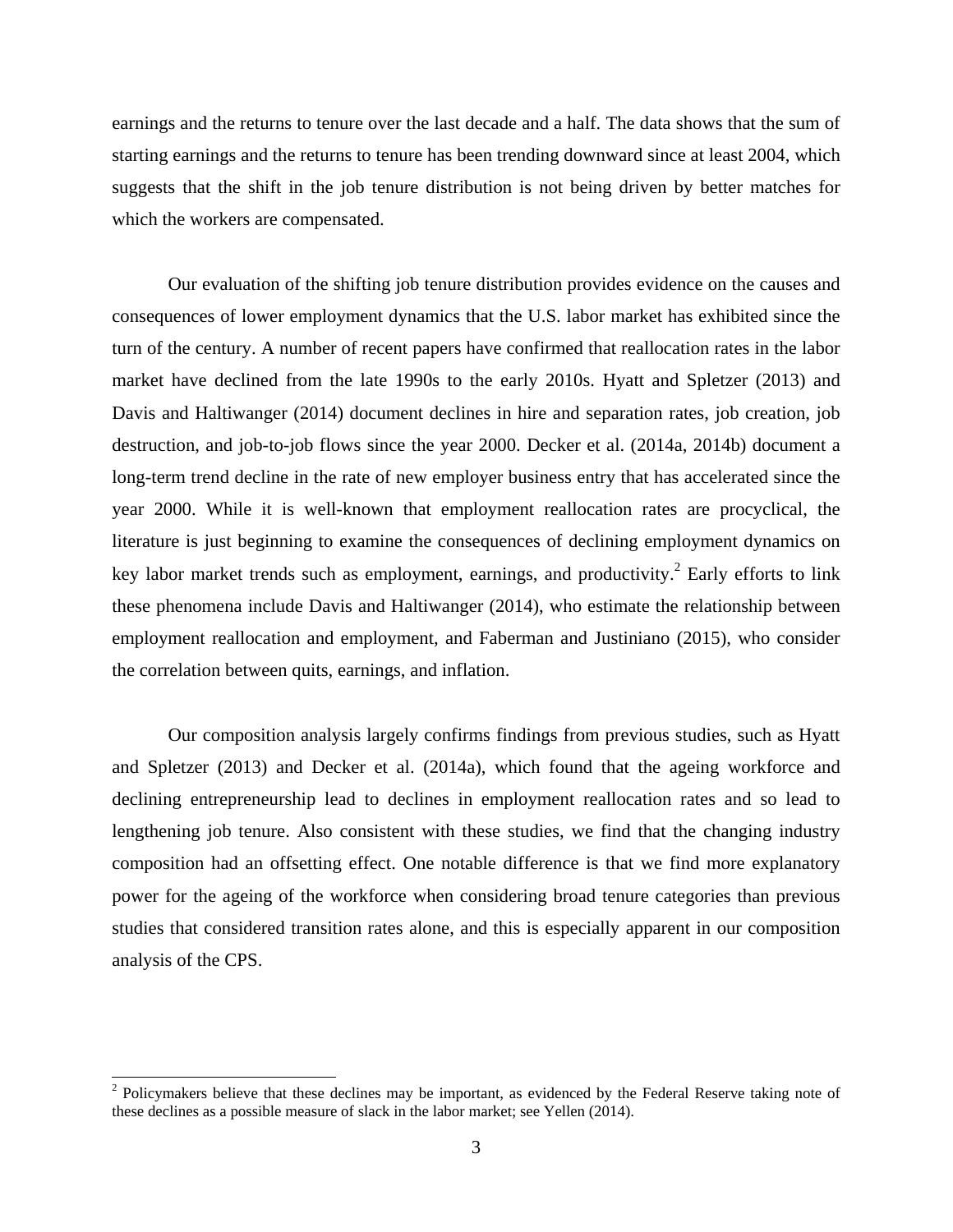earnings and the returns to tenure over the last decade and a half. The data shows that the sum of starting earnings and the returns to tenure has been trending downward since at least 2004, which suggests that the shift in the job tenure distribution is not being driven by better matches for which the workers are compensated.

Our evaluation of the shifting job tenure distribution provides evidence on the causes and consequences of lower employment dynamics that the U.S. labor market has exhibited since the turn of the century. A number of recent papers have confirmed that reallocation rates in the labor market have declined from the late 1990s to the early 2010s. Hyatt and Spletzer (2013) and Davis and Haltiwanger (2014) document declines in hire and separation rates, job creation, job destruction, and job-to-job flows since the year 2000. Decker et al. (2014a, 2014b) document a long-term trend decline in the rate of new employer business entry that has accelerated since the year 2000. While it is well-known that employment reallocation rates are procyclical, the literature is just beginning to examine the consequences of declining employment dynamics on key labor market trends such as employment, earnings, and productivity.[2] Early efforts to link these phenomena include Davis and Haltiwanger (2014), who estimate the relationship between employment reallocation and employment, and Faberman and Justiniano (2015), who consider the correlation between quits, earnings, and inflation.

Our composition analysis largely confirms findings from previous studies, such as Hyatt and Spletzer (2013) and Decker et al. (2014a), which found that the ageing workforce and declining entrepreneurship lead to declines in employment reallocation rates and so lead to lengthening job tenure. Also consistent with these studies, we find that the changing industry composition had an offsetting effect. One notable difference is that we find more explanatory power for the ageing of the workforce when considering broad tenure categories than previous studies that considered transition rates alone, and this is especially apparent in our composition analysis of the CPS.

[2] Policymakers believe that these declines may be important, as evidenced by the Federal Reserve taking note of these declines as a possible measure of slack in the labor market; see Yellen (2014).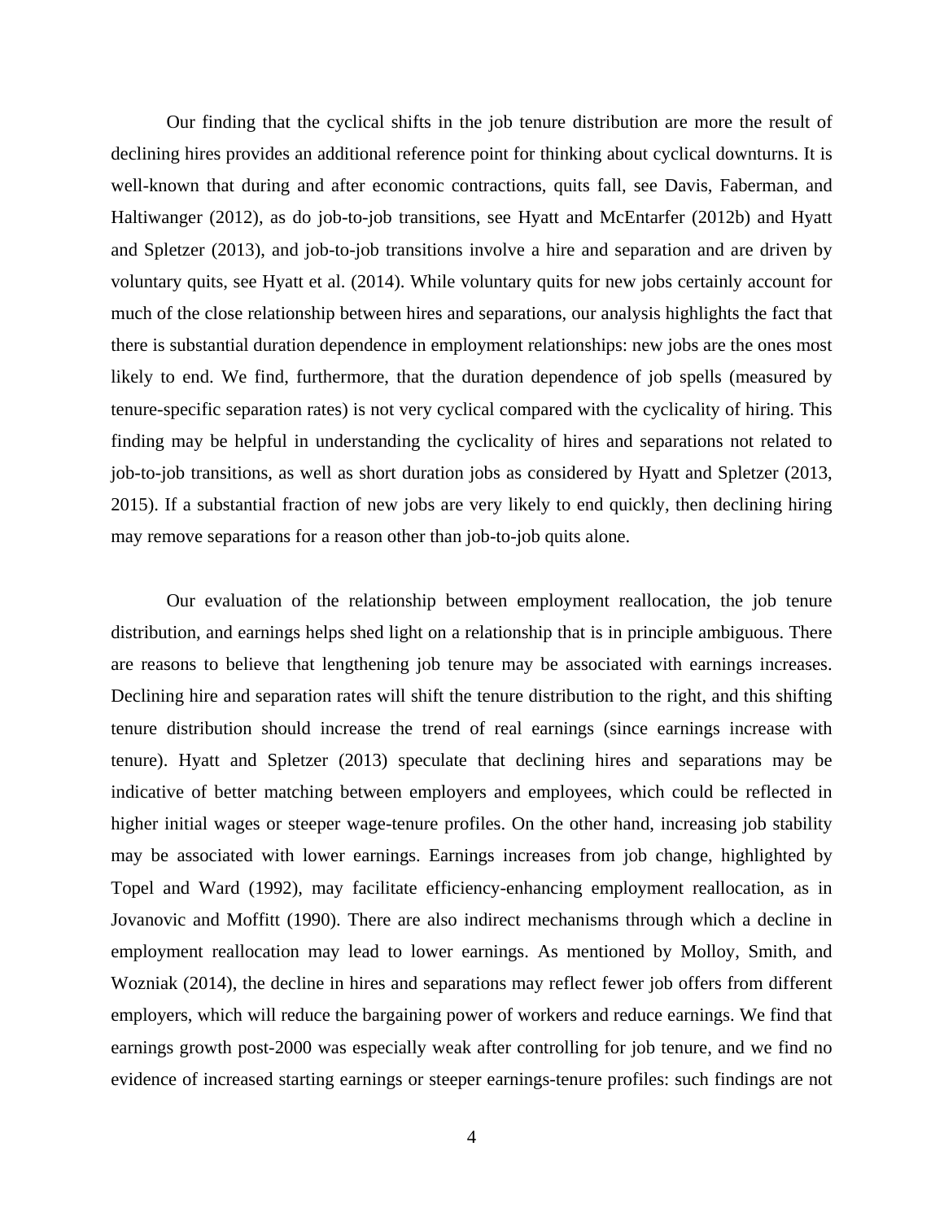Our finding that the cyclical shifts in the job tenure distribution are more the result of declining hires provides an additional reference point for thinking about cyclical downturns. It is well-known that during and after economic contractions, quits fall, see Davis, Faberman, and Haltiwanger (2012), as do job-to-job transitions, see Hyatt and McEntarfer (2012b) and Hyatt and Spletzer (2013), and job-to-job transitions involve a hire and separation and are driven by voluntary quits, see Hyatt et al. (2014). While voluntary quits for new jobs certainly account for much of the close relationship between hires and separations, our analysis highlights the fact that there is substantial duration dependence in employment relationships: new jobs are the ones most likely to end. We find, furthermore, that the duration dependence of job spells (measured by tenure-specific separation rates) is not very cyclical compared with the cyclicality of hiring. This finding may be helpful in understanding the cyclicality of hires and separations not related to job-to-job transitions, as well as short duration jobs as considered by Hyatt and Spletzer (2013, 2015). If a substantial fraction of new jobs are very likely to end quickly, then declining hiring may remove separations for a reason other than job-to-job quits alone.

Our evaluation of the relationship between employment reallocation, the job tenure distribution, and earnings helps shed light on a relationship that is in principle ambiguous. There are reasons to believe that lengthening job tenure may be associated with earnings increases. Declining hire and separation rates will shift the tenure distribution to the right, and this shifting tenure distribution should increase the trend of real earnings (since earnings increase with tenure). Hyatt and Spletzer (2013) speculate that declining hires and separations may be indicative of better matching between employers and employees, which could be reflected in higher initial wages or steeper wage-tenure profiles. On the other hand, increasing job stability may be associated with lower earnings. Earnings increases from job change, highlighted by Topel and Ward (1992), may facilitate efficiency-enhancing employment reallocation, as in Jovanovic and Moffitt (1990). There are also indirect mechanisms through which a decline in employment reallocation may lead to lower earnings. As mentioned by Molloy, Smith, and Wozniak (2014), the decline in hires and separations may reflect fewer job offers from different employers, which will reduce the bargaining power of workers and reduce earnings. We find that earnings growth post-2000 was especially weak after controlling for job tenure, and we find no evidence of increased starting earnings or steeper earnings-tenure profiles: such findings are not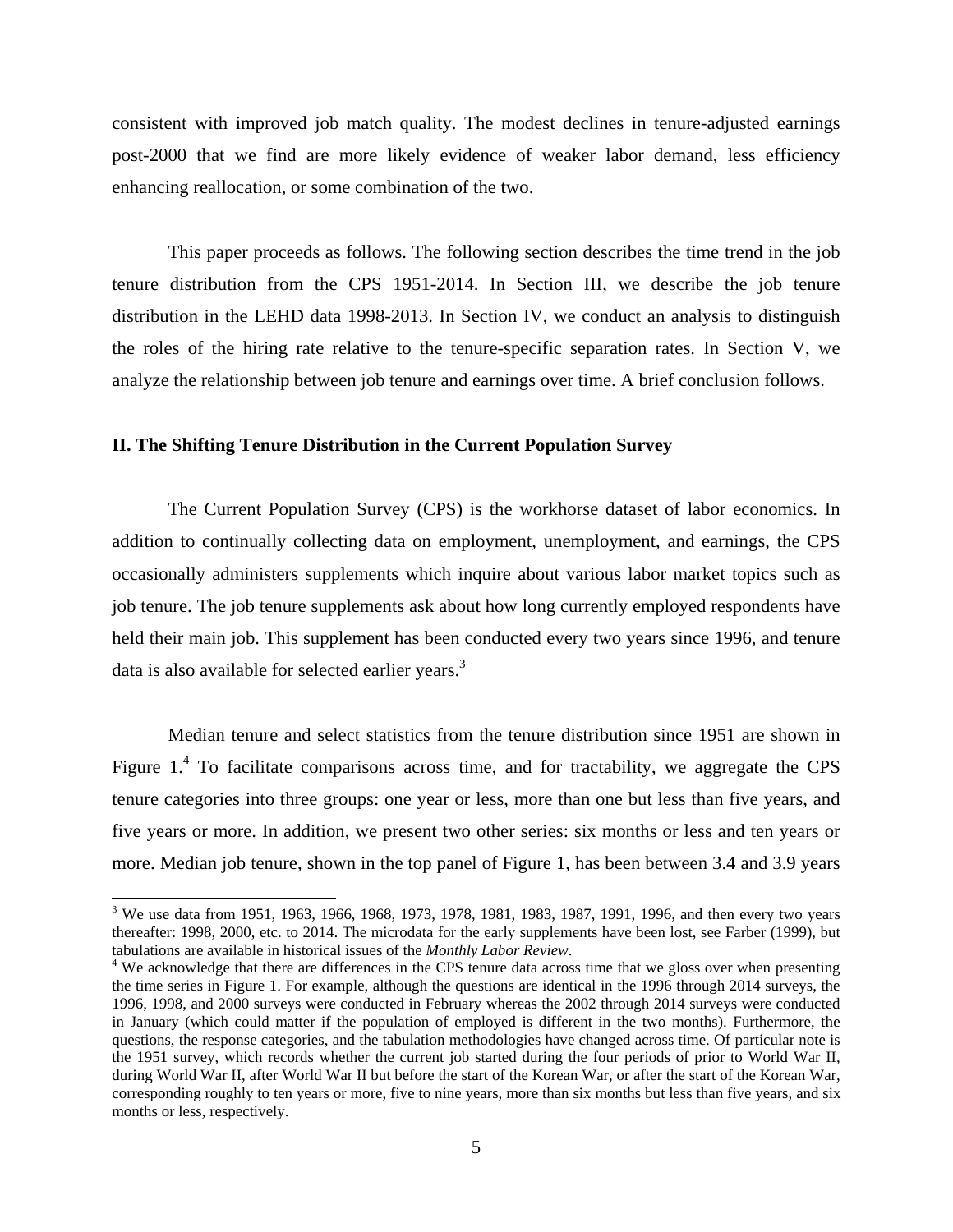consistent with improved job match quality. The modest declines in tenure-adjusted earnings post-2000 that we find are more likely evidence of weaker labor demand, less efficiency enhancing reallocation, or some combination of the two.

This paper proceeds as follows. The following section describes the time trend in the job tenure distribution from the CPS 1951-2014. In Section III, we describe the job tenure distribution in the LEHD data 1998-2013. In Section IV, we conduct an analysis to distinguish the roles of the hiring rate relative to the tenure-specific separation rates. In Section V, we analyze the relationship between job tenure and earnings over time. A brief conclusion follows.

## II. The Shifting Tenure Distribution in the Current Population Survey

The Current Population Survey (CPS) is the workhorse dataset of labor economics. In addition to continually collecting data on employment, unemployment, and earnings, the CPS occasionally administers supplements which inquire about various labor market topics such as job tenure. The job tenure supplements ask about how long currently employed respondents have held their main job. This supplement has been conducted every two years since 1996, and tenure data is also available for selected earlier years.[3]

Median tenure and select statistics from the tenure distribution since 1951 are shown in Figure 1.[4] To facilitate comparisons across time, and for tractability, we aggregate the CPS tenure categories into three groups: one year or less, more than one but less than five years, and five years or more. In addition, we present two other series: six months or less and ten years or more. Median job tenure, shown in the top panel of Figure 1, has been between 3.4 and 3.9 years

[3] We use data from 1951, 1963, 1966, 1968, 1973, 1978, 1981, 1983, 1987, 1991, 1996, and then every two years thereafter: 1998, 2000, etc. to 2014. The microdata for the early supplements have been lost, see Farber (1999), but tabulations are available in historical issues of the *Monthly Labor Review*.

[4] We acknowledge that there are differences in the CPS tenure data across time that we gloss over when presenting the time series in Figure 1. For example, although the questions are identical in the 1996 through 2014 surveys, the 1996, 1998, and 2000 surveys were conducted in February whereas the 2002 through 2014 surveys were conducted in January (which could matter if the population of employed is different in the two months). Furthermore, the questions, the response categories, and the tabulation methodologies have changed across time. Of particular note is the 1951 survey, which records whether the current job started during the four periods of prior to World War II, during World War II, after World War II but before the start of the Korean War, or after the start of the Korean War, corresponding roughly to ten years or more, five to nine years, more than six months but less than five years, and six months or less, respectively.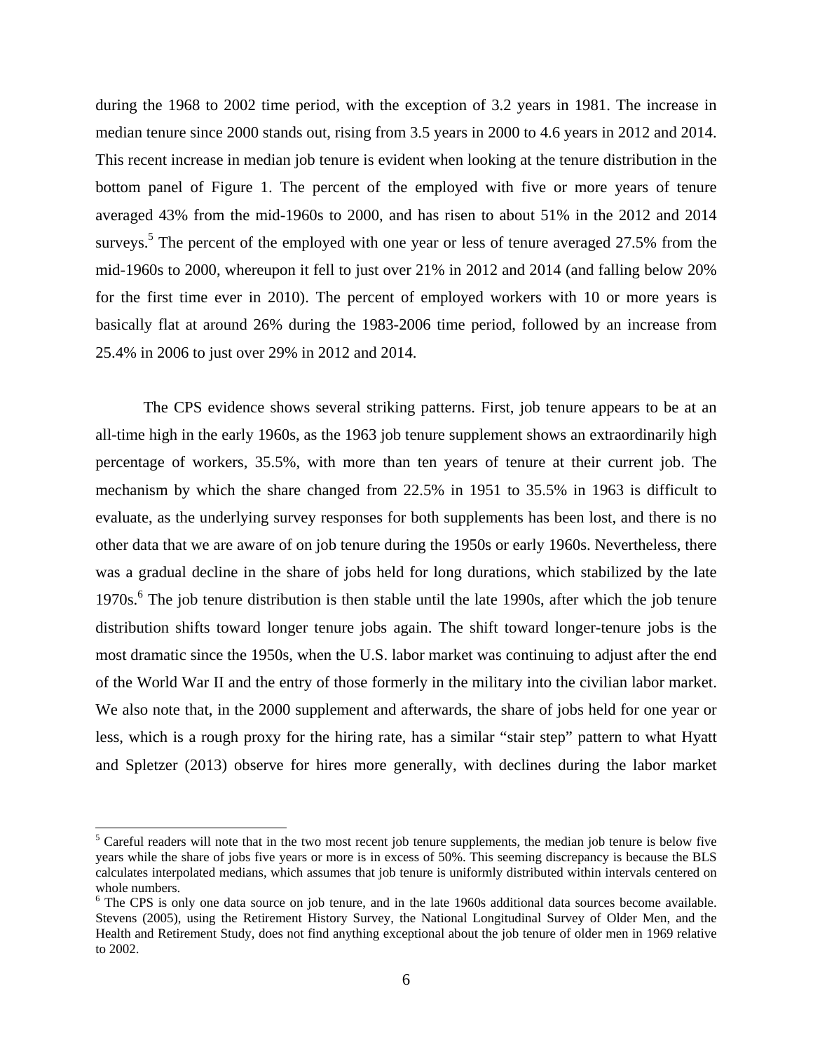during the 1968 to 2002 time period, with the exception of 3.2 years in 1981. The increase in median tenure since 2000 stands out, rising from 3.5 years in 2000 to 4.6 years in 2012 and 2014. This recent increase in median job tenure is evident when looking at the tenure distribution in the bottom panel of Figure 1. The percent of the employed with five or more years of tenure averaged 43% from the mid-1960s to 2000, and has risen to about 51% in the 2012 and 2014 surveys.[5] The percent of the employed with one year or less of tenure averaged 27.5% from the mid-1960s to 2000, whereupon it fell to just over 21% in 2012 and 2014 (and falling below 20% for the first time ever in 2010). The percent of employed workers with 10 or more years is basically flat at around 26% during the 1983-2006 time period, followed by an increase from 25.4% in 2006 to just over 29% in 2012 and 2014.

The CPS evidence shows several striking patterns. First, job tenure appears to be at an all-time high in the early 1960s, as the 1963 job tenure supplement shows an extraordinarily high percentage of workers, 35.5%, with more than ten years of tenure at their current job. The mechanism by which the share changed from 22.5% in 1951 to 35.5% in 1963 is difficult to evaluate, as the underlying survey responses for both supplements has been lost, and there is no other data that we are aware of on job tenure during the 1950s or early 1960s. Nevertheless, there was a gradual decline in the share of jobs held for long durations, which stabilized by the late 1970s.[6] The job tenure distribution is then stable until the late 1990s, after which the job tenure distribution shifts toward longer tenure jobs again. The shift toward longer-tenure jobs is the most dramatic since the 1950s, when the U.S. labor market was continuing to adjust after the end of the World War II and the entry of those formerly in the military into the civilian labor market. We also note that, in the 2000 supplement and afterwards, the share of jobs held for one year or less, which is a rough proxy for the hiring rate, has a similar "stair step" pattern to what Hyatt and Spletzer (2013) observe for hires more generally, with declines during the labor market

[5] Careful readers will note that in the two most recent job tenure supplements, the median job tenure is below five years while the share of jobs five years or more is in excess of 50%. This seeming discrepancy is because the BLS calculates interpolated medians, which assumes that job tenure is uniformly distributed within intervals centered on whole numbers.

[6] The CPS is only one data source on job tenure, and in the late 1960s additional data sources become available. Stevens (2005), using the Retirement History Survey, the National Longitudinal Survey of Older Men, and the Health and Retirement Study, does not find anything exceptional about the job tenure of older men in 1969 relative to 2002.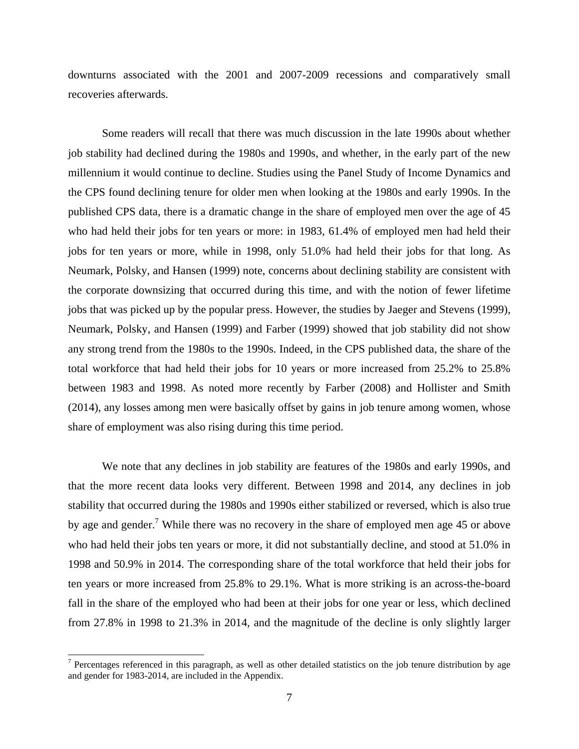downturns associated with the 2001 and 2007-2009 recessions and comparatively small recoveries afterwards.

Some readers will recall that there was much discussion in the late 1990s about whether job stability had declined during the 1980s and 1990s, and whether, in the early part of the new millennium it would continue to decline. Studies using the Panel Study of Income Dynamics and the CPS found declining tenure for older men when looking at the 1980s and early 1990s. In the published CPS data, there is a dramatic change in the share of employed men over the age of 45 who had held their jobs for ten years or more: in 1983, 61.4% of employed men had held their jobs for ten years or more, while in 1998, only 51.0% had held their jobs for that long. As Neumark, Polsky, and Hansen (1999) note, concerns about declining stability are consistent with the corporate downsizing that occurred during this time, and with the notion of fewer lifetime jobs that was picked up by the popular press. However, the studies by Jaeger and Stevens (1999), Neumark, Polsky, and Hansen (1999) and Farber (1999) showed that job stability did not show any strong trend from the 1980s to the 1990s. Indeed, in the CPS published data, the share of the total workforce that had held their jobs for 10 years or more increased from 25.2% to 25.8% between 1983 and 1998. As noted more recently by Farber (2008) and Hollister and Smith (2014), any losses among men were basically offset by gains in job tenure among women, whose share of employment was also rising during this time period.

We note that any declines in job stability are features of the 1980s and early 1990s, and that the more recent data looks very different. Between 1998 and 2014, any declines in job stability that occurred during the 1980s and 1990s either stabilized or reversed, which is also true by age and gender.[7] While there was no recovery in the share of employed men age 45 or above who had held their jobs ten years or more, it did not substantially decline, and stood at 51.0% in 1998 and 50.9% in 2014. The corresponding share of the total workforce that held their jobs for ten years or more increased from 25.8% to 29.1%. What is more striking is an across-the-board fall in the share of the employed who had been at their jobs for one year or less, which declined from 27.8% in 1998 to 21.3% in 2014, and the magnitude of the decline is only slightly larger

[7] Percentages referenced in this paragraph, as well as other detailed statistics on the job tenure distribution by age and gender for 1983-2014, are included in the Appendix.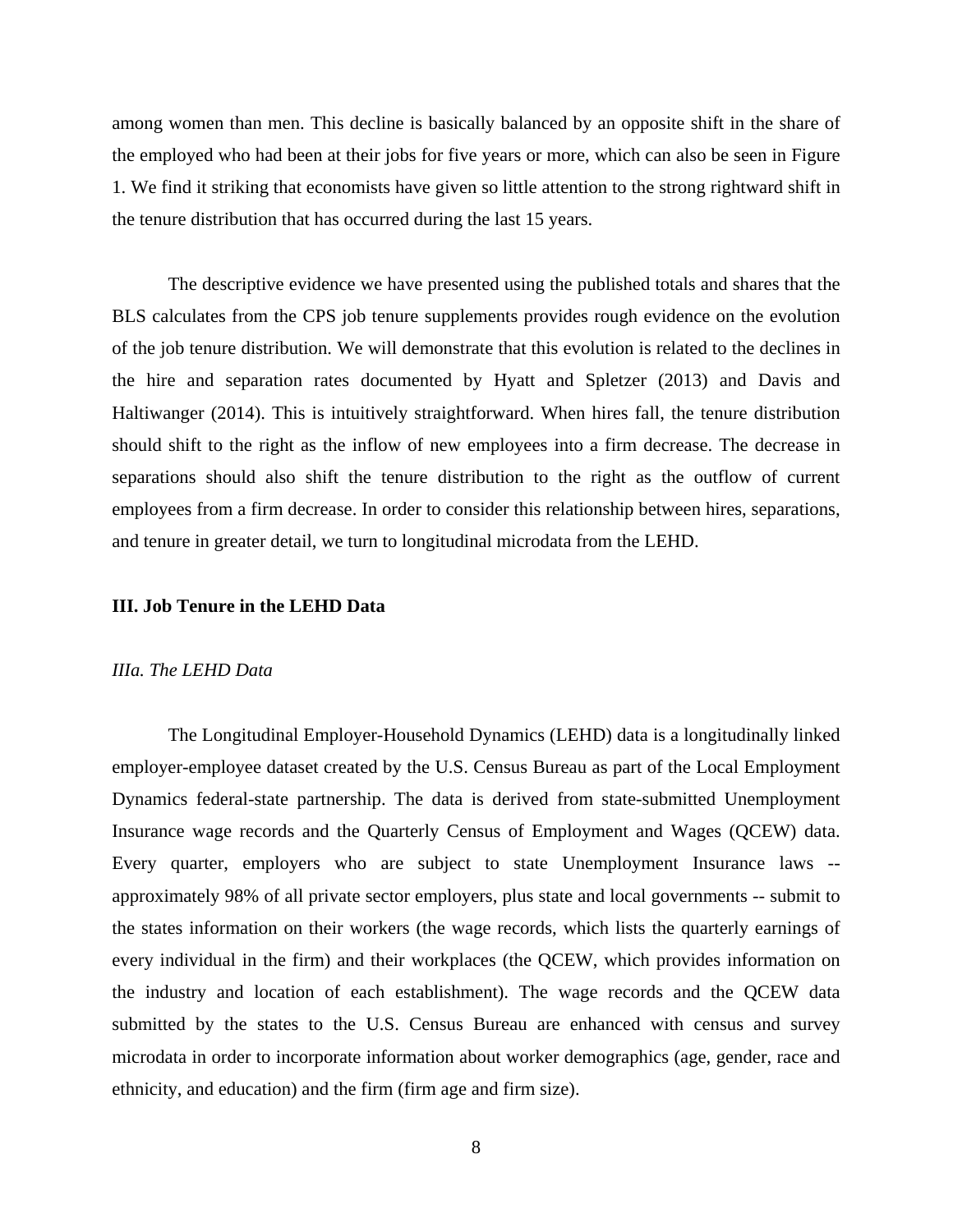among women than men. This decline is basically balanced by an opposite shift in the share of the employed who had been at their jobs for five years or more, which can also be seen in Figure 1. We find it striking that economists have given so little attention to the strong rightward shift in the tenure distribution that has occurred during the last 15 years.

The descriptive evidence we have presented using the published totals and shares that the BLS calculates from the CPS job tenure supplements provides rough evidence on the evolution of the job tenure distribution. We will demonstrate that this evolution is related to the declines in the hire and separation rates documented by Hyatt and Spletzer (2013) and Davis and Haltiwanger (2014). This is intuitively straightforward. When hires fall, the tenure distribution should shift to the right as the inflow of new employees into a firm decrease. The decrease in separations should also shift the tenure distribution to the right as the outflow of current employees from a firm decrease. In order to consider this relationship between hires, separations, and tenure in greater detail, we turn to longitudinal microdata from the LEHD.

## III. Job Tenure in the LEHD Data

### *IIIa. The LEHD Data*

The Longitudinal Employer-Household Dynamics (LEHD) data is a longitudinally linked employer-employee dataset created by the U.S. Census Bureau as part of the Local Employment Dynamics federal-state partnership. The data is derived from state-submitted Unemployment Insurance wage records and the Quarterly Census of Employment and Wages (QCEW) data. Every quarter, employers who are subject to state Unemployment Insurance laws -- approximately 98% of all private sector employers, plus state and local governments -- submit to the states information on their workers (the wage records, which lists the quarterly earnings of every individual in the firm) and their workplaces (the QCEW, which provides information on the industry and location of each establishment). The wage records and the QCEW data submitted by the states to the U.S. Census Bureau are enhanced with census and survey microdata in order to incorporate information about worker demographics (age, gender, race and ethnicity, and education) and the firm (firm age and firm size).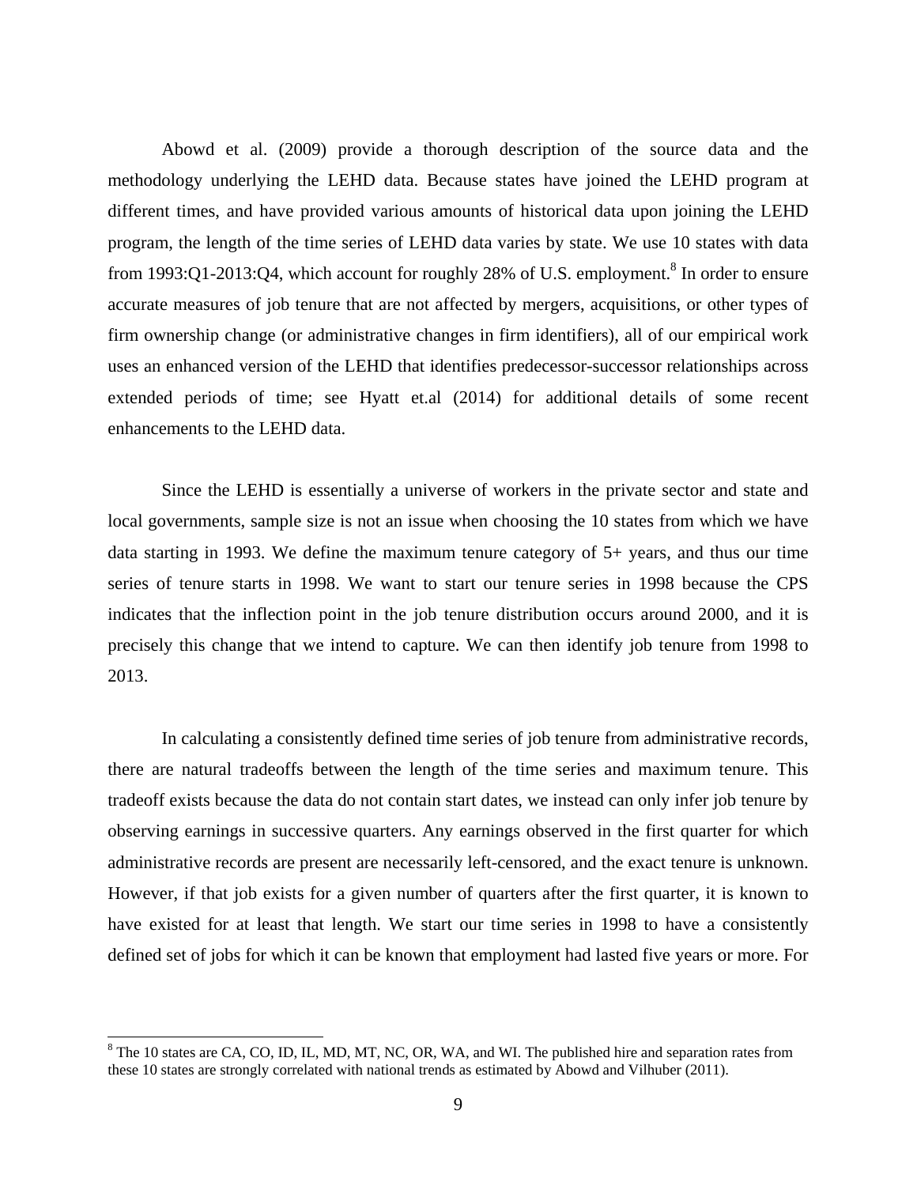Abowd et al. (2009) provide a thorough description of the source data and the methodology underlying the LEHD data. Because states have joined the LEHD program at different times, and have provided various amounts of historical data upon joining the LEHD program, the length of the time series of LEHD data varies by state. We use 10 states with data from 1993:Q1-2013:Q4, which account for roughly 28% of U.S. employment.[8] In order to ensure accurate measures of job tenure that are not affected by mergers, acquisitions, or other types of firm ownership change (or administrative changes in firm identifiers), all of our empirical work uses an enhanced version of the LEHD that identifies predecessor-successor relationships across extended periods of time; see Hyatt et.al (2014) for additional details of some recent enhancements to the LEHD data.

Since the LEHD is essentially a universe of workers in the private sector and state and local governments, sample size is not an issue when choosing the 10 states from which we have data starting in 1993. We define the maximum tenure category of 5+ years, and thus our time series of tenure starts in 1998. We want to start our tenure series in 1998 because the CPS indicates that the inflection point in the job tenure distribution occurs around 2000, and it is precisely this change that we intend to capture. We can then identify job tenure from 1998 to 2013.

In calculating a consistently defined time series of job tenure from administrative records, there are natural tradeoffs between the length of the time series and maximum tenure. This tradeoff exists because the data do not contain start dates, we instead can only infer job tenure by observing earnings in successive quarters. Any earnings observed in the first quarter for which administrative records are present are necessarily left-censored, and the exact tenure is unknown. However, if that job exists for a given number of quarters after the first quarter, it is known to have existed for at least that length. We start our time series in 1998 to have a consistently defined set of jobs for which it can be known that employment had lasted five years or more. For

[8] The 10 states are CA, CO, ID, IL, MD, MT, NC, OR, WA, and WI. The published hire and separation rates from these 10 states are strongly correlated with national trends as estimated by Abowd and Vilhuber (2011).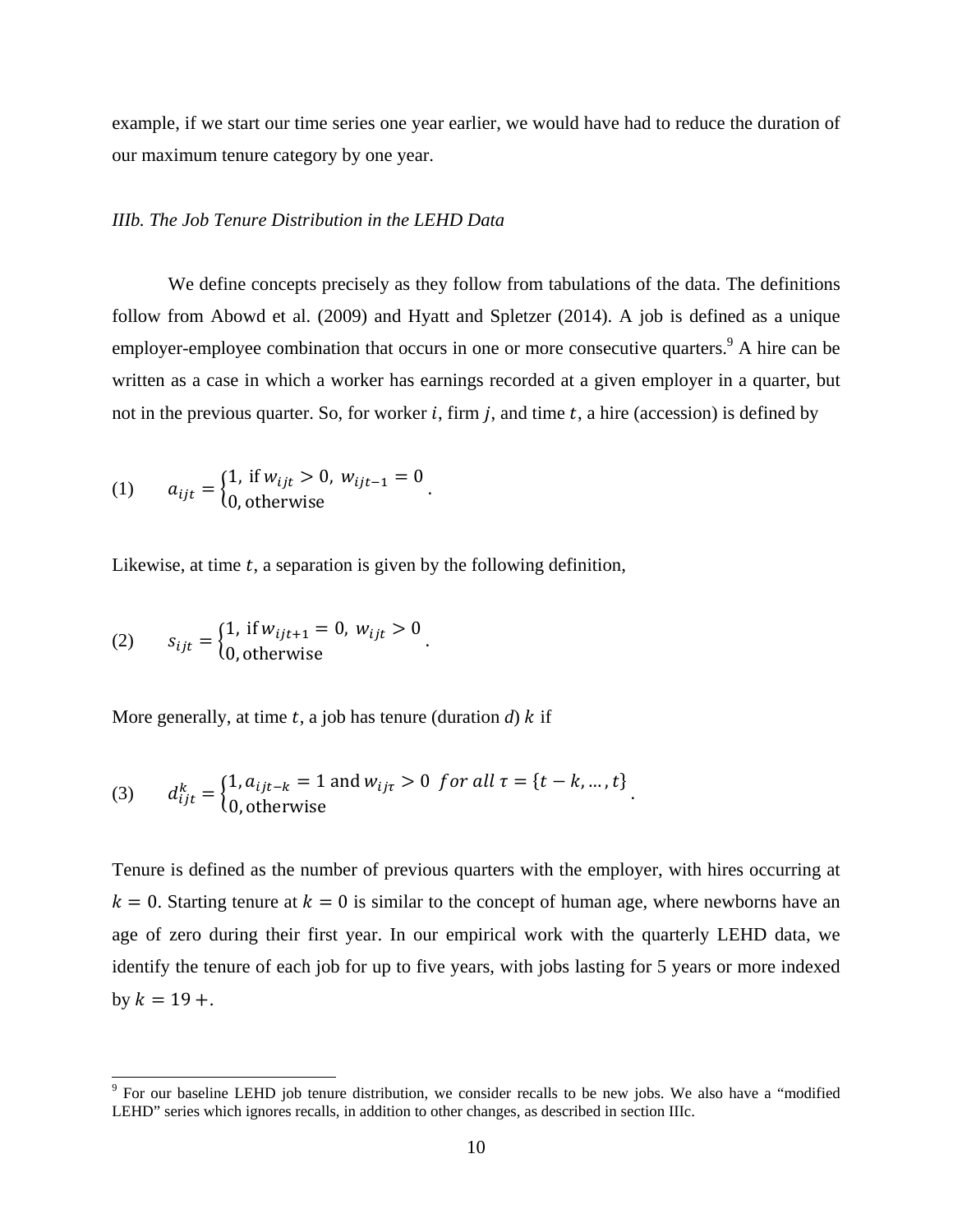example, if we start our time series one year earlier, we would have had to reduce the duration of our maximum tenure category by one year.

### *IIIb. The Job Tenure Distribution in the LEHD Data*

We define concepts precisely as they follow from tabulations of the data. The definitions follow from Abowd et al. (2009) and Hyatt and Spletzer (2014). A job is defined as a unique employer-employee combination that occurs in one or more consecutive quarters.[9] A hire can be written as a case in which a worker has earnings recorded at a given employer in a quarter, but not in the previous quarter. So, for worker $i$, firm $j$, and time $t$, a hire (accession) is defined by

$$(1) \qquad a_{ijt} = \begin{cases} 1, \text{ if } w_{ijt} > 0,\ w_{ijt-1} = 0 \\ 0, \text{otherwise} \end{cases}.$$

Likewise, at time $t$, a separation is given by the following definition,

$$(2) \qquad s_{ijt} = \begin{cases} 1, \text{ if } w_{ijt+1} = 0,\ w_{ijt} > 0 \\ 0, \text{otherwise} \end{cases}.$$

More generally, at time $t$, a job has tenure (duration $d$) $k$ if

$$(3) \qquad d_{ijt}^{k} = \begin{cases} 1, a_{ijt-k} = 1 \text{ and } w_{ij\tau} > 0 \ \ for\ all\ \tau = \{t-k, \ldots, t\} \\ 0, \text{otherwise} \end{cases}.$$

Tenure is defined as the number of previous quarters with the employer, with hires occurring at $k = 0$. Starting tenure at $k = 0$ is similar to the concept of human age, where newborns have an age of zero during their first year. In our empirical work with the quarterly LEHD data, we identify the tenure of each job for up to five years, with jobs lasting for 5 years or more indexed by $k = 19+$.

---

[9] For our baseline LEHD job tenure distribution, we consider recalls to be new jobs. We also have a "modified LEHD" series which ignores recalls, in addition to other changes, as described in section IIIc.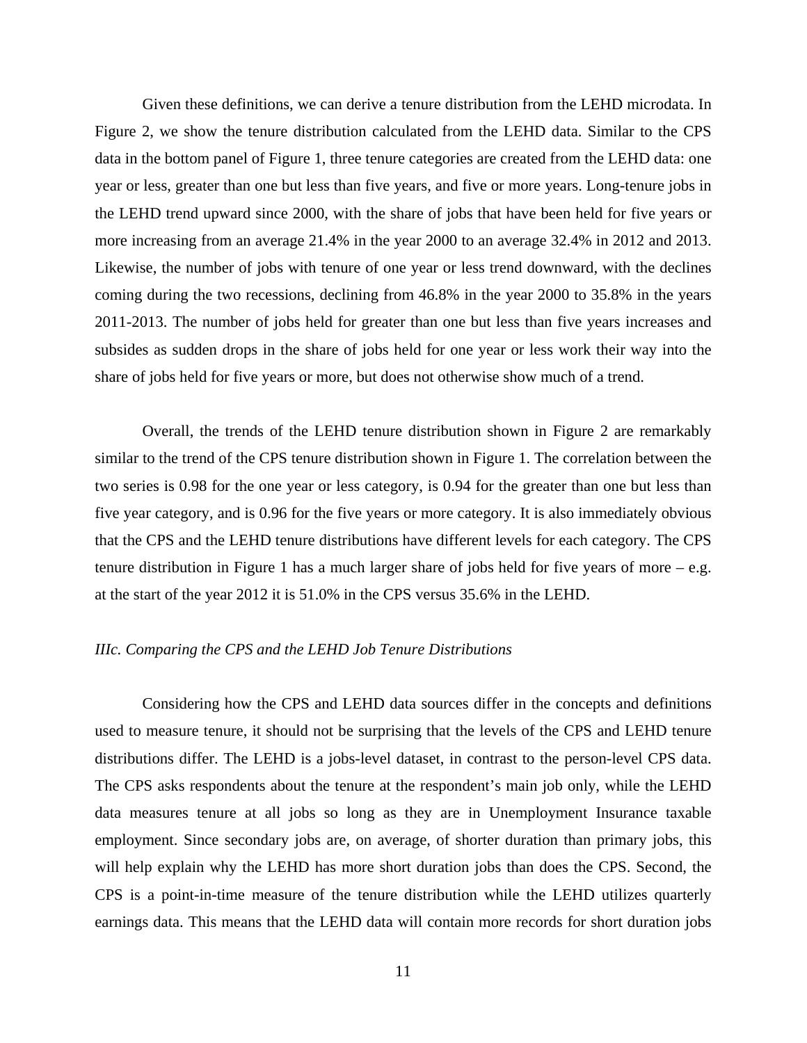Given these definitions, we can derive a tenure distribution from the LEHD microdata. In Figure 2, we show the tenure distribution calculated from the LEHD data. Similar to the CPS data in the bottom panel of Figure 1, three tenure categories are created from the LEHD data: one year or less, greater than one but less than five years, and five or more years. Long-tenure jobs in the LEHD trend upward since 2000, with the share of jobs that have been held for five years or more increasing from an average 21.4% in the year 2000 to an average 32.4% in 2012 and 2013. Likewise, the number of jobs with tenure of one year or less trend downward, with the declines coming during the two recessions, declining from 46.8% in the year 2000 to 35.8% in the years 2011-2013. The number of jobs held for greater than one but less than five years increases and subsides as sudden drops in the share of jobs held for one year or less work their way into the share of jobs held for five years or more, but does not otherwise show much of a trend.

Overall, the trends of the LEHD tenure distribution shown in Figure 2 are remarkably similar to the trend of the CPS tenure distribution shown in Figure 1. The correlation between the two series is 0.98 for the one year or less category, is 0.94 for the greater than one but less than five year category, and is 0.96 for the five years or more category. It is also immediately obvious that the CPS and the LEHD tenure distributions have different levels for each category. The CPS tenure distribution in Figure 1 has a much larger share of jobs held for five years of more – e.g. at the start of the year 2012 it is 51.0% in the CPS versus 35.6% in the LEHD.

### *IIIc. Comparing the CPS and the LEHD Job Tenure Distributions*

Considering how the CPS and LEHD data sources differ in the concepts and definitions used to measure tenure, it should not be surprising that the levels of the CPS and LEHD tenure distributions differ. The LEHD is a jobs-level dataset, in contrast to the person-level CPS data. The CPS asks respondents about the tenure at the respondent's main job only, while the LEHD data measures tenure at all jobs so long as they are in Unemployment Insurance taxable employment. Since secondary jobs are, on average, of shorter duration than primary jobs, this will help explain why the LEHD has more short duration jobs than does the CPS. Second, the CPS is a point-in-time measure of the tenure distribution while the LEHD utilizes quarterly earnings data. This means that the LEHD data will contain more records for short duration jobs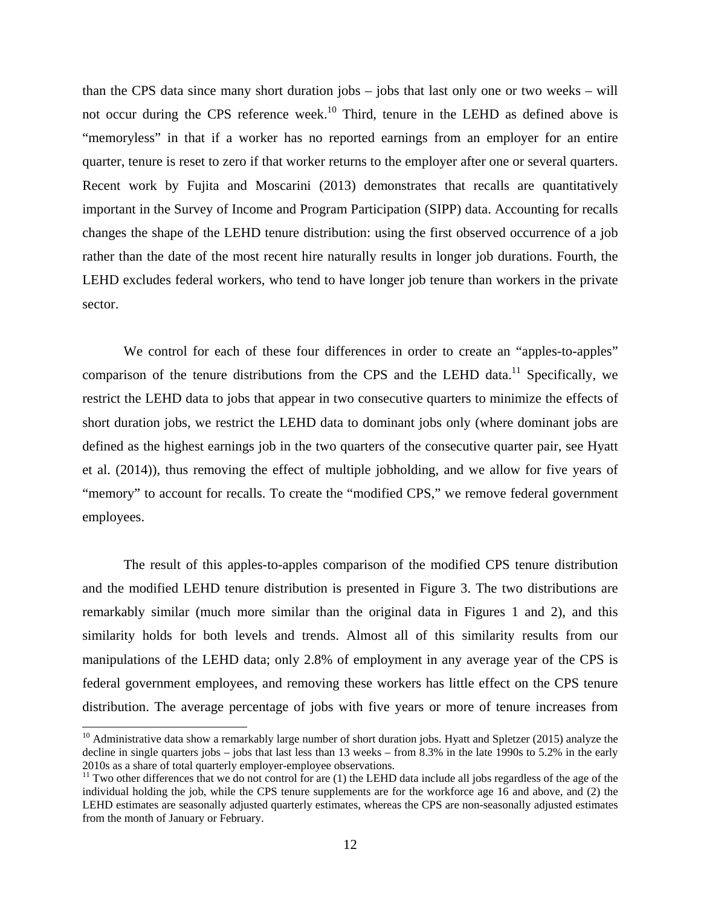than the CPS data since many short duration jobs – jobs that last only one or two weeks – will not occur during the CPS reference week.[10] Third, tenure in the LEHD as defined above is "memoryless" in that if a worker has no reported earnings from an employer for an entire quarter, tenure is reset to zero if that worker returns to the employer after one or several quarters. Recent work by Fujita and Moscarini (2013) demonstrates that recalls are quantitatively important in the Survey of Income and Program Participation (SIPP) data. Accounting for recalls changes the shape of the LEHD tenure distribution: using the first observed occurrence of a job rather than the date of the most recent hire naturally results in longer job durations. Fourth, the LEHD excludes federal workers, who tend to have longer job tenure than workers in the private sector.

We control for each of these four differences in order to create an "apples-to-apples" comparison of the tenure distributions from the CPS and the LEHD data.[11] Specifically, we restrict the LEHD data to jobs that appear in two consecutive quarters to minimize the effects of short duration jobs, we restrict the LEHD data to dominant jobs only (where dominant jobs are defined as the highest earnings job in the two quarters of the consecutive quarter pair, see Hyatt et al. (2014)), thus removing the effect of multiple jobholding, and we allow for five years of "memory" to account for recalls. To create the "modified CPS," we remove federal government employees.

The result of this apples-to-apples comparison of the modified CPS tenure distribution and the modified LEHD tenure distribution is presented in Figure 3. The two distributions are remarkably similar (much more similar than the original data in Figures 1 and 2), and this similarity holds for both levels and trends. Almost all of this similarity results from our manipulations of the LEHD data; only 2.8% of employment in any average year of the CPS is federal government employees, and removing these workers has little effect on the CPS tenure distribution. The average percentage of jobs with five years or more of tenure increases from

[10] Administrative data show a remarkably large number of short duration jobs. Hyatt and Spletzer (2015) analyze the decline in single quarters jobs – jobs that last less than 13 weeks – from 8.3% in the late 1990s to 5.2% in the early 2010s as a share of total quarterly employer-employee observations.

[11] Two other differences that we do not control for are (1) the LEHD data include all jobs regardless of the age of the individual holding the job, while the CPS tenure supplements are for the workforce age 16 and above, and (2) the LEHD estimates are seasonally adjusted quarterly estimates, whereas the CPS are non-seasonally adjusted estimates from the month of January or February.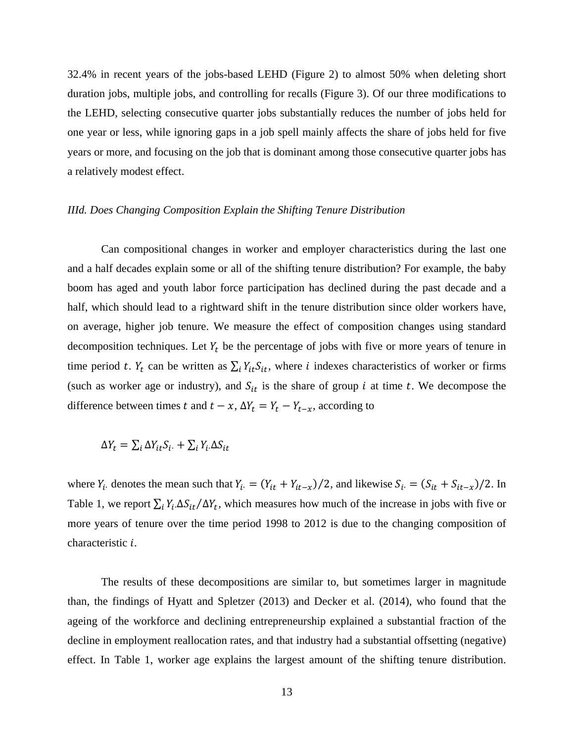32.4% in recent years of the jobs-based LEHD (Figure 2) to almost 50% when deleting short duration jobs, multiple jobs, and controlling for recalls (Figure 3). Of our three modifications to the LEHD, selecting consecutive quarter jobs substantially reduces the number of jobs held for one year or less, while ignoring gaps in a job spell mainly affects the share of jobs held for five years or more, and focusing on the job that is dominant among those consecutive quarter jobs has a relatively modest effect.

### *IIId. Does Changing Composition Explain the Shifting Tenure Distribution*

Can compositional changes in worker and employer characteristics during the last one and a half decades explain some or all of the shifting tenure distribution? For example, the baby boom has aged and youth labor force participation has declined during the past decade and a half, which should lead to a rightward shift in the tenure distribution since older workers have, on average, higher job tenure. We measure the effect of composition changes using standard decomposition techniques. Let $Y_t$ be the percentage of jobs with five or more years of tenure in time period $t$. $Y_t$ can be written as $\sum_i Y_{it} S_{it}$, where $i$ indexes characteristics of worker or firms (such as worker age or industry), and $S_{it}$ is the share of group $i$ at time $t$. We decompose the difference between times $t$ and $t-x$, $\Delta Y_t = Y_t - Y_{t-x}$, according to

$$\Delta Y_t = \sum_i \Delta Y_{it} S_{i\cdot} + \sum_i Y_{i\cdot} \Delta S_{it}$$

where $Y_{i\cdot}$ denotes the mean such that $Y_{i\cdot} = (Y_{it} + Y_{it-x})/2$, and likewise $S_{i\cdot} = (S_{it} + S_{it-x})/2$. In Table 1, we report $\sum_i Y_{i\cdot} \Delta S_{it} / \Delta Y_t$, which measures how much of the increase in jobs with five or more years of tenure over the time period 1998 to 2012 is due to the changing composition of characteristic $i$.

The results of these decompositions are similar to, but sometimes larger in magnitude than, the findings of Hyatt and Spletzer (2013) and Decker et al. (2014), who found that the ageing of the workforce and declining entrepreneurship explained a substantial fraction of the decline in employment reallocation rates, and that industry had a substantial offsetting (negative) effect. In Table 1, worker age explains the largest amount of the shifting tenure distribution.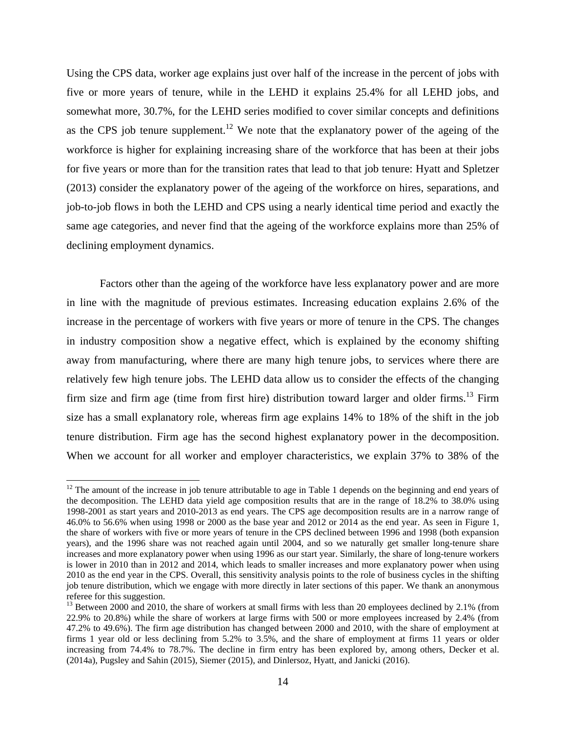Using the CPS data, worker age explains just over half of the increase in the percent of jobs with five or more years of tenure, while in the LEHD it explains 25.4% for all LEHD jobs, and somewhat more, 30.7%, for the LEHD series modified to cover similar concepts and definitions as the CPS job tenure supplement.[12] We note that the explanatory power of the ageing of the workforce is higher for explaining increasing share of the workforce that has been at their jobs for five years or more than for the transition rates that lead to that job tenure: Hyatt and Spletzer (2013) consider the explanatory power of the ageing of the workforce on hires, separations, and job-to-job flows in both the LEHD and CPS using a nearly identical time period and exactly the same age categories, and never find that the ageing of the workforce explains more than 25% of declining employment dynamics.

Factors other than the ageing of the workforce have less explanatory power and are more in line with the magnitude of previous estimates. Increasing education explains 2.6% of the increase in the percentage of workers with five years or more of tenure in the CPS. The changes in industry composition show a negative effect, which is explained by the economy shifting away from manufacturing, where there are many high tenure jobs, to services where there are relatively few high tenure jobs. The LEHD data allow us to consider the effects of the changing firm size and firm age (time from first hire) distribution toward larger and older firms.[13] Firm size has a small explanatory role, whereas firm age explains 14% to 18% of the shift in the job tenure distribution. Firm age has the second highest explanatory power in the decomposition. When we account for all worker and employer characteristics, we explain 37% to 38% of the

[12] The amount of the increase in job tenure attributable to age in Table 1 depends on the beginning and end years of the decomposition. The LEHD data yield age composition results that are in the range of 18.2% to 38.0% using 1998-2001 as start years and 2010-2013 as end years. The CPS age decomposition results are in a narrow range of 46.0% to 56.6% when using 1998 or 2000 as the base year and 2012 or 2014 as the end year. As seen in Figure 1, the share of workers with five or more years of tenure in the CPS declined between 1996 and 1998 (both expansion years), and the 1996 share was not reached again until 2004, and so we naturally get smaller long-tenure share increases and more explanatory power when using 1996 as our start year. Similarly, the share of long-tenure workers is lower in 2010 than in 2012 and 2014, which leads to smaller increases and more explanatory power when using 2010 as the end year in the CPS. Overall, this sensitivity analysis points to the role of business cycles in the shifting job tenure distribution, which we engage with more directly in later sections of this paper. We thank an anonymous referee for this suggestion.

[13] Between 2000 and 2010, the share of workers at small firms with less than 20 employees declined by 2.1% (from 22.9% to 20.8%) while the share of workers at large firms with 500 or more employees increased by 2.4% (from 47.2% to 49.6%). The firm age distribution has changed between 2000 and 2010, with the share of employment at firms 1 year old or less declining from 5.2% to 3.5%, and the share of employment at firms 11 years or older increasing from 74.4% to 78.7%. The decline in firm entry has been explored by, among others, Decker et al. (2014a), Pugsley and Sahin (2015), Siemer (2015), and Dinlersoz, Hyatt, and Janicki (2016).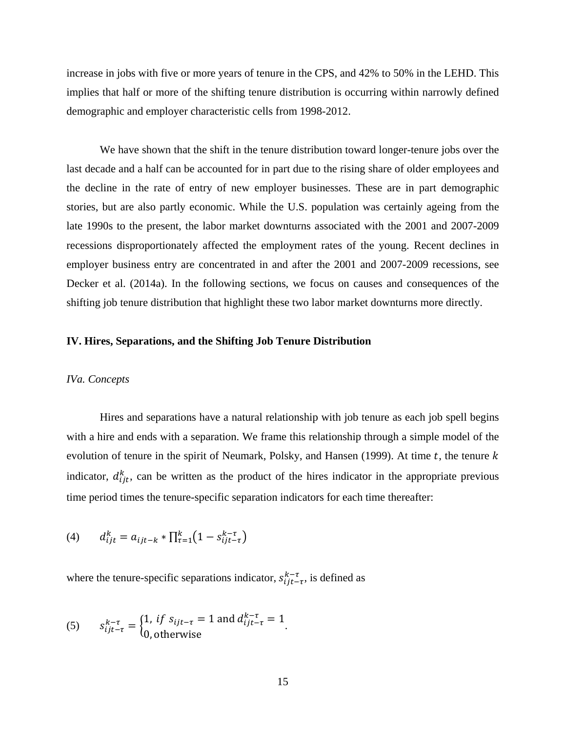increase in jobs with five or more years of tenure in the CPS, and 42% to 50% in the LEHD. This implies that half or more of the shifting tenure distribution is occurring within narrowly defined demographic and employer characteristic cells from 1998-2012.

We have shown that the shift in the tenure distribution toward longer-tenure jobs over the last decade and a half can be accounted for in part due to the rising share of older employees and the decline in the rate of entry of new employer businesses. These are in part demographic stories, but are also partly economic. While the U.S. population was certainly ageing from the late 1990s to the present, the labor market downturns associated with the 2001 and 2007-2009 recessions disproportionately affected the employment rates of the young. Recent declines in employer business entry are concentrated in and after the 2001 and 2007-2009 recessions, see Decker et al. (2014a). In the following sections, we focus on causes and consequences of the shifting job tenure distribution that highlight these two labor market downturns more directly.

## IV. Hires, Separations, and the Shifting Job Tenure Distribution

### *IVa. Concepts*

Hires and separations have a natural relationship with job tenure as each job spell begins with a hire and ends with a separation. We frame this relationship through a simple model of the evolution of tenure in the spirit of Neumark, Polsky, and Hansen (1999). At time $t$, the tenure $k$ indicator, $d_{ijt}^{k}$, can be written as the product of the hires indicator in the appropriate previous time period times the tenure-specific separation indicators for each time thereafter:

$$(4) \qquad d_{ijt}^{k} = a_{ijt-k} * \prod_{\tau=1}^{k}\left(1 - s_{ijt-\tau}^{k-\tau}\right)$$

where the tenure-specific separations indicator, $s_{ijt-\tau}^{k-\tau}$, is defined as

$$(5) \qquad s_{ijt-\tau}^{k-\tau} = \begin{cases} 1, \ if \ s_{ijt-\tau} = 1 \text{ and } d_{ijt-\tau}^{k-\tau} = 1 \\ 0, \text{otherwise} \end{cases}.$$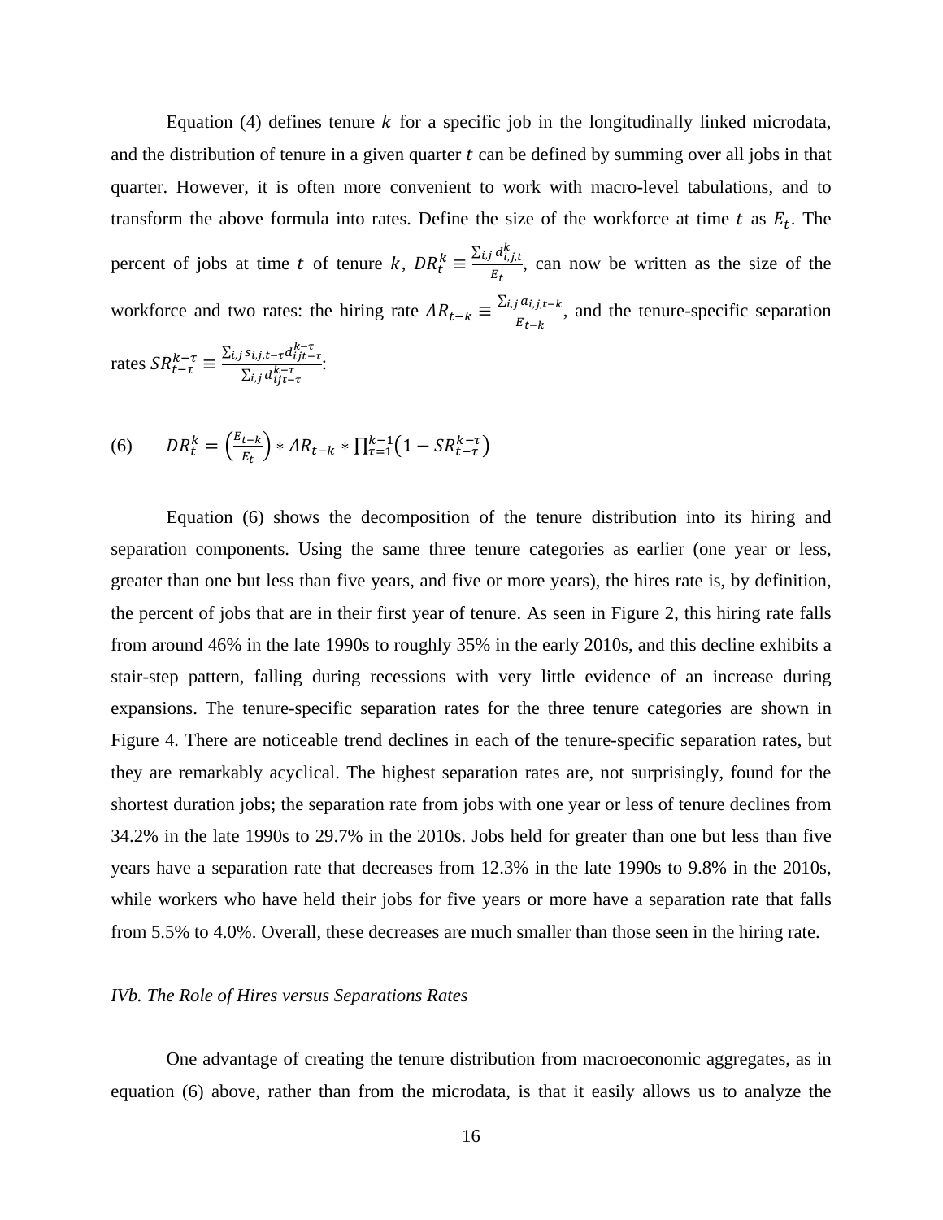Equation (4) defines tenure $k$ for a specific job in the longitudinally linked microdata, and the distribution of tenure in a given quarter $t$ can be defined by summing over all jobs in that quarter. However, it is often more convenient to work with macro-level tabulations, and to transform the above formula into rates. Define the size of the workforce at time $t$ as $E_t$. The percent of jobs at time $t$ of tenure $k$, $DR_t^k \equiv \frac{\sum_{i,j} d_{i,j,t}^k}{E_t}$, can now be written as the size of the workforce and two rates: the hiring rate $AR_{t-k} \equiv \frac{\sum_{i,j} a_{i,j,t-k}}{E_{t-k}}$, and the tenure-specific separation rates $SR_{t-\tau}^{k-\tau} \equiv \frac{\sum_{i,j} s_{i,j,t-\tau} d_{ijt-\tau}^{k-\tau}}{\sum_{i,j} d_{ijt-\tau}^{k-\tau}}$:

$$(6) \qquad DR_t^k = \left(\frac{E_{t-k}}{E_t}\right) * AR_{t-k} * \prod_{\tau=1}^{k-1}\left(1 - SR_{t-\tau}^{k-\tau}\right)$$

Equation (6) shows the decomposition of the tenure distribution into its hiring and separation components. Using the same three tenure categories as earlier (one year or less, greater than one but less than five years, and five or more years), the hires rate is, by definition, the percent of jobs that are in their first year of tenure. As seen in Figure 2, this hiring rate falls from around 46% in the late 1990s to roughly 35% in the early 2010s, and this decline exhibits a stair-step pattern, falling during recessions with very little evidence of an increase during expansions. The tenure-specific separation rates for the three tenure categories are shown in Figure 4. There are noticeable trend declines in each of the tenure-specific separation rates, but they are remarkably acyclical. The highest separation rates are, not surprisingly, found for the shortest duration jobs; the separation rate from jobs with one year or less of tenure declines from 34.2% in the late 1990s to 29.7% in the 2010s. Jobs held for greater than one but less than five years have a separation rate that decreases from 12.3% in the late 1990s to 9.8% in the 2010s, while workers who have held their jobs for five years or more have a separation rate that falls from 5.5% to 4.0%. Overall, these decreases are much smaller than those seen in the hiring rate.

### *IVb. The Role of Hires versus Separations Rates*

One advantage of creating the tenure distribution from macroeconomic aggregates, as in equation (6) above, rather than from the microdata, is that it easily allows us to analyze the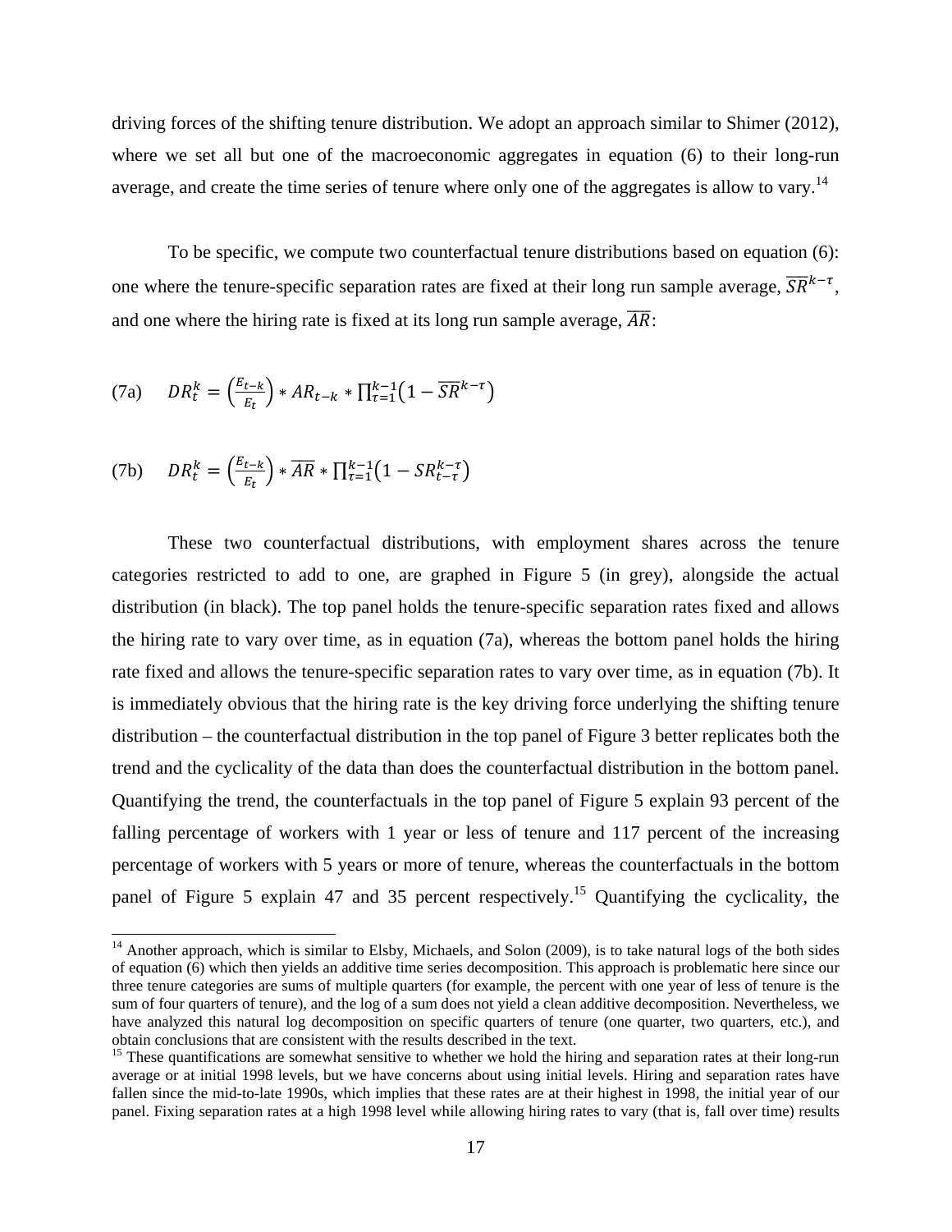driving forces of the shifting tenure distribution. We adopt an approach similar to Shimer (2012), where we set all but one of the macroeconomic aggregates in equation (6) to their long-run average, and create the time series of tenure where only one of the aggregates is allow to vary.[14]

To be specific, we compute two counterfactual tenure distributions based on equation (6): one where the tenure-specific separation rates are fixed at their long run sample average, $\overline{SR}^{k-\tau}$, and one where the hiring rate is fixed at its long run sample average, $\overline{AR}$:

(7a) $$DR_t^k = \left(\frac{E_{t-k}}{E_t}\right) * AR_{t-k} * \prod_{\tau=1}^{k-1}\left(1 - \overline{SR}^{k-\tau}\right)$$

(7b) $$DR_t^k = \left(\frac{E_{t-k}}{E_t}\right) * \overline{AR} * \prod_{\tau=1}^{k-1}\left(1 - SR_{t-\tau}^{k-\tau}\right)$$

These two counterfactual distributions, with employment shares across the tenure categories restricted to add to one, are graphed in Figure 5 (in grey), alongside the actual distribution (in black). The top panel holds the tenure-specific separation rates fixed and allows the hiring rate to vary over time, as in equation (7a), whereas the bottom panel holds the hiring rate fixed and allows the tenure-specific separation rates to vary over time, as in equation (7b). It is immediately obvious that the hiring rate is the key driving force underlying the shifting tenure distribution – the counterfactual distribution in the top panel of Figure 3 better replicates both the trend and the cyclicality of the data than does the counterfactual distribution in the bottom panel. Quantifying the trend, the counterfactuals in the top panel of Figure 5 explain 93 percent of the falling percentage of workers with 1 year or less of tenure and 117 percent of the increasing percentage of workers with 5 years or more of tenure, whereas the counterfactuals in the bottom panel of Figure 5 explain 47 and 35 percent respectively.[15] Quantifying the cyclicality, the

[14] Another approach, which is similar to Elsby, Michaels, and Solon (2009), is to take natural logs of the both sides of equation (6) which then yields an additive time series decomposition. This approach is problematic here since our three tenure categories are sums of multiple quarters (for example, the percent with one year of less of tenure is the sum of four quarters of tenure), and the log of a sum does not yield a clean additive decomposition. Nevertheless, we have analyzed this natural log decomposition on specific quarters of tenure (one quarter, two quarters, etc.), and obtain conclusions that are consistent with the results described in the text.

[15] These quantifications are somewhat sensitive to whether we hold the hiring and separation rates at their long-run average or at initial 1998 levels, but we have concerns about using initial levels. Hiring and separation rates have fallen since the mid-to-late 1990s, which implies that these rates are at their highest in 1998, the initial year of our panel. Fixing separation rates at a high 1998 level while allowing hiring rates to vary (that is, fall over time) results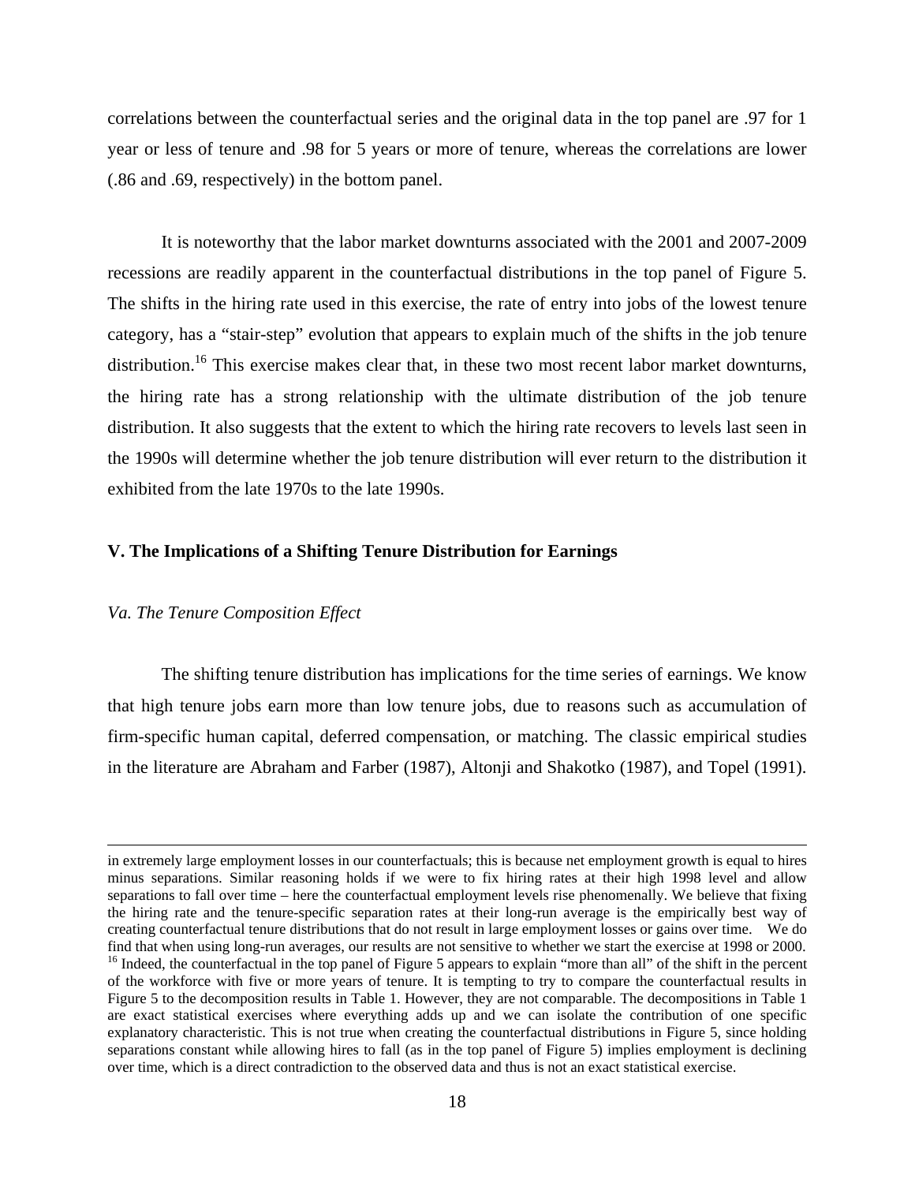correlations between the counterfactual series and the original data in the top panel are .97 for 1 year or less of tenure and .98 for 5 years or more of tenure, whereas the correlations are lower (.86 and .69, respectively) in the bottom panel.

It is noteworthy that the labor market downturns associated with the 2001 and 2007-2009 recessions are readily apparent in the counterfactual distributions in the top panel of Figure 5. The shifts in the hiring rate used in this exercise, the rate of entry into jobs of the lowest tenure category, has a "stair-step" evolution that appears to explain much of the shifts in the job tenure distribution.[16] This exercise makes clear that, in these two most recent labor market downturns, the hiring rate has a strong relationship with the ultimate distribution of the job tenure distribution. It also suggests that the extent to which the hiring rate recovers to levels last seen in the 1990s will determine whether the job tenure distribution will ever return to the distribution it exhibited from the late 1970s to the late 1990s.

## V. The Implications of a Shifting Tenure Distribution for Earnings

### *Va. The Tenure Composition Effect*

The shifting tenure distribution has implications for the time series of earnings. We know that high tenure jobs earn more than low tenure jobs, due to reasons such as accumulation of firm-specific human capital, deferred compensation, or matching. The classic empirical studies in the literature are Abraham and Farber (1987), Altonji and Shakotko (1987), and Topel (1991).

---

in extremely large employment losses in our counterfactuals; this is because net employment growth is equal to hires minus separations. Similar reasoning holds if we were to fix hiring rates at their high 1998 level and allow separations to fall over time – here the counterfactual employment levels rise phenomenally. We believe that fixing the hiring rate and the tenure-specific separation rates at their long-run average is the empirically best way of creating counterfactual tenure distributions that do not result in large employment losses or gains over time. We do find that when using long-run averages, our results are not sensitive to whether we start the exercise at 1998 or 2000.

[16] Indeed, the counterfactual in the top panel of Figure 5 appears to explain "more than all" of the shift in the percent of the workforce with five or more years of tenure. It is tempting to try to compare the counterfactual results in Figure 5 to the decomposition results in Table 1. However, they are not comparable. The decompositions in Table 1 are exact statistical exercises where everything adds up and we can isolate the contribution of one specific explanatory characteristic. This is not true when creating the counterfactual distributions in Figure 5, since holding separations constant while allowing hires to fall (as in the top panel of Figure 5) implies employment is declining over time, which is a direct contradiction to the observed data and thus is not an exact statistical exercise.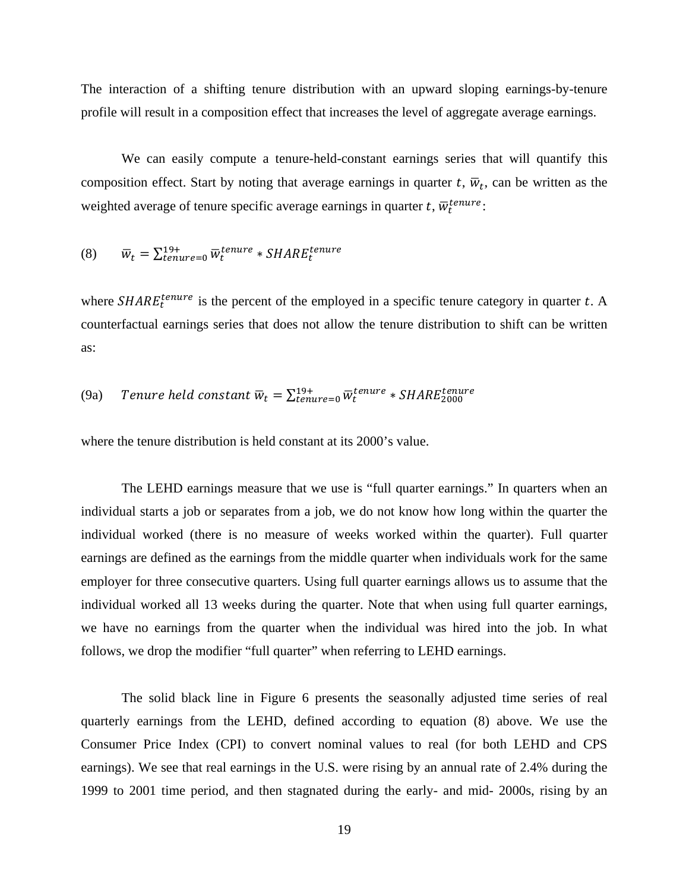The interaction of a shifting tenure distribution with an upward sloping earnings-by-tenure profile will result in a composition effect that increases the level of aggregate average earnings.

We can easily compute a tenure-held-constant earnings series that will quantify this composition effect. Start by noting that average earnings in quarter $t$, $\bar{w}_t$, can be written as the weighted average of tenure specific average earnings in quarter $t$, $\bar{w}_t^{tenure}$:

(8) $$\bar{w}_t = \sum_{tenure=0}^{19+} \bar{w}_t^{tenure} * SHARE_t^{tenure}$$

where $SHARE_t^{tenure}$ is the percent of the employed in a specific tenure category in quarter $t$. A counterfactual earnings series that does not allow the tenure distribution to shift can be written as:

(9a) $$Tenure\ held\ constant\ \bar{w}_t = \sum_{tenure=0}^{19+} \bar{w}_t^{tenure} * SHARE_{2000}^{tenure}$$

where the tenure distribution is held constant at its 2000's value.

The LEHD earnings measure that we use is "full quarter earnings." In quarters when an individual starts a job or separates from a job, we do not know how long within the quarter the individual worked (there is no measure of weeks worked within the quarter). Full quarter earnings are defined as the earnings from the middle quarter when individuals work for the same employer for three consecutive quarters. Using full quarter earnings allows us to assume that the individual worked all 13 weeks during the quarter. Note that when using full quarter earnings, we have no earnings from the quarter when the individual was hired into the job. In what follows, we drop the modifier "full quarter" when referring to LEHD earnings.

The solid black line in Figure 6 presents the seasonally adjusted time series of real quarterly earnings from the LEHD, defined according to equation (8) above. We use the Consumer Price Index (CPI) to convert nominal values to real (for both LEHD and CPS earnings). We see that real earnings in the U.S. were rising by an annual rate of 2.4% during the 1999 to 2001 time period, and then stagnated during the early- and mid- 2000s, rising by an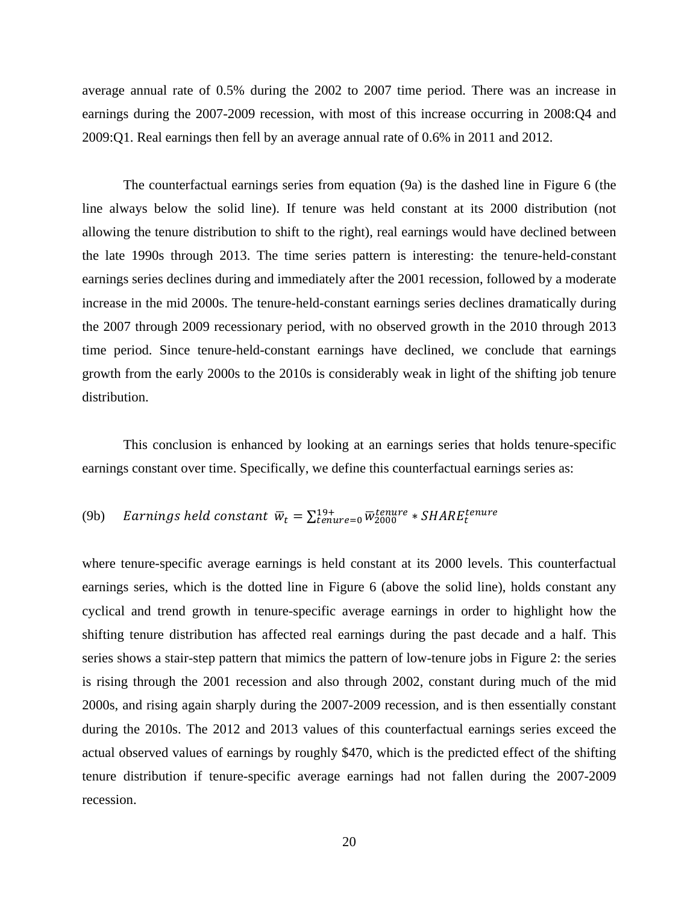average annual rate of 0.5% during the 2002 to 2007 time period. There was an increase in earnings during the 2007-2009 recession, with most of this increase occurring in 2008:Q4 and 2009:Q1. Real earnings then fell by an average annual rate of 0.6% in 2011 and 2012.

The counterfactual earnings series from equation (9a) is the dashed line in Figure 6 (the line always below the solid line). If tenure was held constant at its 2000 distribution (not allowing the tenure distribution to shift to the right), real earnings would have declined between the late 1990s through 2013. The time series pattern is interesting: the tenure-held-constant earnings series declines during and immediately after the 2001 recession, followed by a moderate increase in the mid 2000s. The tenure-held-constant earnings series declines dramatically during the 2007 through 2009 recessionary period, with no observed growth in the 2010 through 2013 time period. Since tenure-held-constant earnings have declined, we conclude that earnings growth from the early 2000s to the 2010s is considerably weak in light of the shifting job tenure distribution.

This conclusion is enhanced by looking at an earnings series that holds tenure-specific earnings constant over time. Specifically, we define this counterfactual earnings series as:

$$\text{(9b)} \qquad \textit{Earnings held constant } \bar{w}_t = \sum_{tenure=0}^{19+} \bar{w}_{2000}^{tenure} * SHARE_t^{tenure}$$

where tenure-specific average earnings is held constant at its 2000 levels. This counterfactual earnings series, which is the dotted line in Figure 6 (above the solid line), holds constant any cyclical and trend growth in tenure-specific average earnings in order to highlight how the shifting tenure distribution has affected real earnings during the past decade and a half. This series shows a stair-step pattern that mimics the pattern of low-tenure jobs in Figure 2: the series is rising through the 2001 recession and also through 2002, constant during much of the mid 2000s, and rising again sharply during the 2007-2009 recession, and is then essentially constant during the 2010s. The 2012 and 2013 values of this counterfactual earnings series exceed the actual observed values of earnings by roughly $470, which is the predicted effect of the shifting tenure distribution if tenure-specific average earnings had not fallen during the 2007-2009 recession.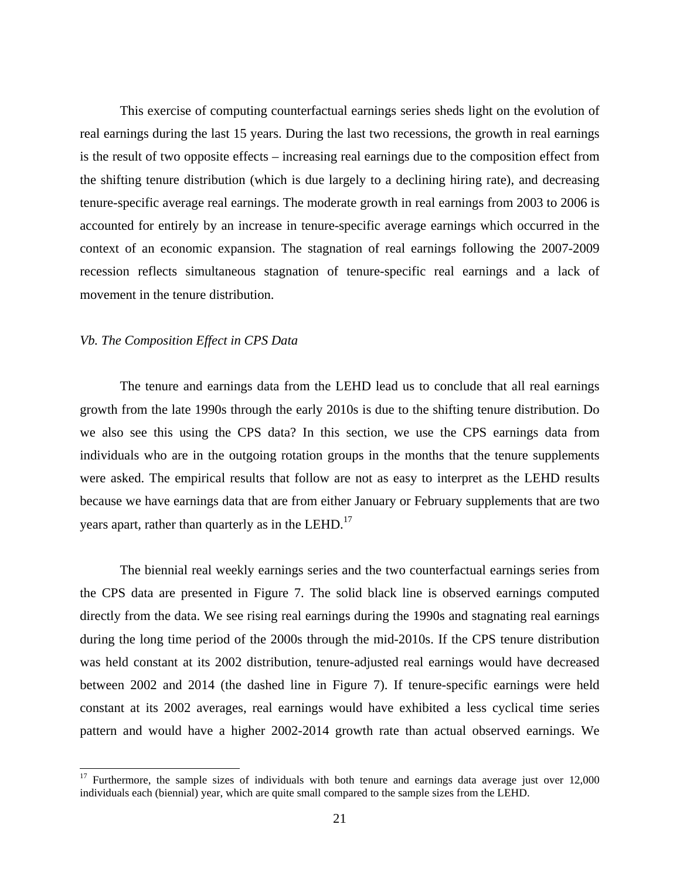This exercise of computing counterfactual earnings series sheds light on the evolution of real earnings during the last 15 years. During the last two recessions, the growth in real earnings is the result of two opposite effects – increasing real earnings due to the composition effect from the shifting tenure distribution (which is due largely to a declining hiring rate), and decreasing tenure-specific average real earnings. The moderate growth in real earnings from 2003 to 2006 is accounted for entirely by an increase in tenure-specific average earnings which occurred in the context of an economic expansion. The stagnation of real earnings following the 2007-2009 recession reflects simultaneous stagnation of tenure-specific real earnings and a lack of movement in the tenure distribution.

### *Vb. The Composition Effect in CPS Data*

The tenure and earnings data from the LEHD lead us to conclude that all real earnings growth from the late 1990s through the early 2010s is due to the shifting tenure distribution. Do we also see this using the CPS data? In this section, we use the CPS earnings data from individuals who are in the outgoing rotation groups in the months that the tenure supplements were asked. The empirical results that follow are not as easy to interpret as the LEHD results because we have earnings data that are from either January or February supplements that are two years apart, rather than quarterly as in the LEHD.[17]

The biennial real weekly earnings series and the two counterfactual earnings series from the CPS data are presented in Figure 7. The solid black line is observed earnings computed directly from the data. We see rising real earnings during the 1990s and stagnating real earnings during the long time period of the 2000s through the mid-2010s. If the CPS tenure distribution was held constant at its 2002 distribution, tenure-adjusted real earnings would have decreased between 2002 and 2014 (the dashed line in Figure 7). If tenure-specific earnings were held constant at its 2002 averages, real earnings would have exhibited a less cyclical time series pattern and would have a higher 2002-2014 growth rate than actual observed earnings. We

[17] Furthermore, the sample sizes of individuals with both tenure and earnings data average just over 12,000 individuals each (biennial) year, which are quite small compared to the sample sizes from the LEHD.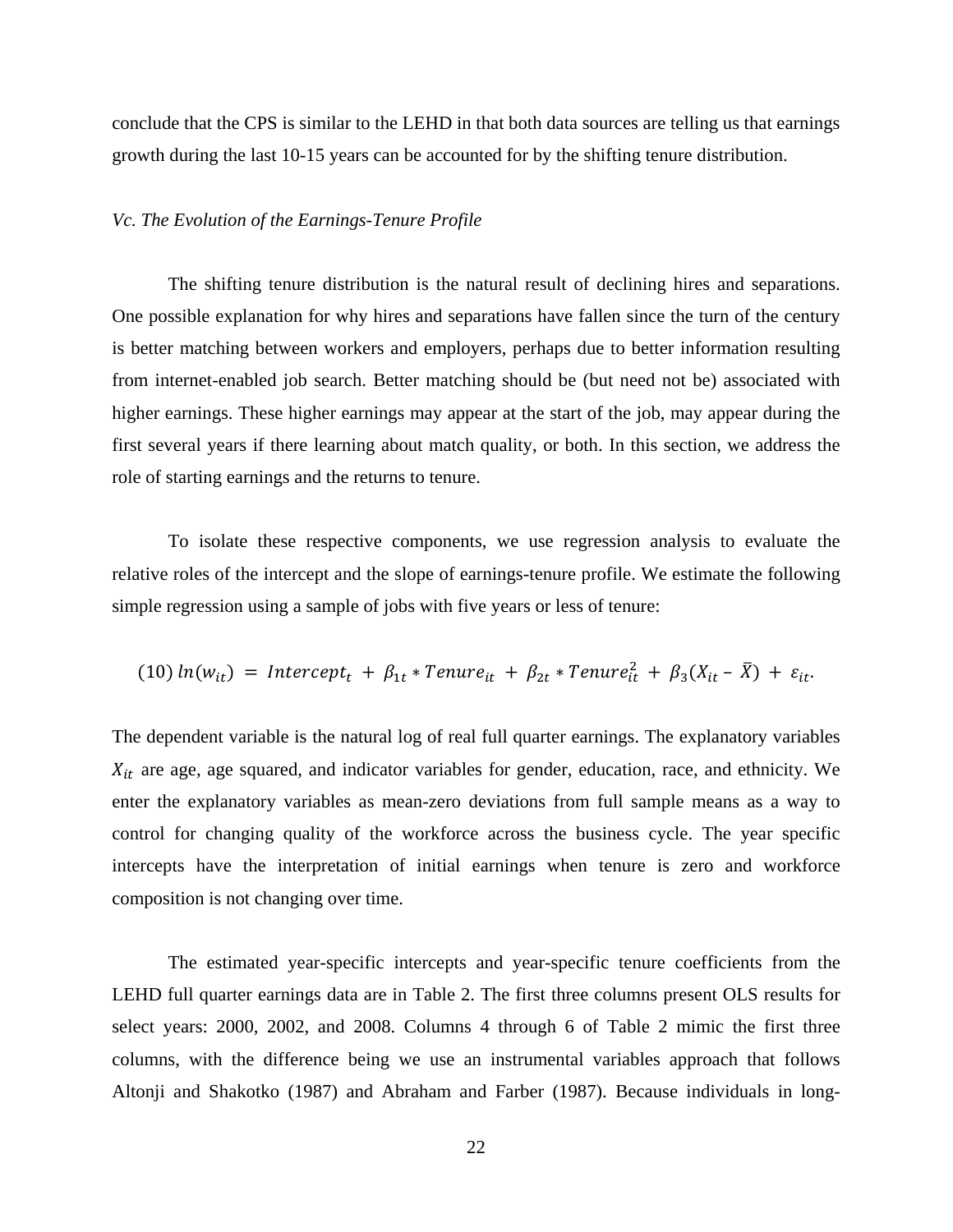conclude that the CPS is similar to the LEHD in that both data sources are telling us that earnings growth during the last 10-15 years can be accounted for by the shifting tenure distribution.

*Vc. The Evolution of the Earnings-Tenure Profile*

The shifting tenure distribution is the natural result of declining hires and separations. One possible explanation for why hires and separations have fallen since the turn of the century is better matching between workers and employers, perhaps due to better information resulting from internet-enabled job search. Better matching should be (but need not be) associated with higher earnings. These higher earnings may appear at the start of the job, may appear during the first several years if there learning about match quality, or both. In this section, we address the role of starting earnings and the returns to tenure.

To isolate these respective components, we use regression analysis to evaluate the relative roles of the intercept and the slope of earnings-tenure profile. We estimate the following simple regression using a sample of jobs with five years or less of tenure:

$$(10)\ ln(w_{it}) = Intercept_t + \beta_{1t} * Tenure_{it} + \beta_{2t} * Tenure_{it}^2 + \beta_3(X_{it} - \bar{X}) + \varepsilon_{it}.$$

The dependent variable is the natural log of real full quarter earnings. The explanatory variables $X_{it}$ are age, age squared, and indicator variables for gender, education, race, and ethnicity. We enter the explanatory variables as mean-zero deviations from full sample means as a way to control for changing quality of the workforce across the business cycle. The year specific intercepts have the interpretation of initial earnings when tenure is zero and workforce composition is not changing over time.

The estimated year-specific intercepts and year-specific tenure coefficients from the LEHD full quarter earnings data are in Table 2. The first three columns present OLS results for select years: 2000, 2002, and 2008. Columns 4 through 6 of Table 2 mimic the first three columns, with the difference being we use an instrumental variables approach that follows Altonji and Shakotko (1987) and Abraham and Farber (1987). Because individuals in long-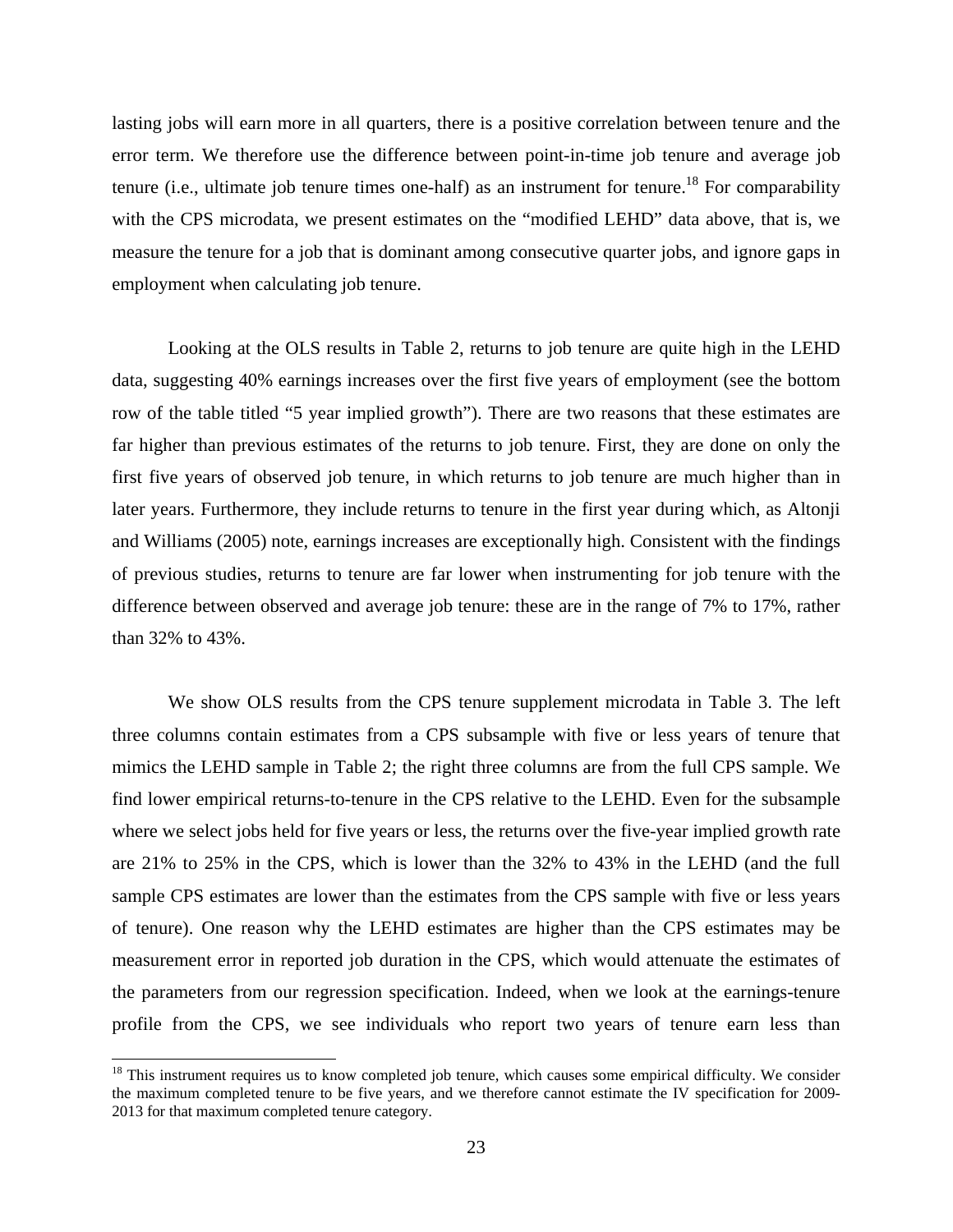lasting jobs will earn more in all quarters, there is a positive correlation between tenure and the error term. We therefore use the difference between point-in-time job tenure and average job tenure (i.e., ultimate job tenure times one-half) as an instrument for tenure.[18] For comparability with the CPS microdata, we present estimates on the "modified LEHD" data above, that is, we measure the tenure for a job that is dominant among consecutive quarter jobs, and ignore gaps in employment when calculating job tenure.

Looking at the OLS results in Table 2, returns to job tenure are quite high in the LEHD data, suggesting 40% earnings increases over the first five years of employment (see the bottom row of the table titled "5 year implied growth"). There are two reasons that these estimates are far higher than previous estimates of the returns to job tenure. First, they are done on only the first five years of observed job tenure, in which returns to job tenure are much higher than in later years. Furthermore, they include returns to tenure in the first year during which, as Altonji and Williams (2005) note, earnings increases are exceptionally high. Consistent with the findings of previous studies, returns to tenure are far lower when instrumenting for job tenure with the difference between observed and average job tenure: these are in the range of 7% to 17%, rather than 32% to 43%.

We show OLS results from the CPS tenure supplement microdata in Table 3. The left three columns contain estimates from a CPS subsample with five or less years of tenure that mimics the LEHD sample in Table 2; the right three columns are from the full CPS sample. We find lower empirical returns-to-tenure in the CPS relative to the LEHD. Even for the subsample where we select jobs held for five years or less, the returns over the five-year implied growth rate are 21% to 25% in the CPS, which is lower than the 32% to 43% in the LEHD (and the full sample CPS estimates are lower than the estimates from the CPS sample with five or less years of tenure). One reason why the LEHD estimates are higher than the CPS estimates may be measurement error in reported job duration in the CPS, which would attenuate the estimates of the parameters from our regression specification. Indeed, when we look at the earnings-tenure profile from the CPS, we see individuals who report two years of tenure earn less than

[18] This instrument requires us to know completed job tenure, which causes some empirical difficulty. We consider the maximum completed tenure to be five years, and we therefore cannot estimate the IV specification for 2009-2013 for that maximum completed tenure category.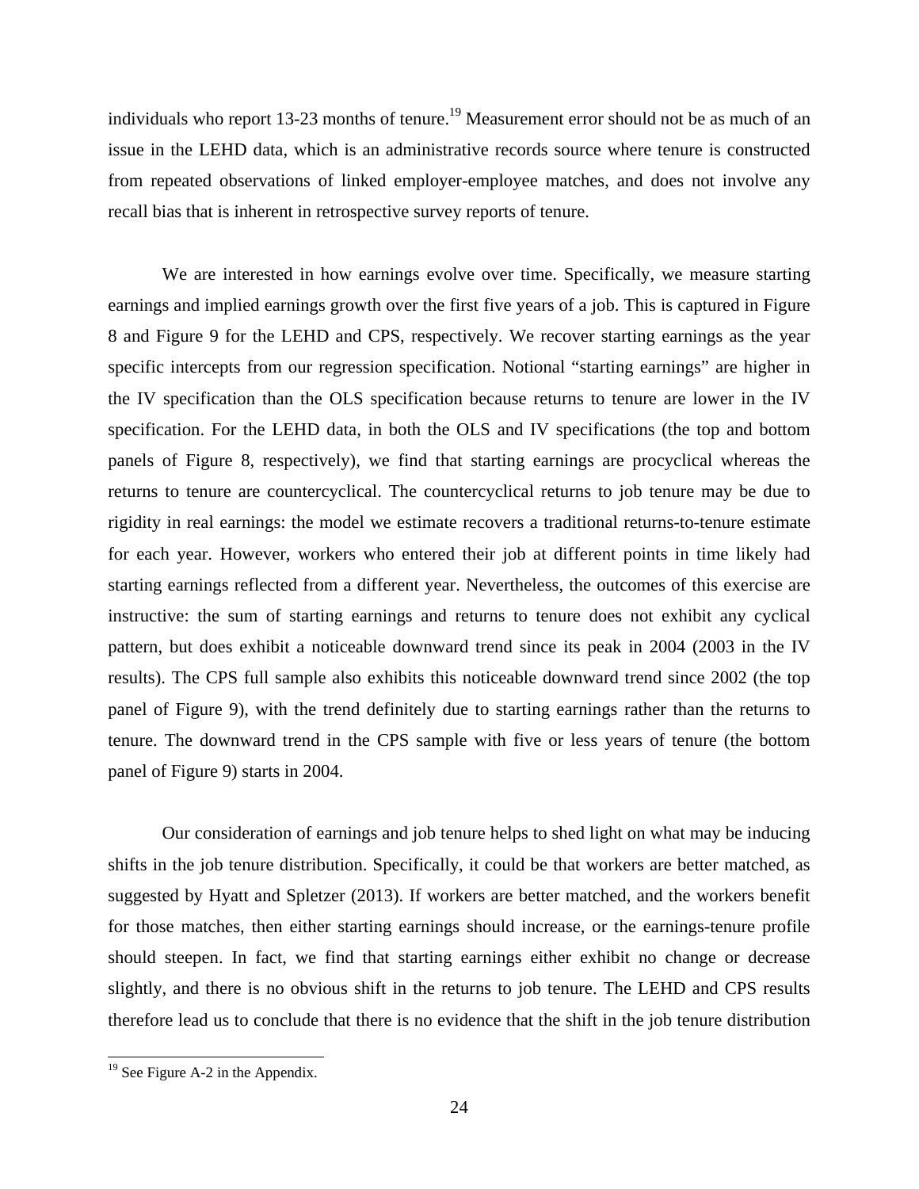individuals who report 13-23 months of tenure.[19] Measurement error should not be as much of an issue in the LEHD data, which is an administrative records source where tenure is constructed from repeated observations of linked employer-employee matches, and does not involve any recall bias that is inherent in retrospective survey reports of tenure.

We are interested in how earnings evolve over time. Specifically, we measure starting earnings and implied earnings growth over the first five years of a job. This is captured in Figure 8 and Figure 9 for the LEHD and CPS, respectively. We recover starting earnings as the year specific intercepts from our regression specification. Notional "starting earnings" are higher in the IV specification than the OLS specification because returns to tenure are lower in the IV specification. For the LEHD data, in both the OLS and IV specifications (the top and bottom panels of Figure 8, respectively), we find that starting earnings are procyclical whereas the returns to tenure are countercyclical. The countercyclical returns to job tenure may be due to rigidity in real earnings: the model we estimate recovers a traditional returns-to-tenure estimate for each year. However, workers who entered their job at different points in time likely had starting earnings reflected from a different year. Nevertheless, the outcomes of this exercise are instructive: the sum of starting earnings and returns to tenure does not exhibit any cyclical pattern, but does exhibit a noticeable downward trend since its peak in 2004 (2003 in the IV results). The CPS full sample also exhibits this noticeable downward trend since 2002 (the top panel of Figure 9), with the trend definitely due to starting earnings rather than the returns to tenure. The downward trend in the CPS sample with five or less years of tenure (the bottom panel of Figure 9) starts in 2004.

Our consideration of earnings and job tenure helps to shed light on what may be inducing shifts in the job tenure distribution. Specifically, it could be that workers are better matched, as suggested by Hyatt and Spletzer (2013). If workers are better matched, and the workers benefit for those matches, then either starting earnings should increase, or the earnings-tenure profile should steepen. In fact, we find that starting earnings either exhibit no change or decrease slightly, and there is no obvious shift in the returns to job tenure. The LEHD and CPS results therefore lead us to conclude that there is no evidence that the shift in the job tenure distribution

[19] See Figure A-2 in the Appendix.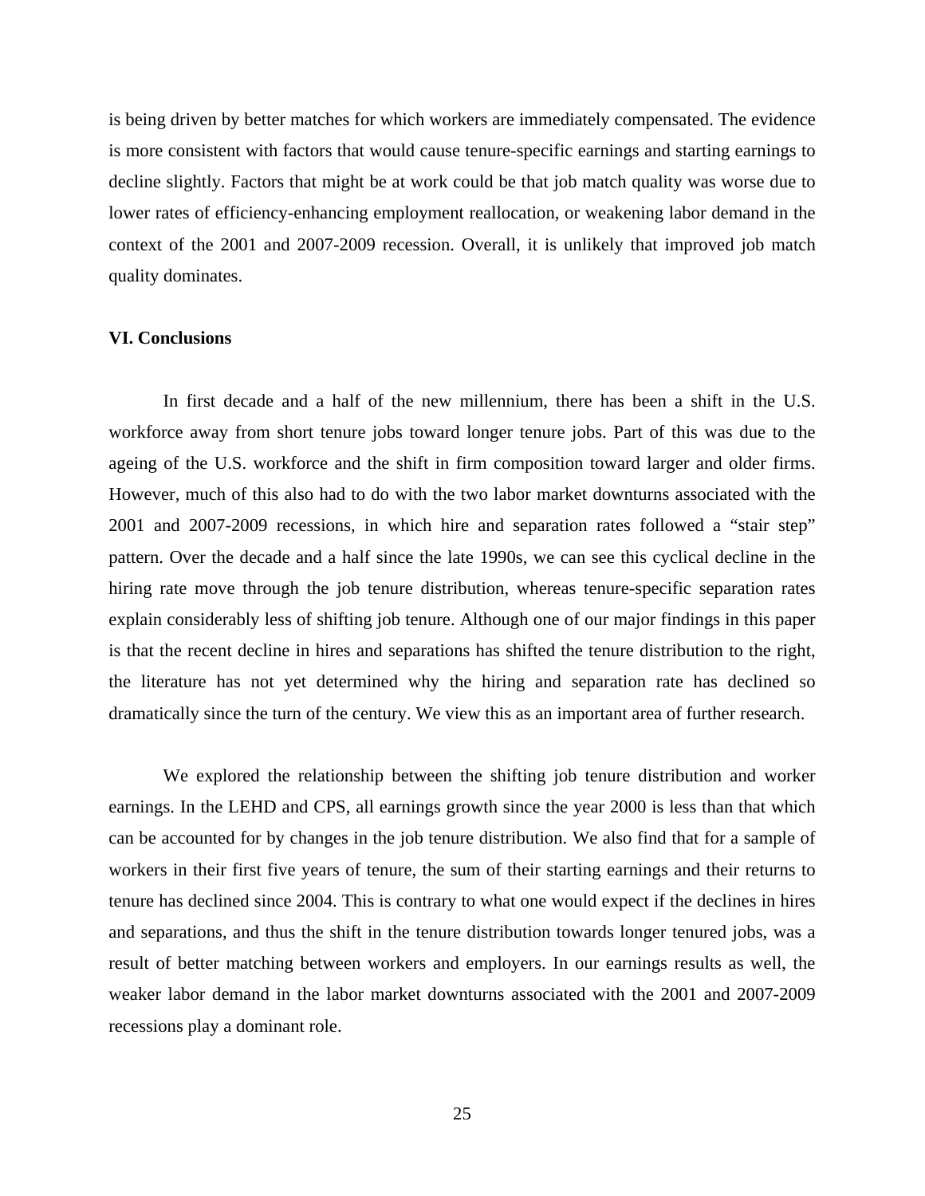is being driven by better matches for which workers are immediately compensated. The evidence is more consistent with factors that would cause tenure-specific earnings and starting earnings to decline slightly. Factors that might be at work could be that job match quality was worse due to lower rates of efficiency-enhancing employment reallocation, or weakening labor demand in the context of the 2001 and 2007-2009 recession. Overall, it is unlikely that improved job match quality dominates.

## VI. Conclusions

In first decade and a half of the new millennium, there has been a shift in the U.S. workforce away from short tenure jobs toward longer tenure jobs. Part of this was due to the ageing of the U.S. workforce and the shift in firm composition toward larger and older firms. However, much of this also had to do with the two labor market downturns associated with the 2001 and 2007-2009 recessions, in which hire and separation rates followed a "stair step" pattern. Over the decade and a half since the late 1990s, we can see this cyclical decline in the hiring rate move through the job tenure distribution, whereas tenure-specific separation rates explain considerably less of shifting job tenure. Although one of our major findings in this paper is that the recent decline in hires and separations has shifted the tenure distribution to the right, the literature has not yet determined why the hiring and separation rate has declined so dramatically since the turn of the century. We view this as an important area of further research.

We explored the relationship between the shifting job tenure distribution and worker earnings. In the LEHD and CPS, all earnings growth since the year 2000 is less than that which can be accounted for by changes in the job tenure distribution. We also find that for a sample of workers in their first five years of tenure, the sum of their starting earnings and their returns to tenure has declined since 2004. This is contrary to what one would expect if the declines in hires and separations, and thus the shift in the tenure distribution towards longer tenured jobs, was a result of better matching between workers and employers. In our earnings results as well, the weaker labor demand in the labor market downturns associated with the 2001 and 2007-2009 recessions play a dominant role.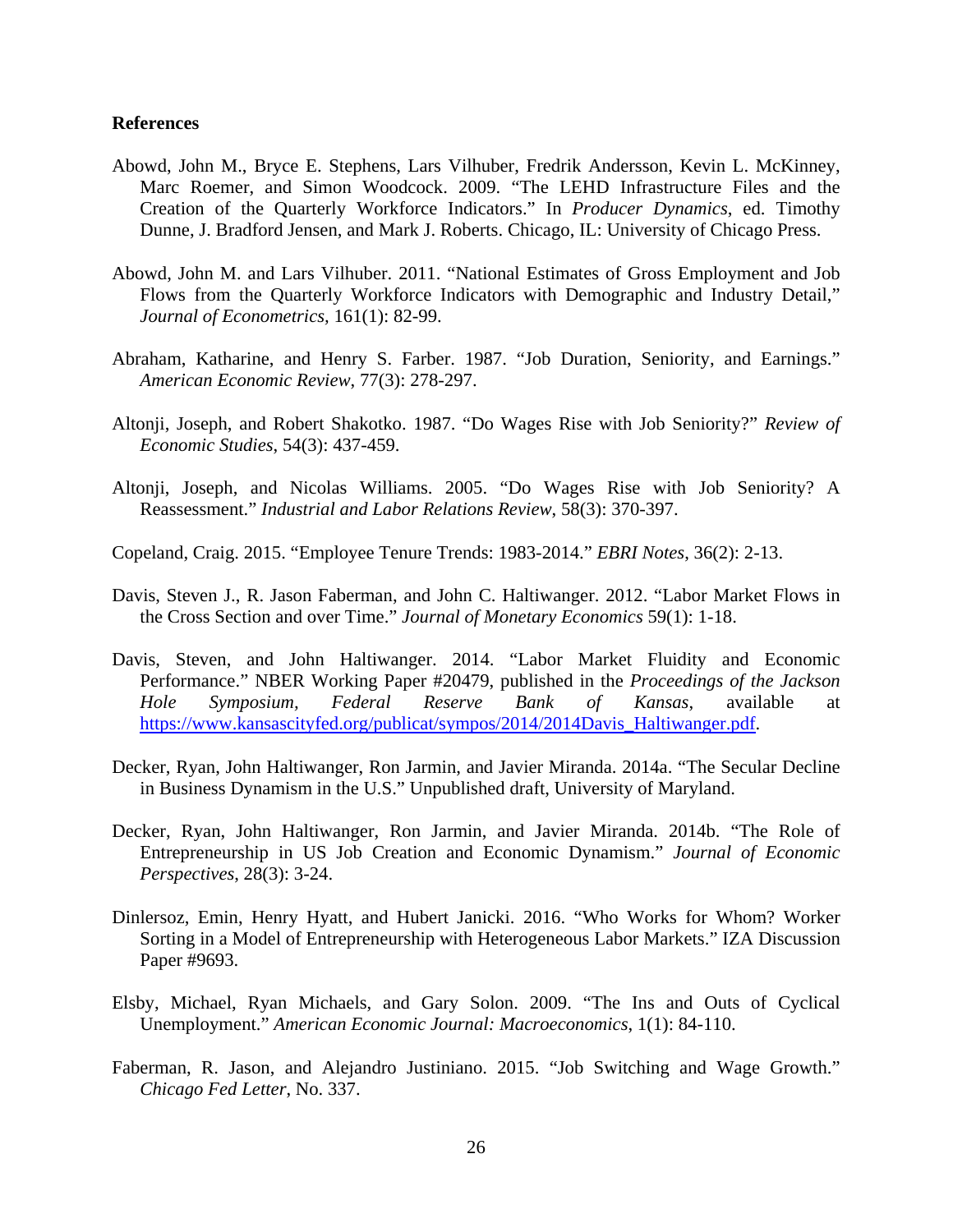**References**

Abowd, John M., Bryce E. Stephens, Lars Vilhuber, Fredrik Andersson, Kevin L. McKinney, Marc Roemer, and Simon Woodcock. 2009. "The LEHD Infrastructure Files and the Creation of the Quarterly Workforce Indicators." In *Producer Dynamics*, ed. Timothy Dunne, J. Bradford Jensen, and Mark J. Roberts. Chicago, IL: University of Chicago Press.

Abowd, John M. and Lars Vilhuber. 2011. "National Estimates of Gross Employment and Job Flows from the Quarterly Workforce Indicators with Demographic and Industry Detail," *Journal of Econometrics,* 161(1): 82-99.

Abraham, Katharine, and Henry S. Farber. 1987. "Job Duration, Seniority, and Earnings." *American Economic Review*, 77(3): 278-297.

Altonji, Joseph, and Robert Shakotko. 1987. "Do Wages Rise with Job Seniority?" *Review of Economic Studies*, 54(3): 437-459.

Altonji, Joseph, and Nicolas Williams. 2005. "Do Wages Rise with Job Seniority? A Reassessment." *Industrial and Labor Relations Review*, 58(3): 370-397.

Copeland, Craig. 2015. "Employee Tenure Trends: 1983-2014." *EBRI Notes*, 36(2): 2-13.

Davis, Steven J., R. Jason Faberman, and John C. Haltiwanger. 2012. "Labor Market Flows in the Cross Section and over Time." *Journal of Monetary Economics* 59(1): 1-18.

Davis, Steven, and John Haltiwanger. 2014. "Labor Market Fluidity and Economic Performance." NBER Working Paper #20479, published in the *Proceedings of the Jackson Hole Symposium, Federal Reserve Bank of Kansas*, available at https://www.kansascityfed.org/publicat/sympos/2014/2014Davis_Haltiwanger.pdf.

Decker, Ryan, John Haltiwanger, Ron Jarmin, and Javier Miranda. 2014a. "The Secular Decline in Business Dynamism in the U.S." Unpublished draft, University of Maryland.

Decker, Ryan, John Haltiwanger, Ron Jarmin, and Javier Miranda. 2014b. "The Role of Entrepreneurship in US Job Creation and Economic Dynamism." *Journal of Economic Perspectives*, 28(3): 3-24.

Dinlersoz, Emin, Henry Hyatt, and Hubert Janicki. 2016. "Who Works for Whom? Worker Sorting in a Model of Entrepreneurship with Heterogeneous Labor Markets." IZA Discussion Paper #9693.

Elsby, Michael, Ryan Michaels, and Gary Solon. 2009. "The Ins and Outs of Cyclical Unemployment." *American Economic Journal: Macroeconomics*, 1(1): 84-110.

Faberman, R. Jason, and Alejandro Justiniano. 2015. "Job Switching and Wage Growth." *Chicago Fed Letter*, No. 337.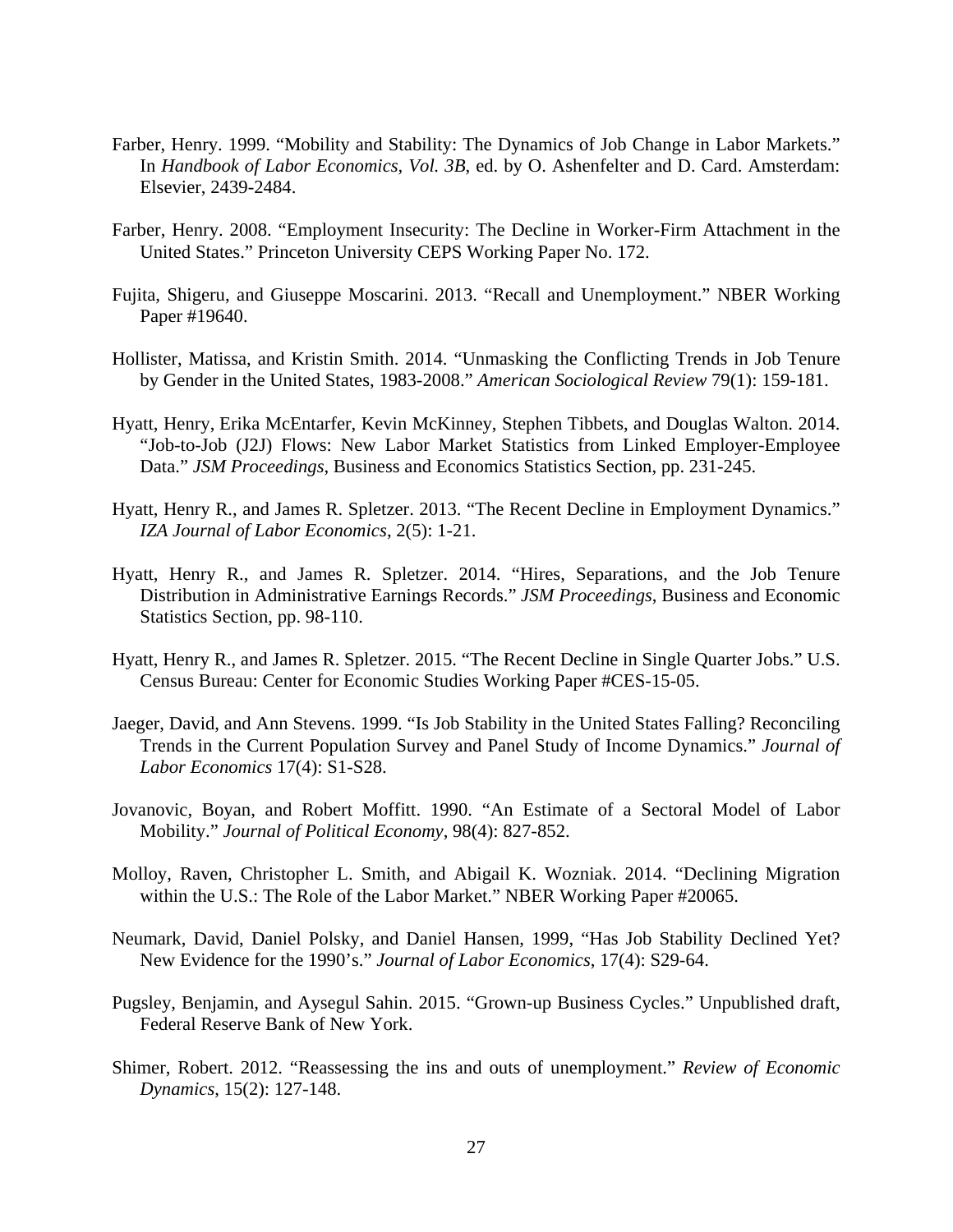Farber, Henry. 1999. "Mobility and Stability: The Dynamics of Job Change in Labor Markets." In *Handbook of Labor Economics, Vol. 3B*, ed. by O. Ashenfelter and D. Card. Amsterdam: Elsevier, 2439-2484.

Farber, Henry. 2008. "Employment Insecurity: The Decline in Worker-Firm Attachment in the United States." Princeton University CEPS Working Paper No. 172.

Fujita, Shigeru, and Giuseppe Moscarini. 2013. "Recall and Unemployment." NBER Working Paper #19640.

Hollister, Matissa, and Kristin Smith. 2014. "Unmasking the Conflicting Trends in Job Tenure by Gender in the United States, 1983-2008." *American Sociological Review* 79(1): 159-181.

Hyatt, Henry, Erika McEntarfer, Kevin McKinney, Stephen Tibbets, and Douglas Walton. 2014. "Job-to-Job (J2J) Flows: New Labor Market Statistics from Linked Employer-Employee Data." *JSM Proceedings*, Business and Economics Statistics Section, pp. 231-245.

Hyatt, Henry R., and James R. Spletzer. 2013. "The Recent Decline in Employment Dynamics." *IZA Journal of Labor Economics*, 2(5): 1-21.

Hyatt, Henry R., and James R. Spletzer. 2014. "Hires, Separations, and the Job Tenure Distribution in Administrative Earnings Records." *JSM Proceedings*, Business and Economic Statistics Section, pp. 98-110.

Hyatt, Henry R., and James R. Spletzer. 2015. "The Recent Decline in Single Quarter Jobs." U.S. Census Bureau: Center for Economic Studies Working Paper #CES-15-05.

Jaeger, David, and Ann Stevens. 1999. "Is Job Stability in the United States Falling? Reconciling Trends in the Current Population Survey and Panel Study of Income Dynamics." *Journal of Labor Economics* 17(4): S1-S28.

Jovanovic, Boyan, and Robert Moffitt. 1990. "An Estimate of a Sectoral Model of Labor Mobility." *Journal of Political Economy*, 98(4): 827-852.

Molloy, Raven, Christopher L. Smith, and Abigail K. Wozniak. 2014. "Declining Migration within the U.S.: The Role of the Labor Market." NBER Working Paper #20065.

Neumark, David, Daniel Polsky, and Daniel Hansen, 1999, "Has Job Stability Declined Yet? New Evidence for the 1990's." *Journal of Labor Economics*, 17(4): S29-64.

Pugsley, Benjamin, and Aysegul Sahin. 2015. "Grown-up Business Cycles." Unpublished draft, Federal Reserve Bank of New York.

Shimer, Robert. 2012. "Reassessing the ins and outs of unemployment." *Review of Economic Dynamics*, 15(2): 127-148.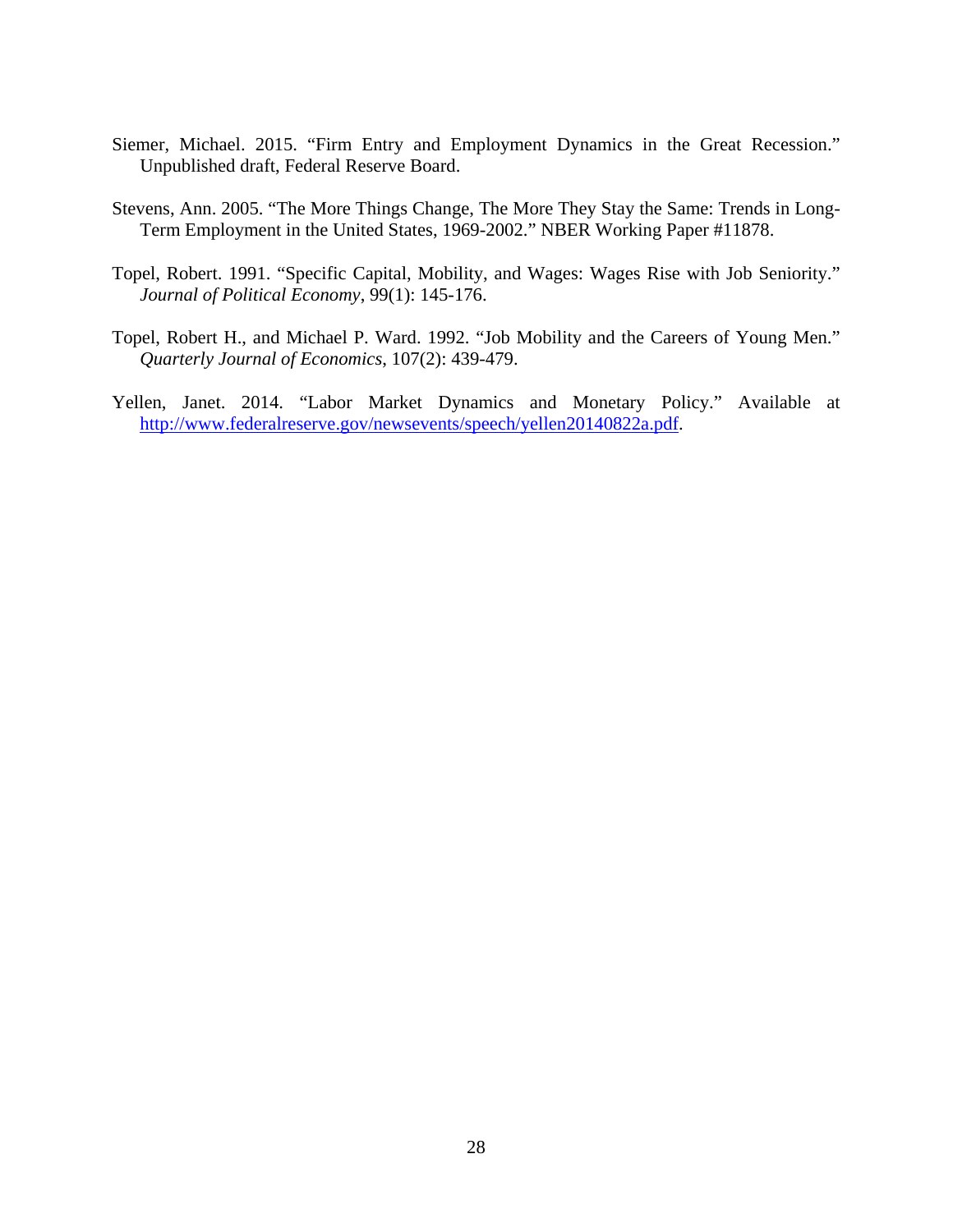Siemer, Michael. 2015. "Firm Entry and Employment Dynamics in the Great Recession." Unpublished draft, Federal Reserve Board.

Stevens, Ann. 2005. "The More Things Change, The More They Stay the Same: Trends in Long-Term Employment in the United States, 1969-2002." NBER Working Paper #11878.

Topel, Robert. 1991. "Specific Capital, Mobility, and Wages: Wages Rise with Job Seniority." *Journal of Political Economy*, 99(1): 145-176.

Topel, Robert H., and Michael P. Ward. 1992. "Job Mobility and the Careers of Young Men." *Quarterly Journal of Economics*, 107(2): 439-479.

Yellen, Janet. 2014. "Labor Market Dynamics and Monetary Policy." Available at http://www.federalreserve.gov/newsevents/speech/yellen20140822a.pdf.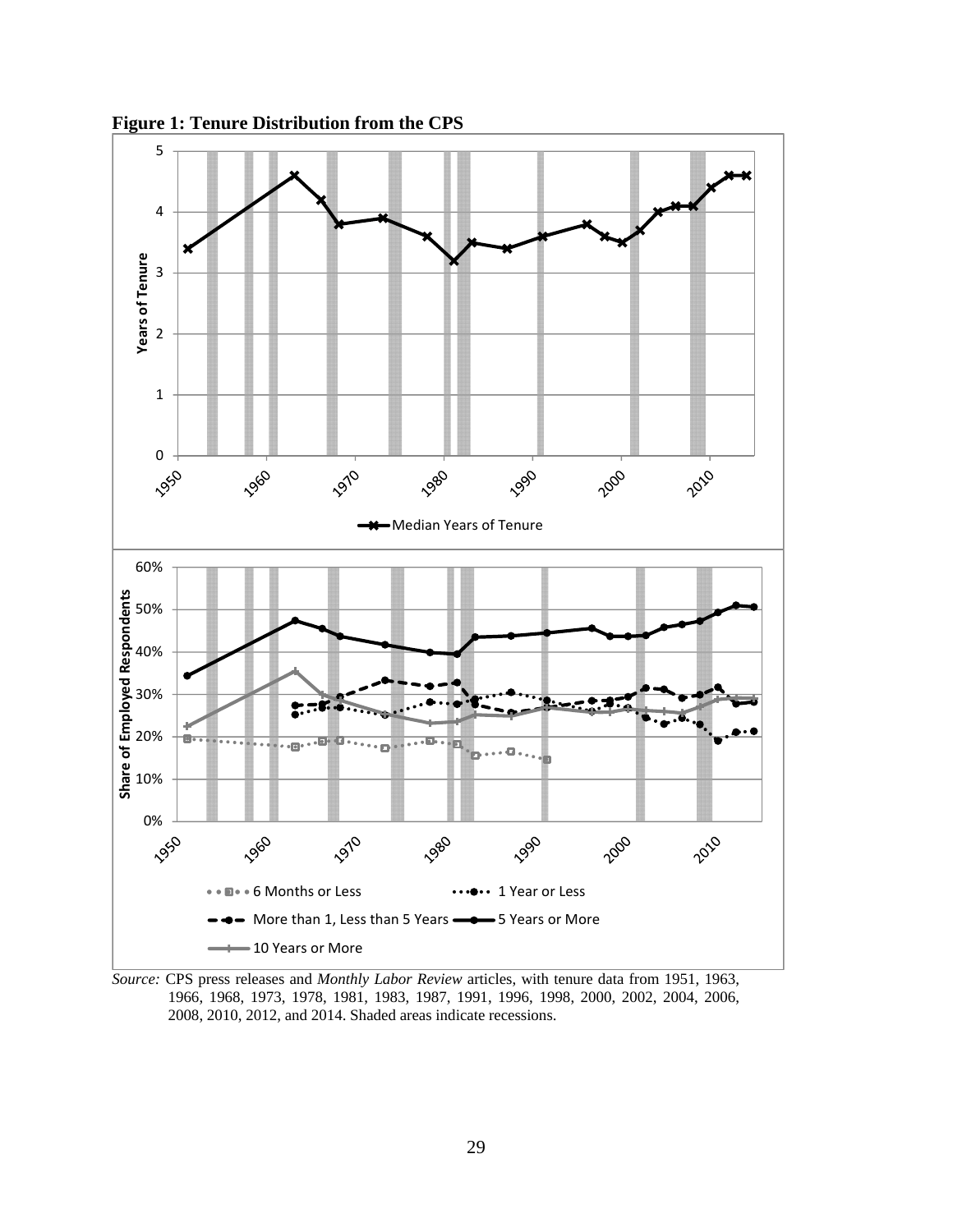**Figure 1: Tenure Distribution from the CPS**

*Source:* CPS press releases and *Monthly Labor Review* articles, with tenure data from 1951, 1963, 1966, 1968, 1973, 1978, 1981, 1983, 1987, 1991, 1996, 1998, 2000, 2002, 2004, 2006, 2008, 2010, 2012, and 2014. Shaded areas indicate recessions.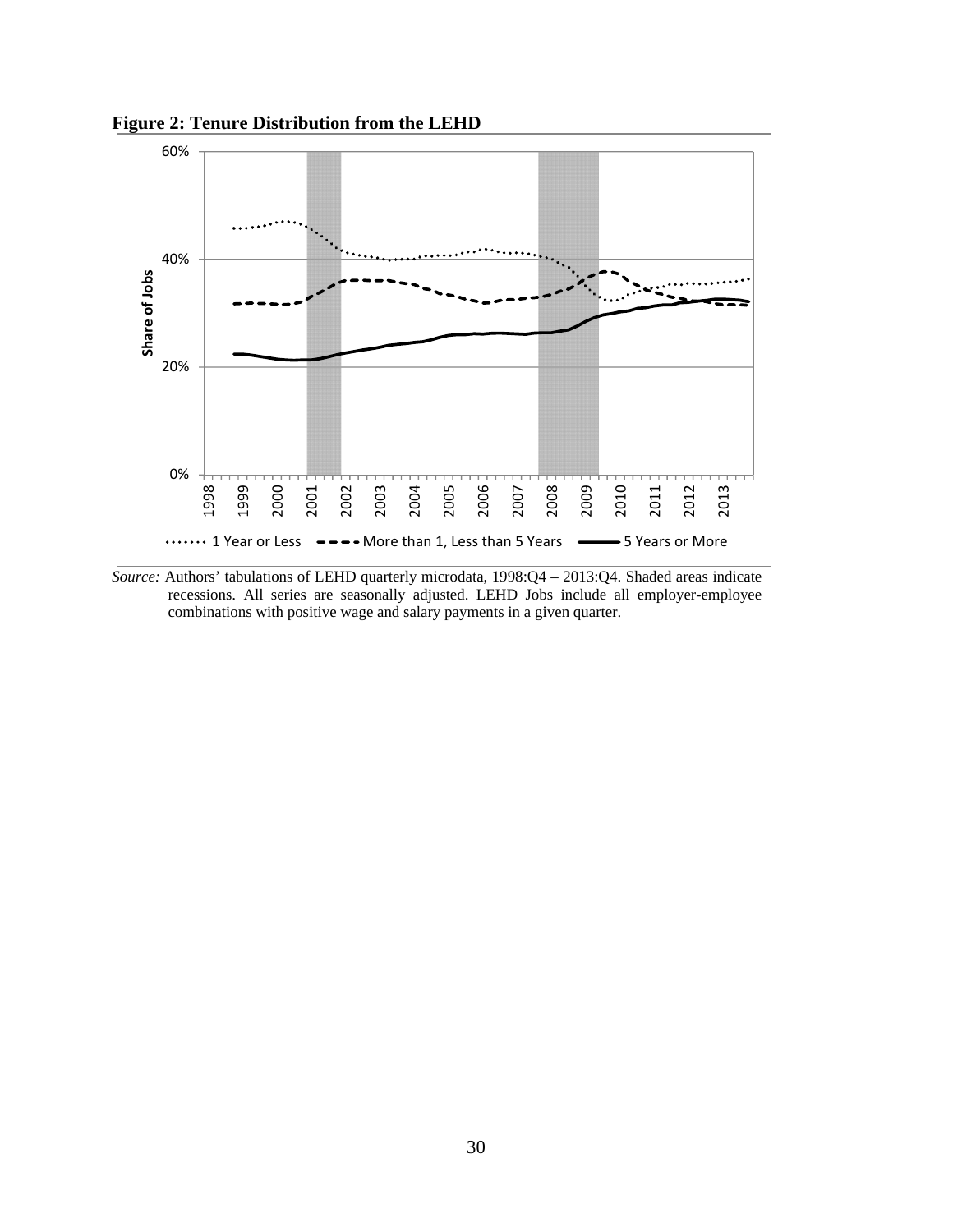**Figure 2: Tenure Distribution from the LEHD**

*Source:* Authors' tabulations of LEHD quarterly microdata, 1998:Q4 – 2013:Q4. Shaded areas indicate recessions. All series are seasonally adjusted. LEHD Jobs include all employer-employee combinations with positive wage and salary payments in a given quarter.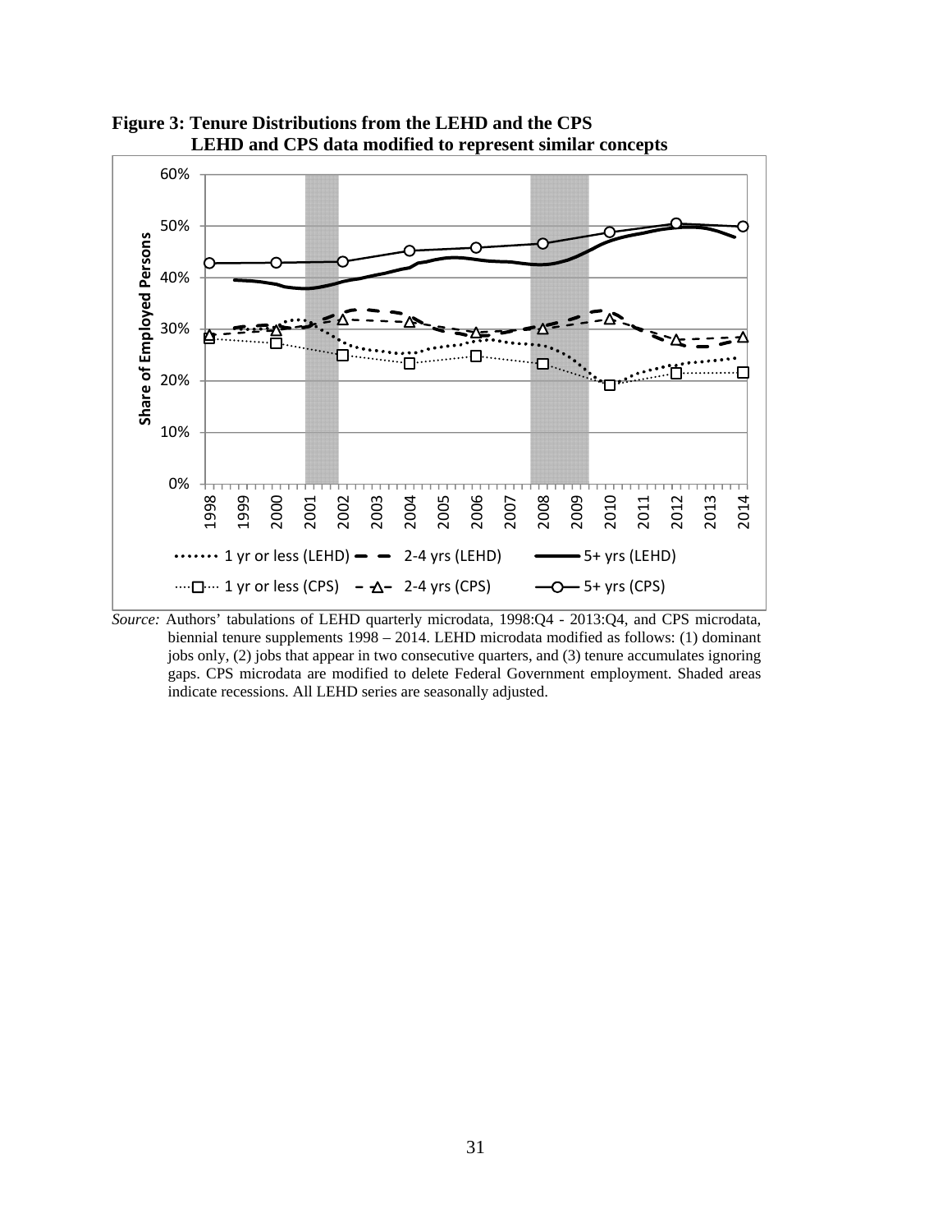**Figure 3: Tenure Distributions from the LEHD and the CPS**
**LEHD and CPS data modified to represent similar concepts**

*Source:* Authors' tabulations of LEHD quarterly microdata, 1998:Q4 - 2013:Q4, and CPS microdata, biennial tenure supplements 1998 – 2014. LEHD microdata modified as follows: (1) dominant jobs only, (2) jobs that appear in two consecutive quarters, and (3) tenure accumulates ignoring gaps. CPS microdata are modified to delete Federal Government employment. Shaded areas indicate recessions. All LEHD series are seasonally adjusted.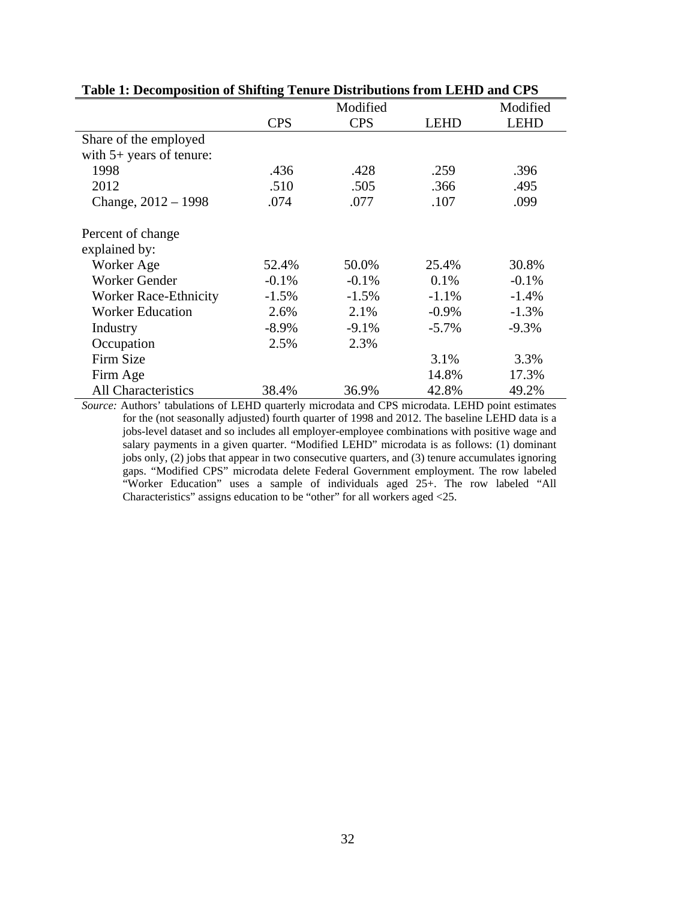**Table 1: Decomposition of Shifting Tenure Distributions from LEHD and CPS**

| | CPS | Modified CPS | LEHD | Modified LEHD |
|---|---|---|---|---|
| Share of the employed with 5+ years of tenure: | | | | |
| 1998 | .436 | .428 | .259 | .396 |
| 2012 | .510 | .505 | .366 | .495 |
| Change, 2012 – 1998 | .074 | .077 | .107 | .099 |
| | | | | |
| Percent of change explained by: | | | | |
| Worker Age | 52.4% | 50.0% | 25.4% | 30.8% |
| Worker Gender | -0.1% | -0.1% | 0.1% | -0.1% |
| Worker Race-Ethnicity | -1.5% | -1.5% | -1.1% | -1.4% |
| Worker Education | 2.6% | 2.1% | -0.9% | -1.3% |
| Industry | -8.9% | -9.1% | -5.7% | -9.3% |
| Occupation | 2.5% | 2.3% | | |
| Firm Size | | | 3.1% | 3.3% |
| Firm Age | | | 14.8% | 17.3% |
| All Characteristics | 38.4% | 36.9% | 42.8% | 49.2% |

*Source:* Authors' tabulations of LEHD quarterly microdata and CPS microdata. LEHD point estimates for the (not seasonally adjusted) fourth quarter of 1998 and 2012. The baseline LEHD data is a jobs-level dataset and so includes all employer-employee combinations with positive wage and salary payments in a given quarter. "Modified LEHD" microdata is as follows: (1) dominant jobs only, (2) jobs that appear in two consecutive quarters, and (3) tenure accumulates ignoring gaps. "Modified CPS" microdata delete Federal Government employment. The row labeled "Worker Education" uses a sample of individuals aged 25+. The row labeled "All Characteristics" assigns education to be "other" for all workers aged <25.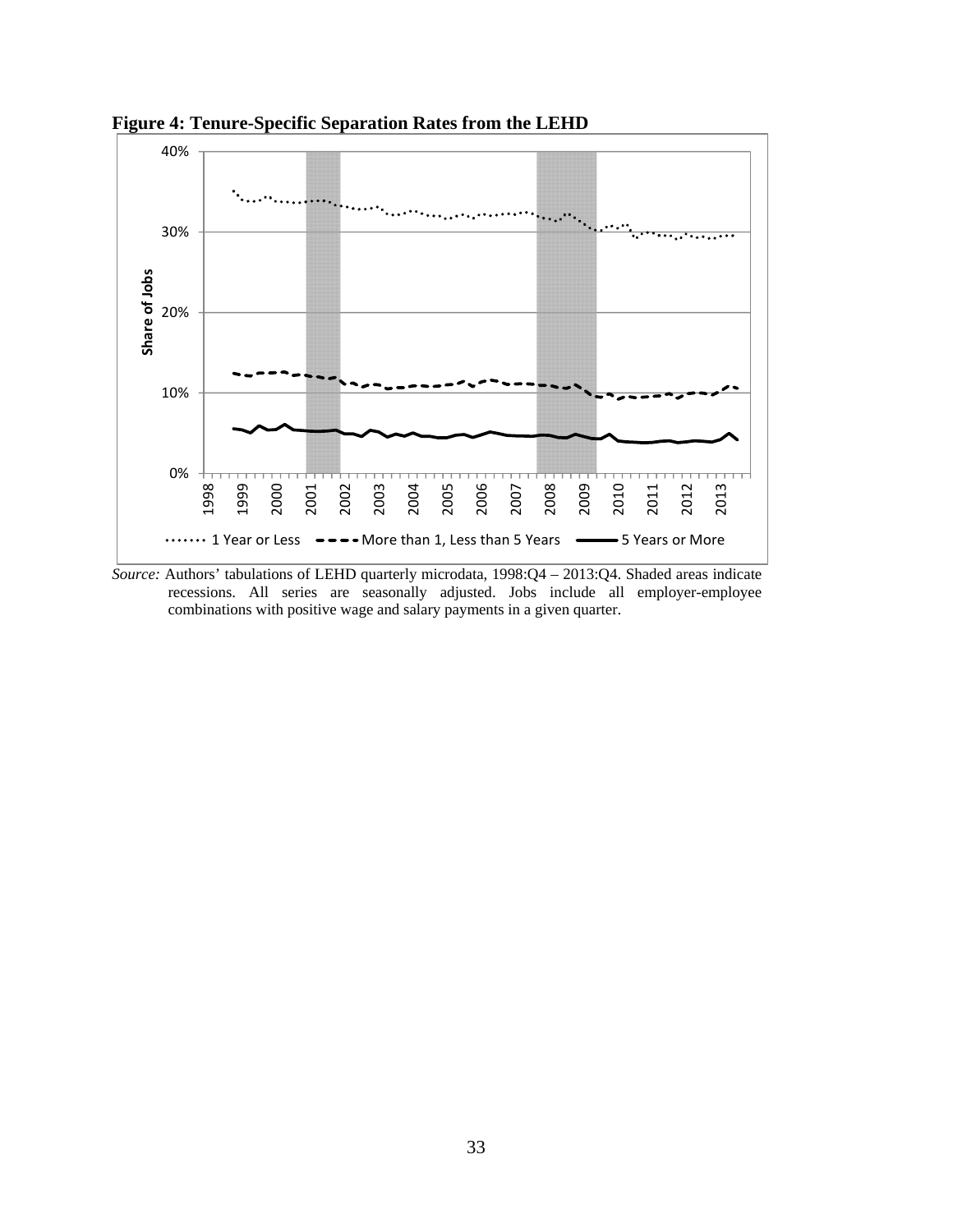**Figure 4: Tenure-Specific Separation Rates from the LEHD**

*Source:* Authors' tabulations of LEHD quarterly microdata, 1998:Q4 – 2013:Q4. Shaded areas indicate recessions. All series are seasonally adjusted. Jobs include all employer-employee combinations with positive wage and salary payments in a given quarter.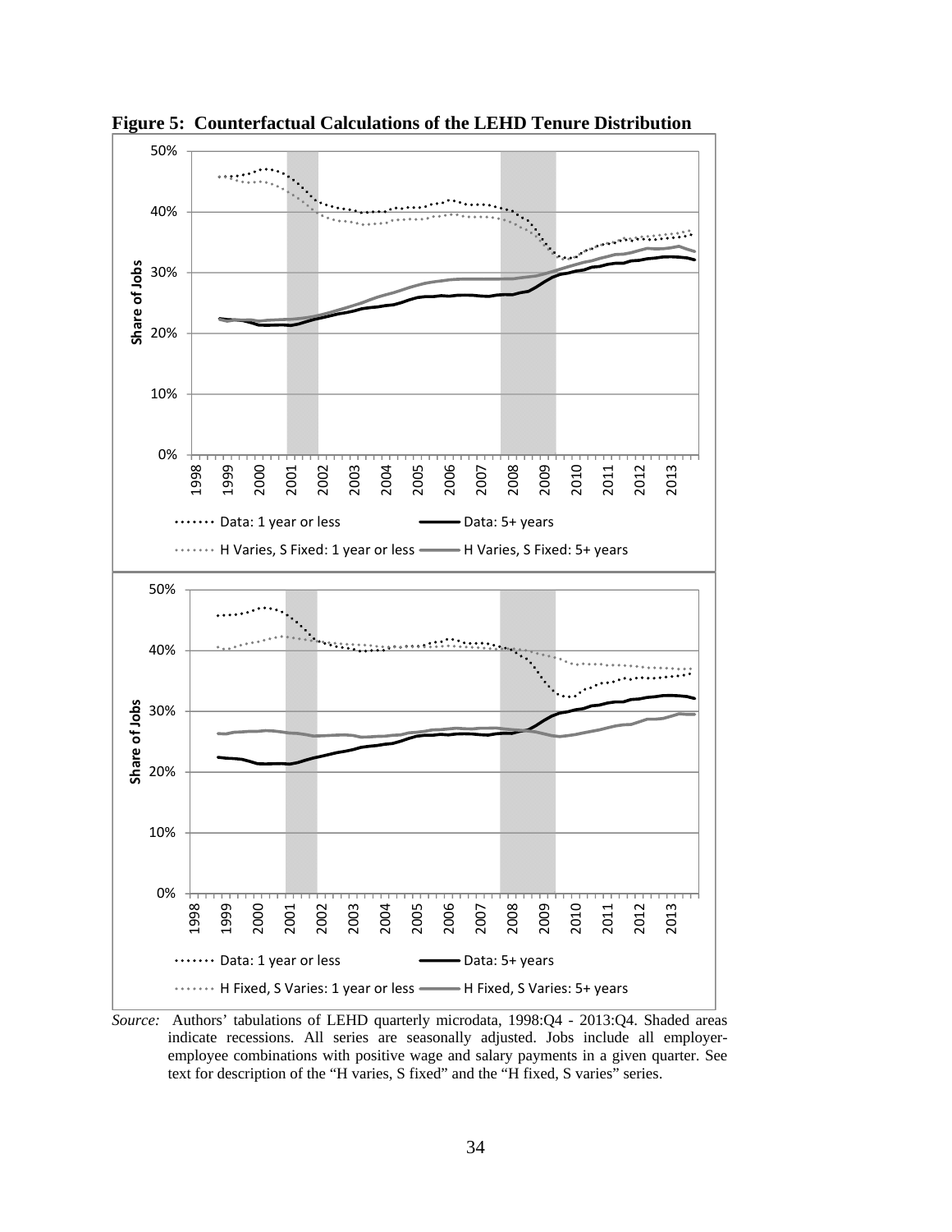**Figure 5: Counterfactual Calculations of the LEHD Tenure Distribution**

*Source:* Authors' tabulations of LEHD quarterly microdata, 1998:Q4 - 2013:Q4. Shaded areas indicate recessions. All series are seasonally adjusted. Jobs include all employer-employee combinations with positive wage and salary payments in a given quarter. See text for description of the "H varies, S fixed" and the "H fixed, S varies" series.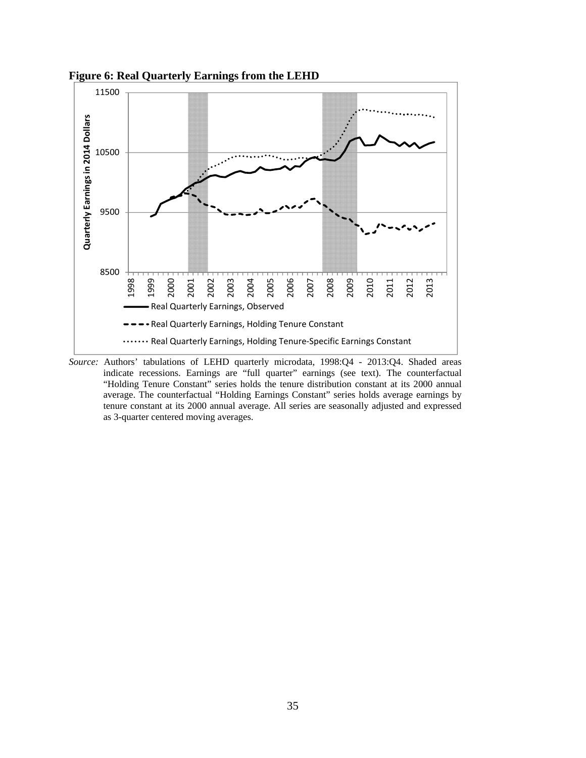**Figure 6: Real Quarterly Earnings from the LEHD**

*Source:* Authors' tabulations of LEHD quarterly microdata, 1998:Q4 - 2013:Q4. Shaded areas indicate recessions. Earnings are "full quarter" earnings (see text). The counterfactual "Holding Tenure Constant" series holds the tenure distribution constant at its 2000 annual average. The counterfactual "Holding Earnings Constant" series holds average earnings by tenure constant at its 2000 annual average. All series are seasonally adjusted and expressed as 3-quarter centered moving averages.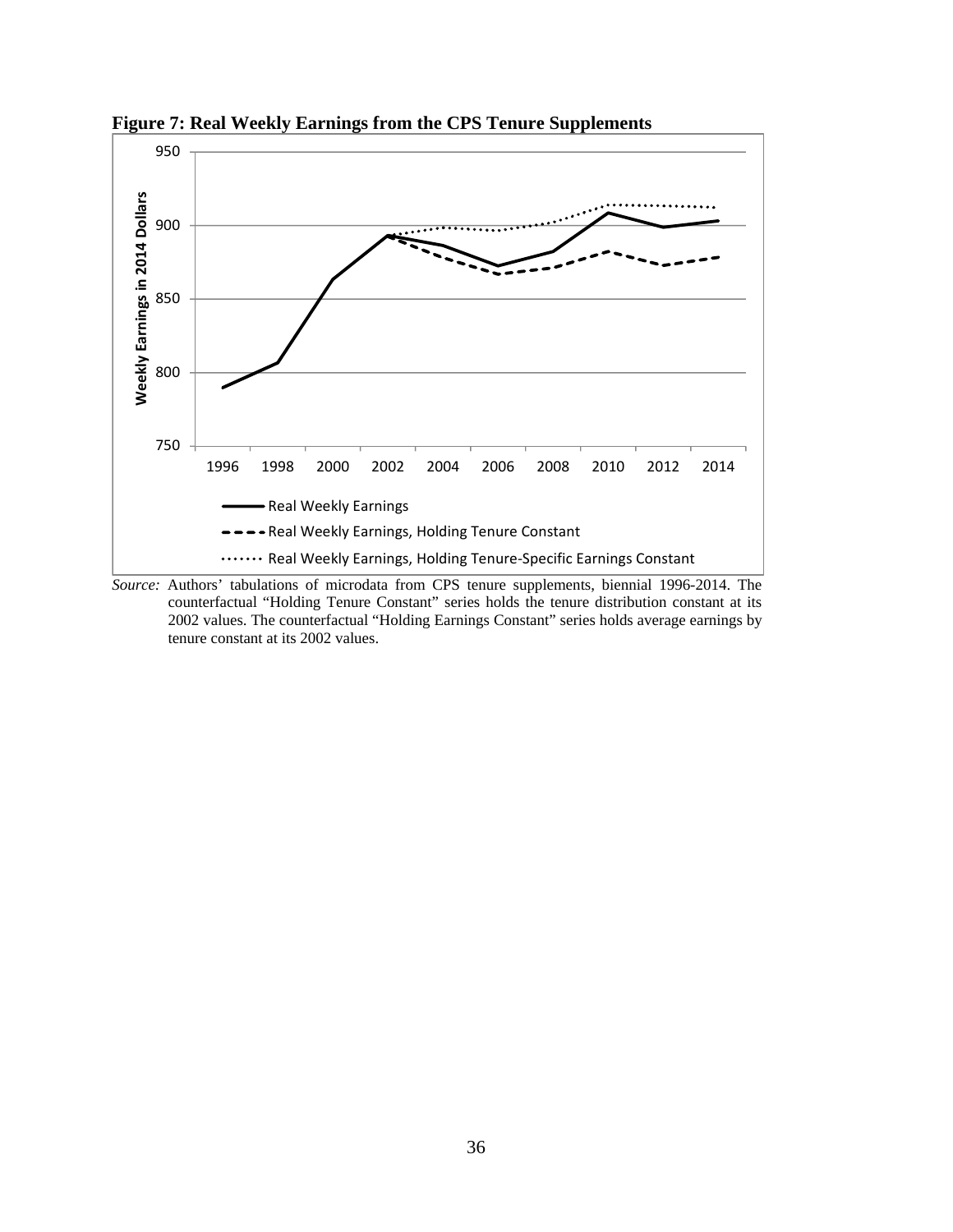**Figure 7: Real Weekly Earnings from the CPS Tenure Supplements**

*Source:* Authors' tabulations of microdata from CPS tenure supplements, biennial 1996-2014. The counterfactual "Holding Tenure Constant" series holds the tenure distribution constant at its 2002 values. The counterfactual "Holding Earnings Constant" series holds average earnings by tenure constant at its 2002 values.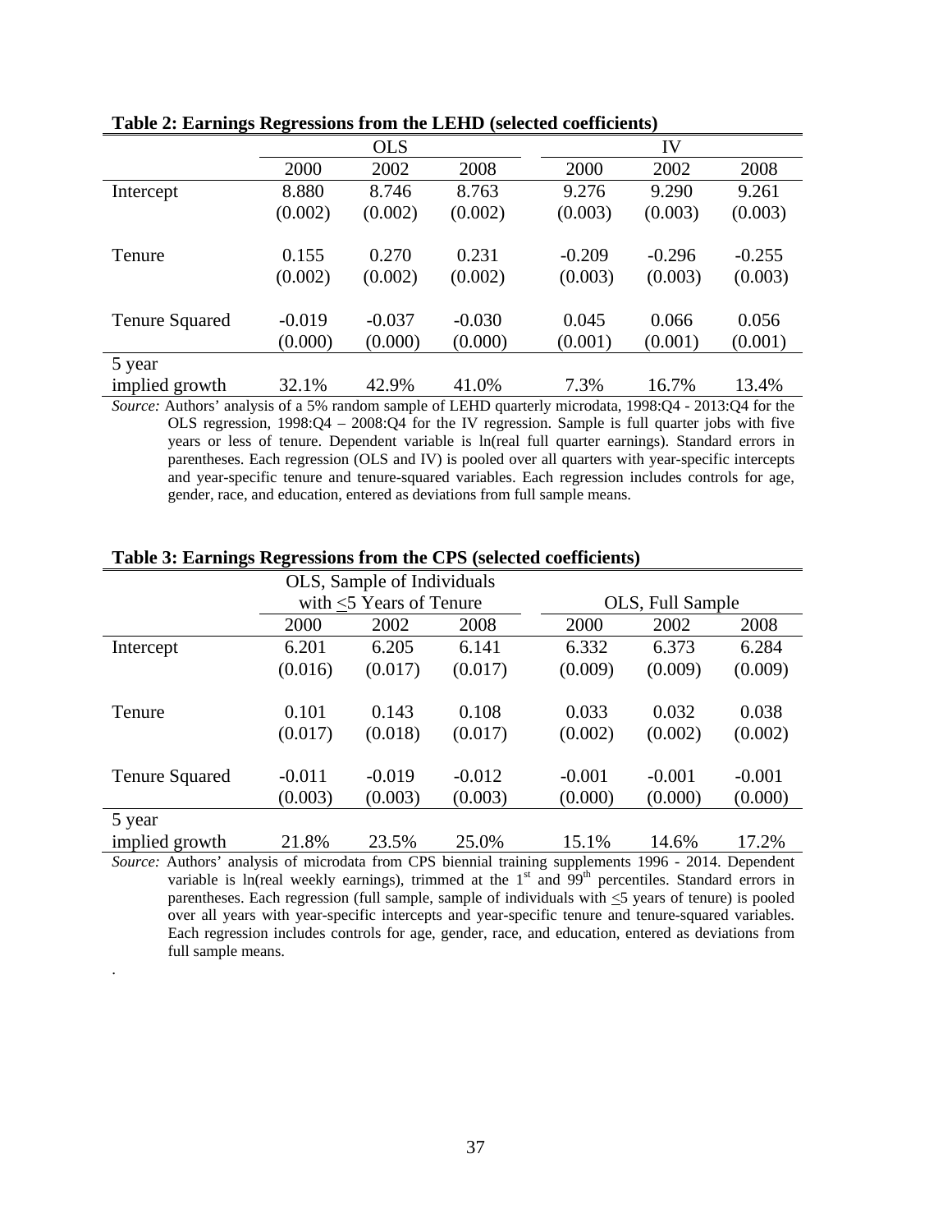**Table 2: Earnings Regressions from the LEHD (selected coefficients)**

| | OLS | | | IV | | |
|---|---|---|---|---|---|---|
| | 2000 | 2002 | 2008 | 2000 | 2002 | 2008 |
| Intercept | 8.880 | 8.746 | 8.763 | 9.276 | 9.290 | 9.261 |
| | (0.002) | (0.002) | (0.002) | (0.003) | (0.003) | (0.003) |
| Tenure | 0.155 | 0.270 | 0.231 | -0.209 | -0.296 | -0.255 |
| | (0.002) | (0.002) | (0.002) | (0.003) | (0.003) | (0.003) |
| Tenure Squared | -0.019 | -0.037 | -0.030 | 0.045 | 0.066 | 0.056 |
| | (0.000) | (0.000) | (0.000) | (0.001) | (0.001) | (0.001) |
| 5 year implied growth | 32.1% | 42.9% | 41.0% | 7.3% | 16.7% | 13.4% |

*Source:* Authors' analysis of a 5% random sample of LEHD quarterly microdata, 1998:Q4 - 2013:Q4 for the OLS regression, 1998:Q4 – 2008:Q4 for the IV regression. Sample is full quarter jobs with five years or less of tenure. Dependent variable is ln(real full quarter earnings). Standard errors in parentheses. Each regression (OLS and IV) is pooled over all quarters with year-specific intercepts and year-specific tenure and tenure-squared variables. Each regression includes controls for age, gender, race, and education, entered as deviations from full sample means.

**Table 3: Earnings Regressions from the CPS (selected coefficients)**

| | OLS, Sample of Individuals with ≤5 Years of Tenure | | | OLS, Full Sample | | |
|---|---|---|---|---|---|---|
| | 2000 | 2002 | 2008 | 2000 | 2002 | 2008 |
| Intercept | 6.201 | 6.205 | 6.141 | 6.332 | 6.373 | 6.284 |
| | (0.016) | (0.017) | (0.017) | (0.009) | (0.009) | (0.009) |
| Tenure | 0.101 | 0.143 | 0.108 | 0.033 | 0.032 | 0.038 |
| | (0.017) | (0.018) | (0.017) | (0.002) | (0.002) | (0.002) |
| Tenure Squared | -0.011 | -0.019 | -0.012 | -0.001 | -0.001 | -0.001 |
| | (0.003) | (0.003) | (0.003) | (0.000) | (0.000) | (0.000) |
| 5 year implied growth | 21.8% | 23.5% | 25.0% | 15.1% | 14.6% | 17.2% |

*Source:* Authors' analysis of microdata from CPS biennial training supplements 1996 - 2014. Dependent variable is ln(real weekly earnings), trimmed at the 1st and 99th percentiles. Standard errors in parentheses. Each regression (full sample, sample of individuals with ≤5 years of tenure) is pooled over all years with year-specific intercepts and year-specific tenure and tenure-squared variables. Each regression includes controls for age, gender, race, and education, entered as deviations from full sample means.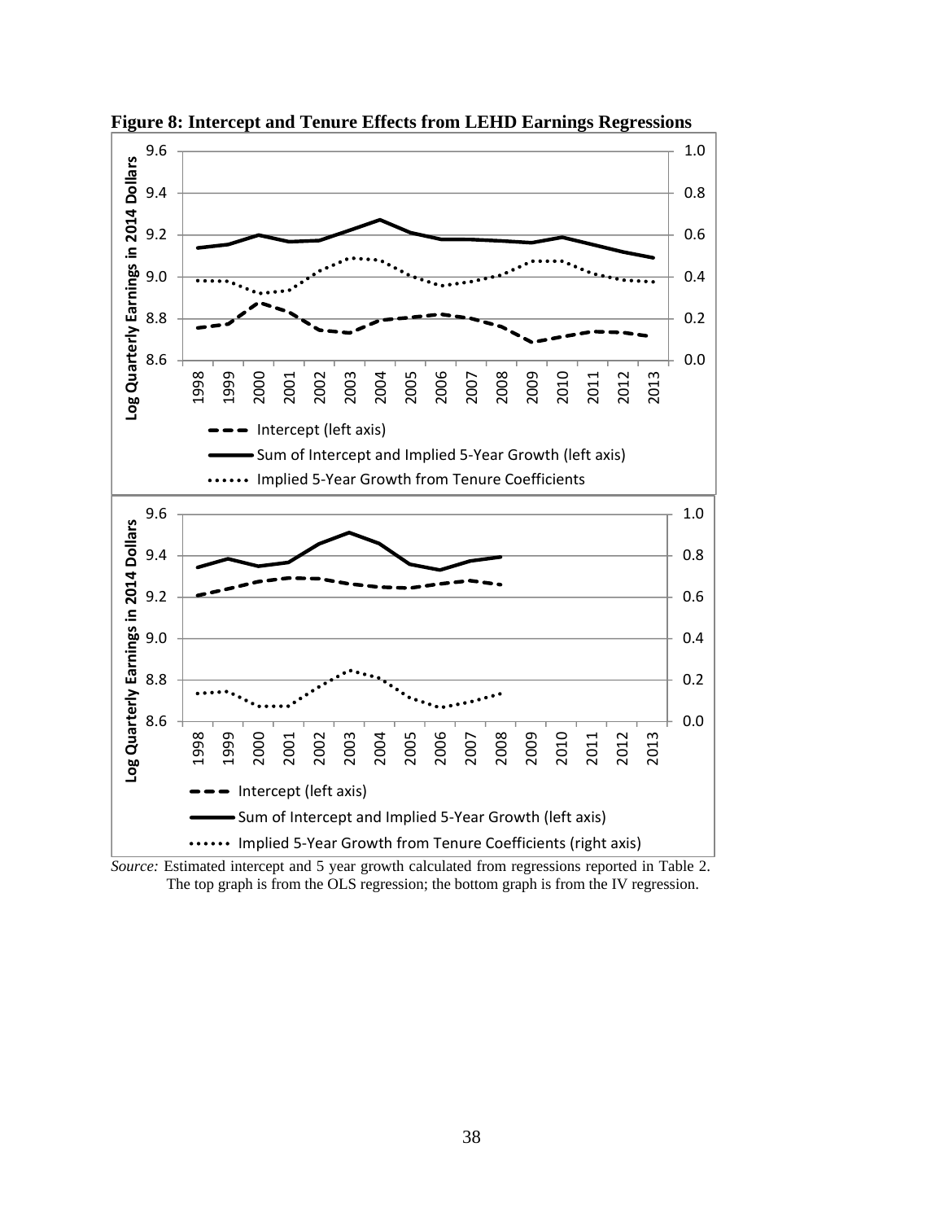**Figure 8: Intercept and Tenure Effects from LEHD Earnings Regressions**

*Source:* Estimated intercept and 5 year growth calculated from regressions reported in Table 2. The top graph is from the OLS regression; the bottom graph is from the IV regression.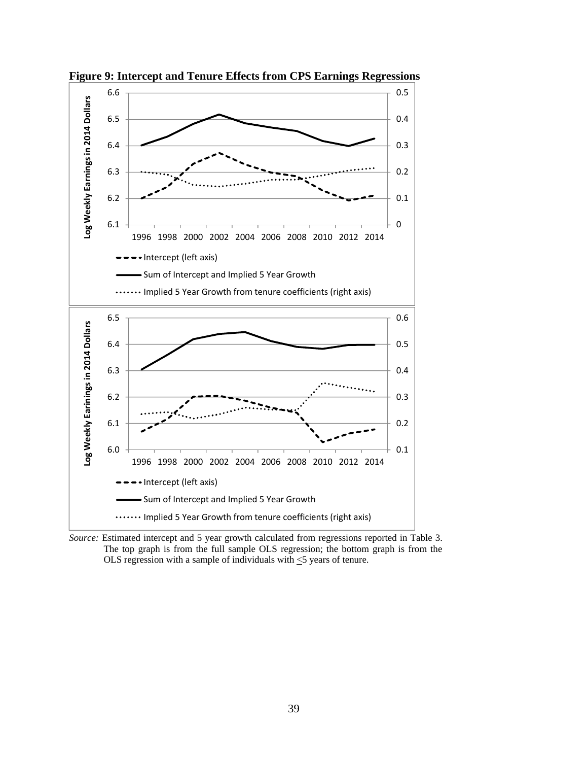**Figure 9: Intercept and Tenure Effects from CPS Earnings Regressions**

*Source:* Estimated intercept and 5 year growth calculated from regressions reported in Table 3. The top graph is from the full sample OLS regression; the bottom graph is from the OLS regression with a sample of individuals with <5 years of tenure.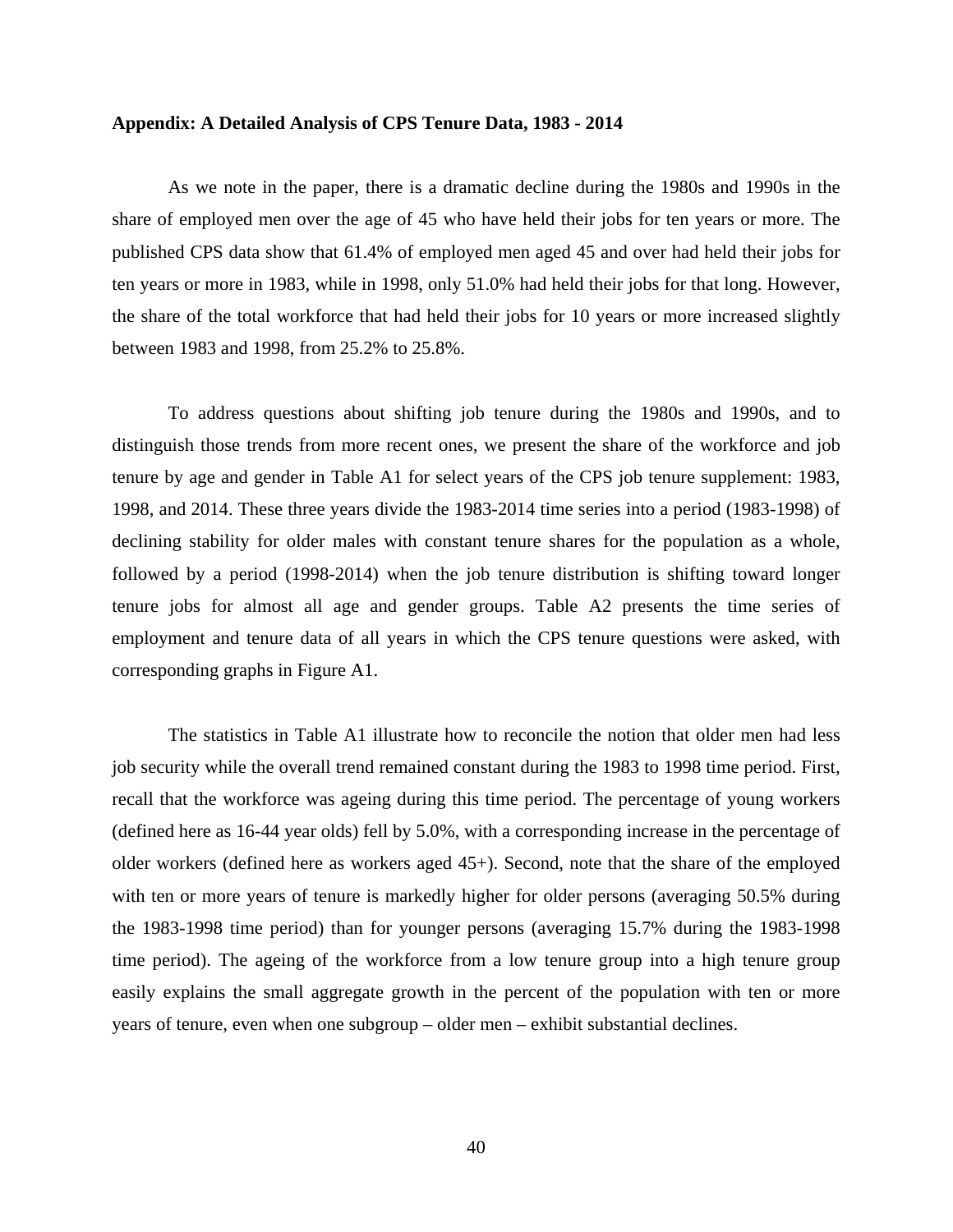**Appendix: A Detailed Analysis of CPS Tenure Data, 1983 - 2014**

As we note in the paper, there is a dramatic decline during the 1980s and 1990s in the share of employed men over the age of 45 who have held their jobs for ten years or more. The published CPS data show that 61.4% of employed men aged 45 and over had held their jobs for ten years or more in 1983, while in 1998, only 51.0% had held their jobs for that long. However, the share of the total workforce that had held their jobs for 10 years or more increased slightly between 1983 and 1998, from 25.2% to 25.8%.

To address questions about shifting job tenure during the 1980s and 1990s, and to distinguish those trends from more recent ones, we present the share of the workforce and job tenure by age and gender in Table A1 for select years of the CPS job tenure supplement: 1983, 1998, and 2014. These three years divide the 1983-2014 time series into a period (1983-1998) of declining stability for older males with constant tenure shares for the population as a whole, followed by a period (1998-2014) when the job tenure distribution is shifting toward longer tenure jobs for almost all age and gender groups. Table A2 presents the time series of employment and tenure data of all years in which the CPS tenure questions were asked, with corresponding graphs in Figure A1.

The statistics in Table A1 illustrate how to reconcile the notion that older men had less job security while the overall trend remained constant during the 1983 to 1998 time period. First, recall that the workforce was ageing during this time period. The percentage of young workers (defined here as 16-44 year olds) fell by 5.0%, with a corresponding increase in the percentage of older workers (defined here as workers aged 45+). Second, note that the share of the employed with ten or more years of tenure is markedly higher for older persons (averaging 50.5% during the 1983-1998 time period) than for younger persons (averaging 15.7% during the 1983-1998 time period). The ageing of the workforce from a low tenure group into a high tenure group easily explains the small aggregate growth in the percent of the population with ten or more years of tenure, even when one subgroup – older men – exhibit substantial declines.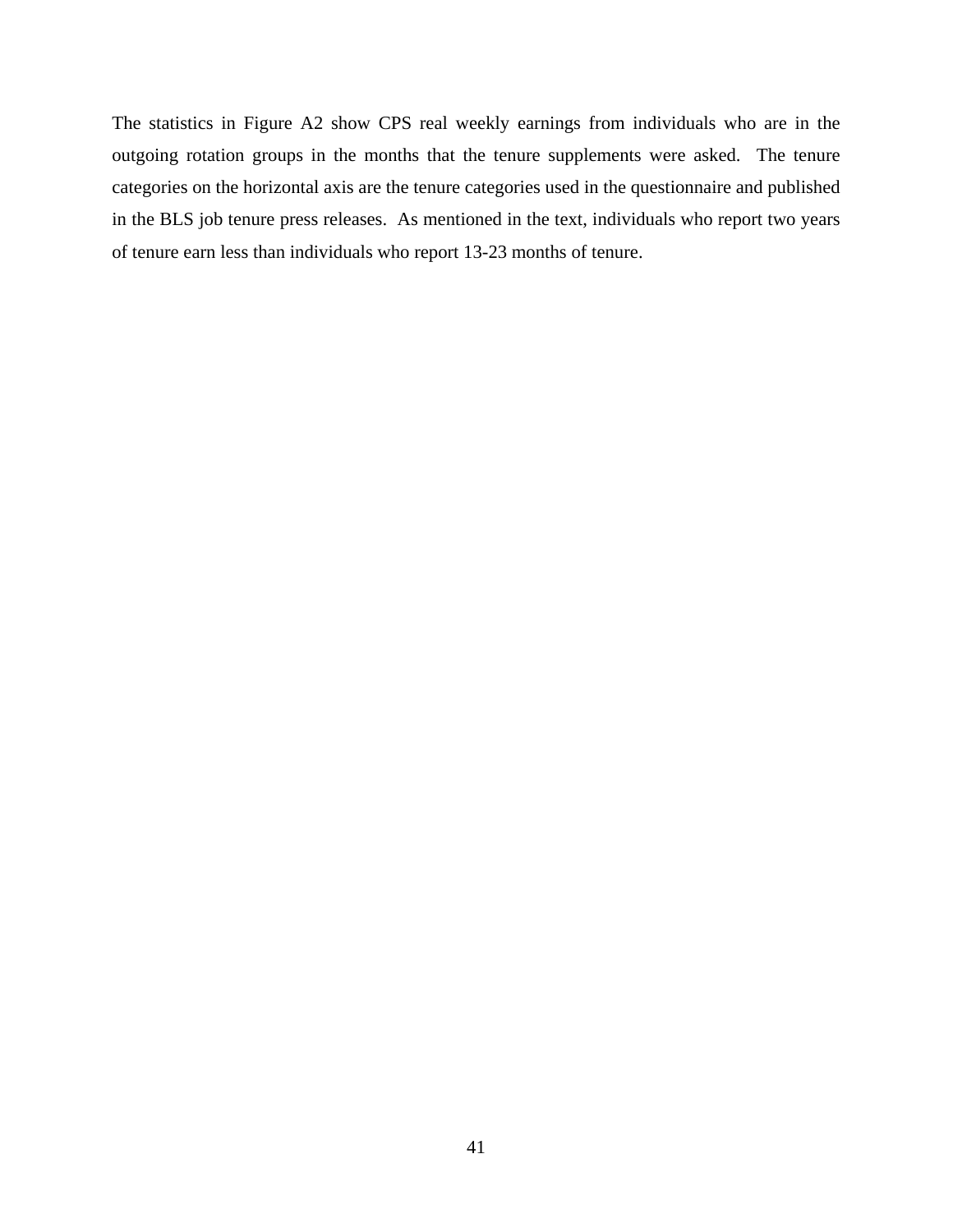The statistics in Figure A2 show CPS real weekly earnings from individuals who are in the outgoing rotation groups in the months that the tenure supplements were asked. The tenure categories on the horizontal axis are the tenure categories used in the questionnaire and published in the BLS job tenure press releases. As mentioned in the text, individuals who report two years of tenure earn less than individuals who report 13-23 months of tenure.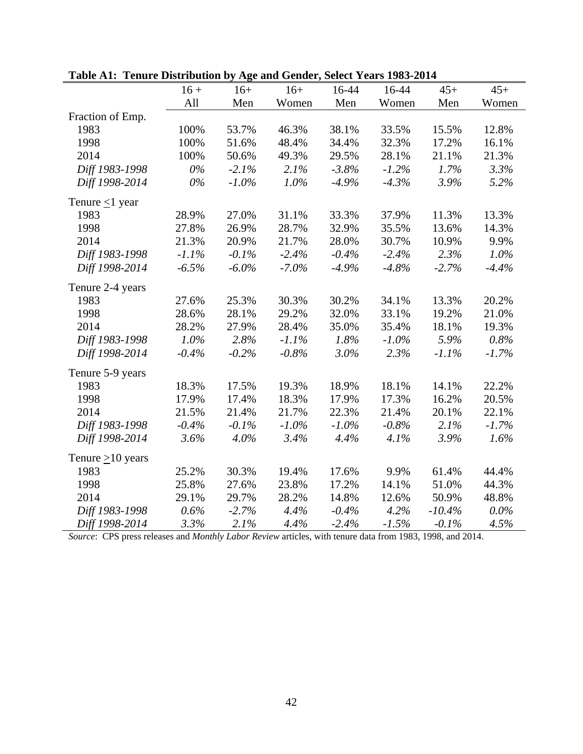**Table A1: Tenure Distribution by Age and Gender, Select Years 1983-2014**

| | 16 + All | 16+ Men | 16+ Women | 16-44 Men | 16-44 Women | 45+ Men | 45+ Women |
|---|---|---|---|---|---|---|---|
| Fraction of Emp. | | | | | | | |
| 1983 | 100% | 53.7% | 46.3% | 38.1% | 33.5% | 15.5% | 12.8% |
| 1998 | 100% | 51.6% | 48.4% | 34.4% | 32.3% | 17.2% | 16.1% |
| 2014 | 100% | 50.6% | 49.3% | 29.5% | 28.1% | 21.1% | 21.3% |
| *Diff 1983-1998* | *0%* | *-2.1%* | *2.1%* | *-3.8%* | *-1.2%* | *1.7%* | *3.3%* |
| *Diff 1998-2014* | *0%* | *-1.0%* | *1.0%* | *-4.9%* | *-4.3%* | *3.9%* | *5.2%* |
| Tenure ≤1 year | | | | | | | |
| 1983 | 28.9% | 27.0% | 31.1% | 33.3% | 37.9% | 11.3% | 13.3% |
| 1998 | 27.8% | 26.9% | 28.7% | 32.9% | 35.5% | 13.6% | 14.3% |
| 2014 | 21.3% | 20.9% | 21.7% | 28.0% | 30.7% | 10.9% | 9.9% |
| *Diff 1983-1998* | *-1.1%* | *-0.1%* | *-2.4%* | *-0.4%* | *-2.4%* | *2.3%* | *1.0%* |
| *Diff 1998-2014* | *-6.5%* | *-6.0%* | *-7.0%* | *-4.9%* | *-4.8%* | *-2.7%* | *-4.4%* |
| Tenure 2-4 years | | | | | | | |
| 1983 | 27.6% | 25.3% | 30.3% | 30.2% | 34.1% | 13.3% | 20.2% |
| 1998 | 28.6% | 28.1% | 29.2% | 32.0% | 33.1% | 19.2% | 21.0% |
| 2014 | 28.2% | 27.9% | 28.4% | 35.0% | 35.4% | 18.1% | 19.3% |
| *Diff 1983-1998* | *1.0%* | *2.8%* | *-1.1%* | *1.8%* | *-1.0%* | *5.9%* | *0.8%* |
| *Diff 1998-2014* | *-0.4%* | *-0.2%* | *-0.8%* | *3.0%* | *2.3%* | *-1.1%* | *-1.7%* |
| Tenure 5-9 years | | | | | | | |
| 1983 | 18.3% | 17.5% | 19.3% | 18.9% | 18.1% | 14.1% | 22.2% |
| 1998 | 17.9% | 17.4% | 18.3% | 17.9% | 17.3% | 16.2% | 20.5% |
| 2014 | 21.5% | 21.4% | 21.7% | 22.3% | 21.4% | 20.1% | 22.1% |
| *Diff 1983-1998* | *-0.4%* | *-0.1%* | *-1.0%* | *-1.0%* | *-0.8%* | *2.1%* | *-1.7%* |
| *Diff 1998-2014* | *3.6%* | *4.0%* | *3.4%* | *4.4%* | *4.1%* | *3.9%* | *1.6%* |
| Tenure ≥10 years | | | | | | | |
| 1983 | 25.2% | 30.3% | 19.4% | 17.6% | 9.9% | 61.4% | 44.4% |
| 1998 | 25.8% | 27.6% | 23.8% | 17.2% | 14.1% | 51.0% | 44.3% |
| 2014 | 29.1% | 29.7% | 28.2% | 14.8% | 12.6% | 50.9% | 48.8% |
| *Diff 1983-1998* | *0.6%* | *-2.7%* | *4.4%* | *-0.4%* | *4.2%* | *-10.4%* | *0.0%* |
| *Diff 1998-2014* | *3.3%* | *2.1%* | *4.4%* | *-2.4%* | *-1.5%* | *-0.1%* | *4.5%* |

*Source*: CPS press releases and *Monthly Labor Review* articles, with tenure data from 1983, 1998, and 2014.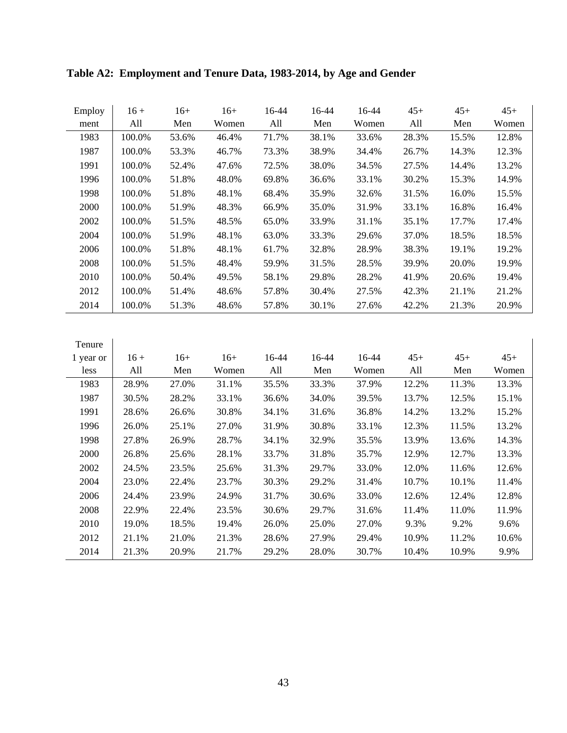**Table A2: Employment and Tenure Data, 1983-2014, by Age and Gender**

| Employment | 16 + All | 16+ Men | 16+ Women | 16-44 All | 16-44 Men | 16-44 Women | 45+ All | 45+ Men | 45+ Women |
|---|---|---|---|---|---|---|---|---|---|
| 1983 | 100.0% | 53.6% | 46.4% | 71.7% | 38.1% | 33.6% | 28.3% | 15.5% | 12.8% |
| 1987 | 100.0% | 53.3% | 46.7% | 73.3% | 38.9% | 34.4% | 26.7% | 14.3% | 12.3% |
| 1991 | 100.0% | 52.4% | 47.6% | 72.5% | 38.0% | 34.5% | 27.5% | 14.4% | 13.2% |
| 1996 | 100.0% | 51.8% | 48.0% | 69.8% | 36.6% | 33.1% | 30.2% | 15.3% | 14.9% |
| 1998 | 100.0% | 51.8% | 48.1% | 68.4% | 35.9% | 32.6% | 31.5% | 16.0% | 15.5% |
| 2000 | 100.0% | 51.9% | 48.3% | 66.9% | 35.0% | 31.9% | 33.1% | 16.8% | 16.4% |
| 2002 | 100.0% | 51.5% | 48.5% | 65.0% | 33.9% | 31.1% | 35.1% | 17.7% | 17.4% |
| 2004 | 100.0% | 51.9% | 48.1% | 63.0% | 33.3% | 29.6% | 37.0% | 18.5% | 18.5% |
| 2006 | 100.0% | 51.8% | 48.1% | 61.7% | 32.8% | 28.9% | 38.3% | 19.1% | 19.2% |
| 2008 | 100.0% | 51.5% | 48.4% | 59.9% | 31.5% | 28.5% | 39.9% | 20.0% | 19.9% |
| 2010 | 100.0% | 50.4% | 49.5% | 58.1% | 29.8% | 28.2% | 41.9% | 20.6% | 19.4% |
| 2012 | 100.0% | 51.4% | 48.6% | 57.8% | 30.4% | 27.5% | 42.3% | 21.1% | 21.2% |
| 2014 | 100.0% | 51.3% | 48.6% | 57.8% | 30.1% | 27.6% | 42.2% | 21.3% | 20.9% |

| Tenure 1 year or less | 16 + All | 16+ Men | 16+ Women | 16-44 All | 16-44 Men | 16-44 Women | 45+ All | 45+ Men | 45+ Women |
|---|---|---|---|---|---|---|---|---|---|
| 1983 | 28.9% | 27.0% | 31.1% | 35.5% | 33.3% | 37.9% | 12.2% | 11.3% | 13.3% |
| 1987 | 30.5% | 28.2% | 33.1% | 36.6% | 34.0% | 39.5% | 13.7% | 12.5% | 15.1% |
| 1991 | 28.6% | 26.6% | 30.8% | 34.1% | 31.6% | 36.8% | 14.2% | 13.2% | 15.2% |
| 1996 | 26.0% | 25.1% | 27.0% | 31.9% | 30.8% | 33.1% | 12.3% | 11.5% | 13.2% |
| 1998 | 27.8% | 26.9% | 28.7% | 34.1% | 32.9% | 35.5% | 13.9% | 13.6% | 14.3% |
| 2000 | 26.8% | 25.6% | 28.1% | 33.7% | 31.8% | 35.7% | 12.9% | 12.7% | 13.3% |
| 2002 | 24.5% | 23.5% | 25.6% | 31.3% | 29.7% | 33.0% | 12.0% | 11.6% | 12.6% |
| 2004 | 23.0% | 22.4% | 23.7% | 30.3% | 29.2% | 31.4% | 10.7% | 10.1% | 11.4% |
| 2006 | 24.4% | 23.9% | 24.9% | 31.7% | 30.6% | 33.0% | 12.6% | 12.4% | 12.8% |
| 2008 | 22.9% | 22.4% | 23.5% | 30.6% | 29.7% | 31.6% | 11.4% | 11.0% | 11.9% |
| 2010 | 19.0% | 18.5% | 19.4% | 26.0% | 25.0% | 27.0% | 9.3% | 9.2% | 9.6% |
| 2012 | 21.1% | 21.0% | 21.3% | 28.6% | 27.9% | 29.4% | 10.9% | 11.2% | 10.6% |
| 2014 | 21.3% | 20.9% | 21.7% | 29.2% | 28.0% | 30.7% | 10.4% | 10.9% | 9.9% |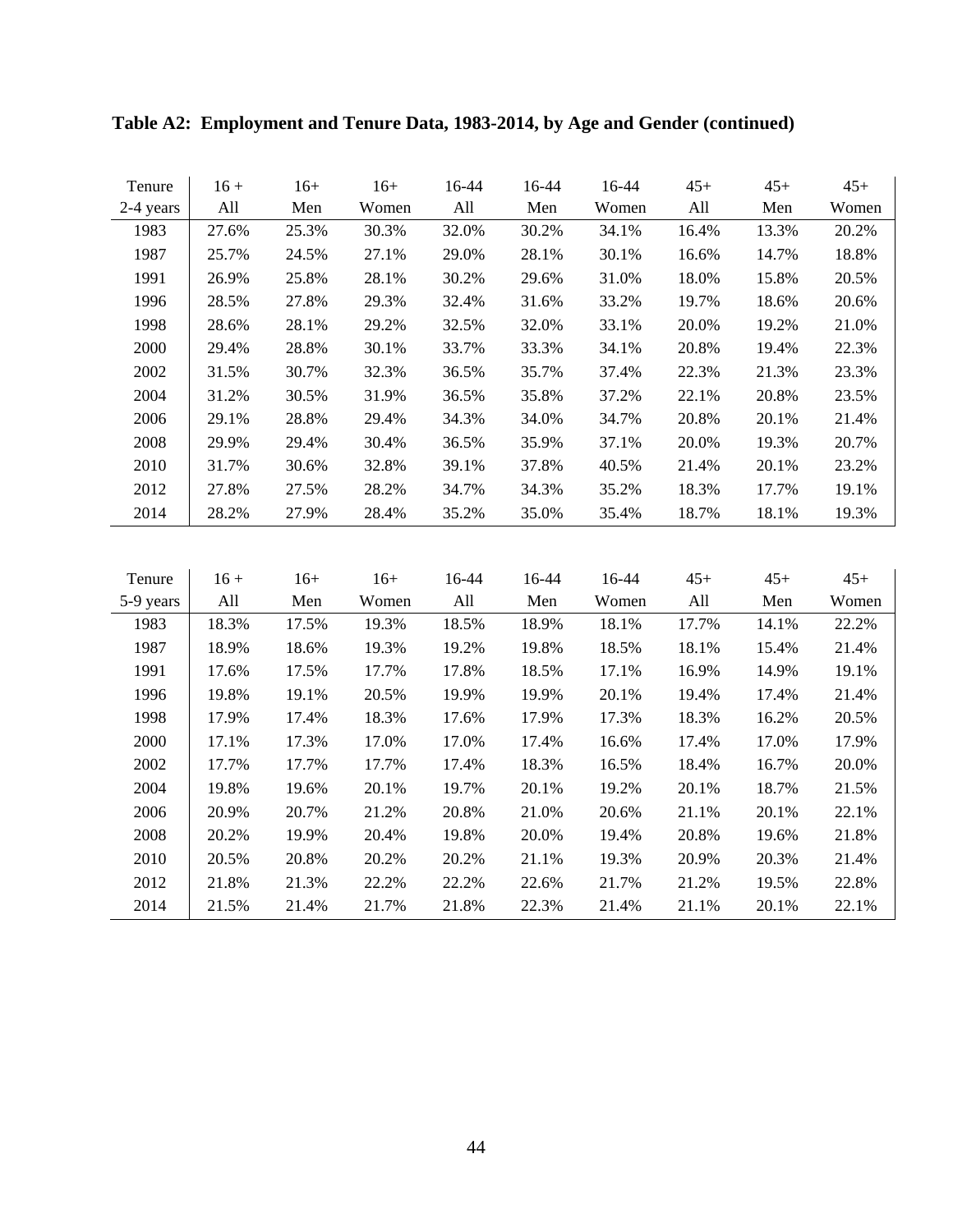**Table A2: Employment and Tenure Data, 1983-2014, by Age and Gender (continued)**

| Tenure<br>2-4 years | 16 +<br>All | 16+<br>Men | 16+<br>Women | 16-44<br>All | 16-44<br>Men | 16-44<br>Women | 45+<br>All | 45+<br>Men | 45+<br>Women |
|---|---|---|---|---|---|---|---|---|---|
| 1983 | 27.6% | 25.3% | 30.3% | 32.0% | 30.2% | 34.1% | 16.4% | 13.3% | 20.2% |
| 1987 | 25.7% | 24.5% | 27.1% | 29.0% | 28.1% | 30.1% | 16.6% | 14.7% | 18.8% |
| 1991 | 26.9% | 25.8% | 28.1% | 30.2% | 29.6% | 31.0% | 18.0% | 15.8% | 20.5% |
| 1996 | 28.5% | 27.8% | 29.3% | 32.4% | 31.6% | 33.2% | 19.7% | 18.6% | 20.6% |
| 1998 | 28.6% | 28.1% | 29.2% | 32.5% | 32.0% | 33.1% | 20.0% | 19.2% | 21.0% |
| 2000 | 29.4% | 28.8% | 30.1% | 33.7% | 33.3% | 34.1% | 20.8% | 19.4% | 22.3% |
| 2002 | 31.5% | 30.7% | 32.3% | 36.5% | 35.7% | 37.4% | 22.3% | 21.3% | 23.3% |
| 2004 | 31.2% | 30.5% | 31.9% | 36.5% | 35.8% | 37.2% | 22.1% | 20.8% | 23.5% |
| 2006 | 29.1% | 28.8% | 29.4% | 34.3% | 34.0% | 34.7% | 20.8% | 20.1% | 21.4% |
| 2008 | 29.9% | 29.4% | 30.4% | 36.5% | 35.9% | 37.1% | 20.0% | 19.3% | 20.7% |
| 2010 | 31.7% | 30.6% | 32.8% | 39.1% | 37.8% | 40.5% | 21.4% | 20.1% | 23.2% |
| 2012 | 27.8% | 27.5% | 28.2% | 34.7% | 34.3% | 35.2% | 18.3% | 17.7% | 19.1% |
| 2014 | 28.2% | 27.9% | 28.4% | 35.2% | 35.0% | 35.4% | 18.7% | 18.1% | 19.3% |

| Tenure<br>5-9 years | 16 +<br>All | 16+<br>Men | 16+<br>Women | 16-44<br>All | 16-44<br>Men | 16-44<br>Women | 45+<br>All | 45+<br>Men | 45+<br>Women |
|---|---|---|---|---|---|---|---|---|---|
| 1983 | 18.3% | 17.5% | 19.3% | 18.5% | 18.9% | 18.1% | 17.7% | 14.1% | 22.2% |
| 1987 | 18.9% | 18.6% | 19.3% | 19.2% | 19.8% | 18.5% | 18.1% | 15.4% | 21.4% |
| 1991 | 17.6% | 17.5% | 17.7% | 17.8% | 18.5% | 17.1% | 16.9% | 14.9% | 19.1% |
| 1996 | 19.8% | 19.1% | 20.5% | 19.9% | 19.9% | 20.1% | 19.4% | 17.4% | 21.4% |
| 1998 | 17.9% | 17.4% | 18.3% | 17.6% | 17.9% | 17.3% | 18.3% | 16.2% | 20.5% |
| 2000 | 17.1% | 17.3% | 17.0% | 17.0% | 17.4% | 16.6% | 17.4% | 17.0% | 17.9% |
| 2002 | 17.7% | 17.7% | 17.7% | 17.4% | 18.3% | 16.5% | 18.4% | 16.7% | 20.0% |
| 2004 | 19.8% | 19.6% | 20.1% | 19.7% | 20.1% | 19.2% | 20.1% | 18.7% | 21.5% |
| 2006 | 20.9% | 20.7% | 21.2% | 20.8% | 21.0% | 20.6% | 21.1% | 20.1% | 22.1% |
| 2008 | 20.2% | 19.9% | 20.4% | 19.8% | 20.0% | 19.4% | 20.8% | 19.6% | 21.8% |
| 2010 | 20.5% | 20.8% | 20.2% | 20.2% | 21.1% | 19.3% | 20.9% | 20.3% | 21.4% |
| 2012 | 21.8% | 21.3% | 22.2% | 22.2% | 22.6% | 21.7% | 21.2% | 19.5% | 22.8% |
| 2014 | 21.5% | 21.4% | 21.7% | 21.8% | 22.3% | 21.4% | 21.1% | 20.1% | 22.1% |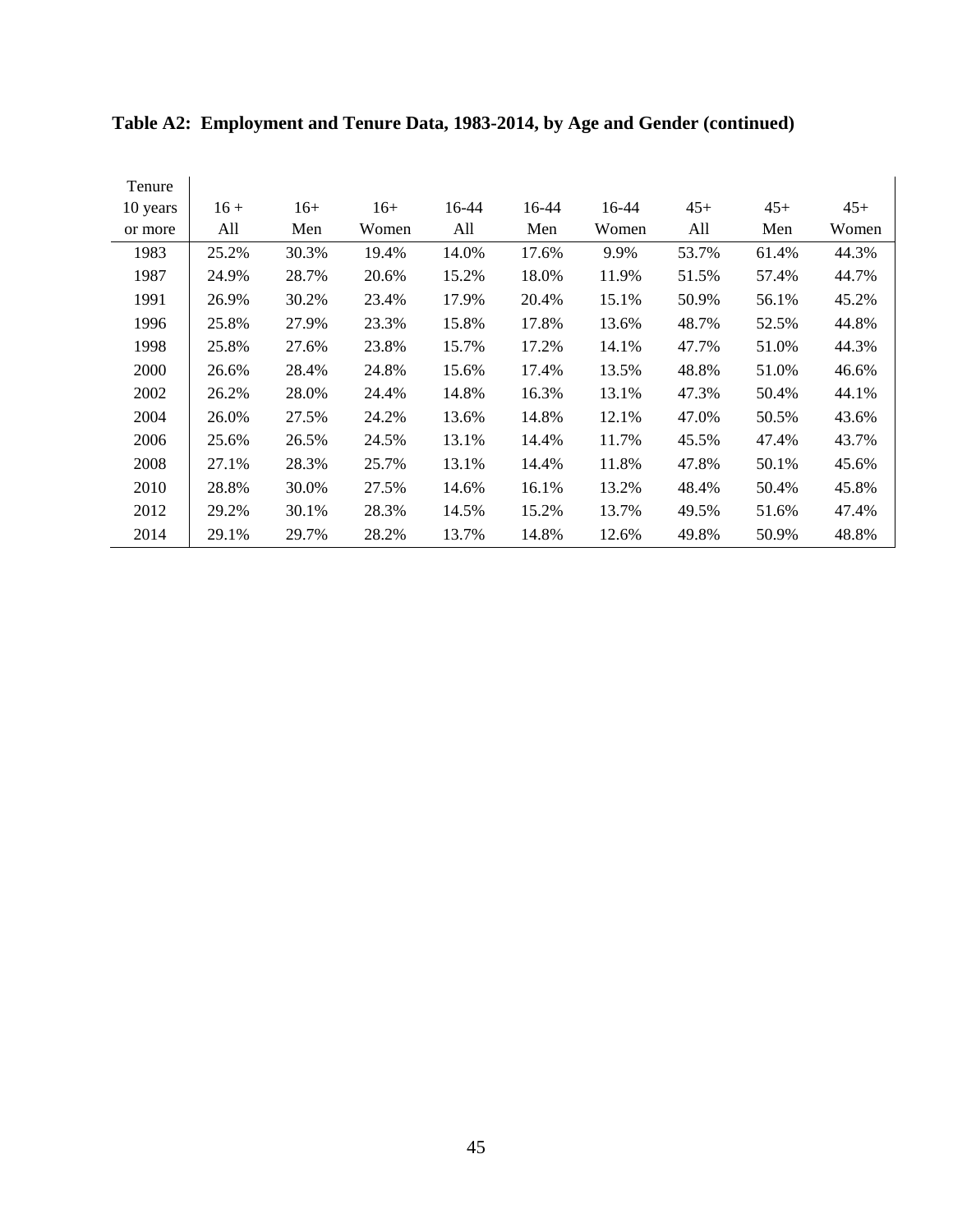**Table A2: Employment and Tenure Data, 1983-2014, by Age and Gender (continued)**

| Tenure 10 years or more | 16 + All | 16+ Men | 16+ Women | 16-44 All | 16-44 Men | 16-44 Women | 45+ All | 45+ Men | 45+ Women |
|---|---|---|---|---|---|---|---|---|---|
| 1983 | 25.2% | 30.3% | 19.4% | 14.0% | 17.6% | 9.9% | 53.7% | 61.4% | 44.3% |
| 1987 | 24.9% | 28.7% | 20.6% | 15.2% | 18.0% | 11.9% | 51.5% | 57.4% | 44.7% |
| 1991 | 26.9% | 30.2% | 23.4% | 17.9% | 20.4% | 15.1% | 50.9% | 56.1% | 45.2% |
| 1996 | 25.8% | 27.9% | 23.3% | 15.8% | 17.8% | 13.6% | 48.7% | 52.5% | 44.8% |
| 1998 | 25.8% | 27.6% | 23.8% | 15.7% | 17.2% | 14.1% | 47.7% | 51.0% | 44.3% |
| 2000 | 26.6% | 28.4% | 24.8% | 15.6% | 17.4% | 13.5% | 48.8% | 51.0% | 46.6% |
| 2002 | 26.2% | 28.0% | 24.4% | 14.8% | 16.3% | 13.1% | 47.3% | 50.4% | 44.1% |
| 2004 | 26.0% | 27.5% | 24.2% | 13.6% | 14.8% | 12.1% | 47.0% | 50.5% | 43.6% |
| 2006 | 25.6% | 26.5% | 24.5% | 13.1% | 14.4% | 11.7% | 45.5% | 47.4% | 43.7% |
| 2008 | 27.1% | 28.3% | 25.7% | 13.1% | 14.4% | 11.8% | 47.8% | 50.1% | 45.6% |
| 2010 | 28.8% | 30.0% | 27.5% | 14.6% | 16.1% | 13.2% | 48.4% | 50.4% | 45.8% |
| 2012 | 29.2% | 30.1% | 28.3% | 14.5% | 15.2% | 13.7% | 49.5% | 51.6% | 47.4% |
| 2014 | 29.1% | 29.7% | 28.2% | 13.7% | 14.8% | 12.6% | 49.8% | 50.9% | 48.8% |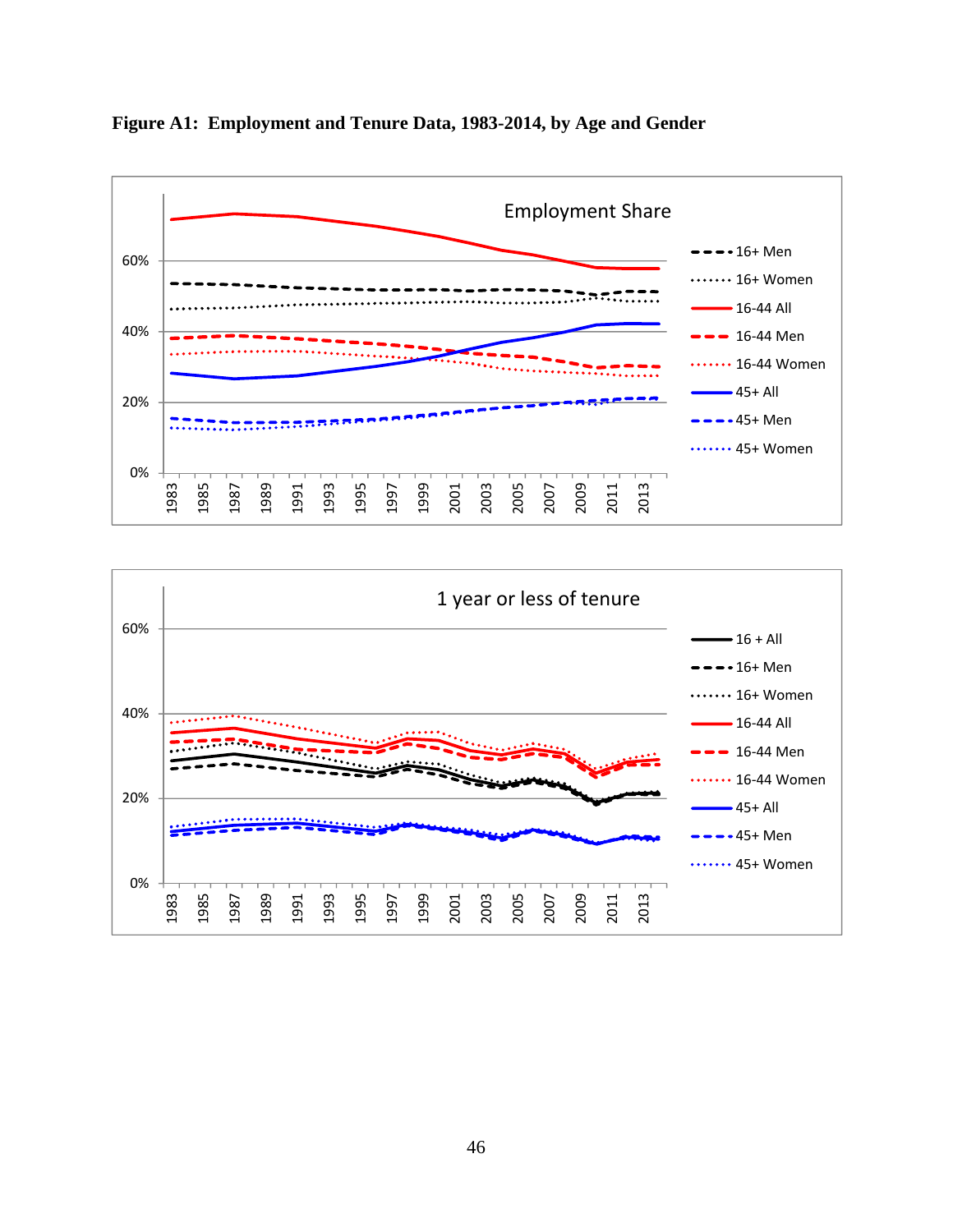**Figure A1: Employment and Tenure Data, 1983-2014, by Age and Gender**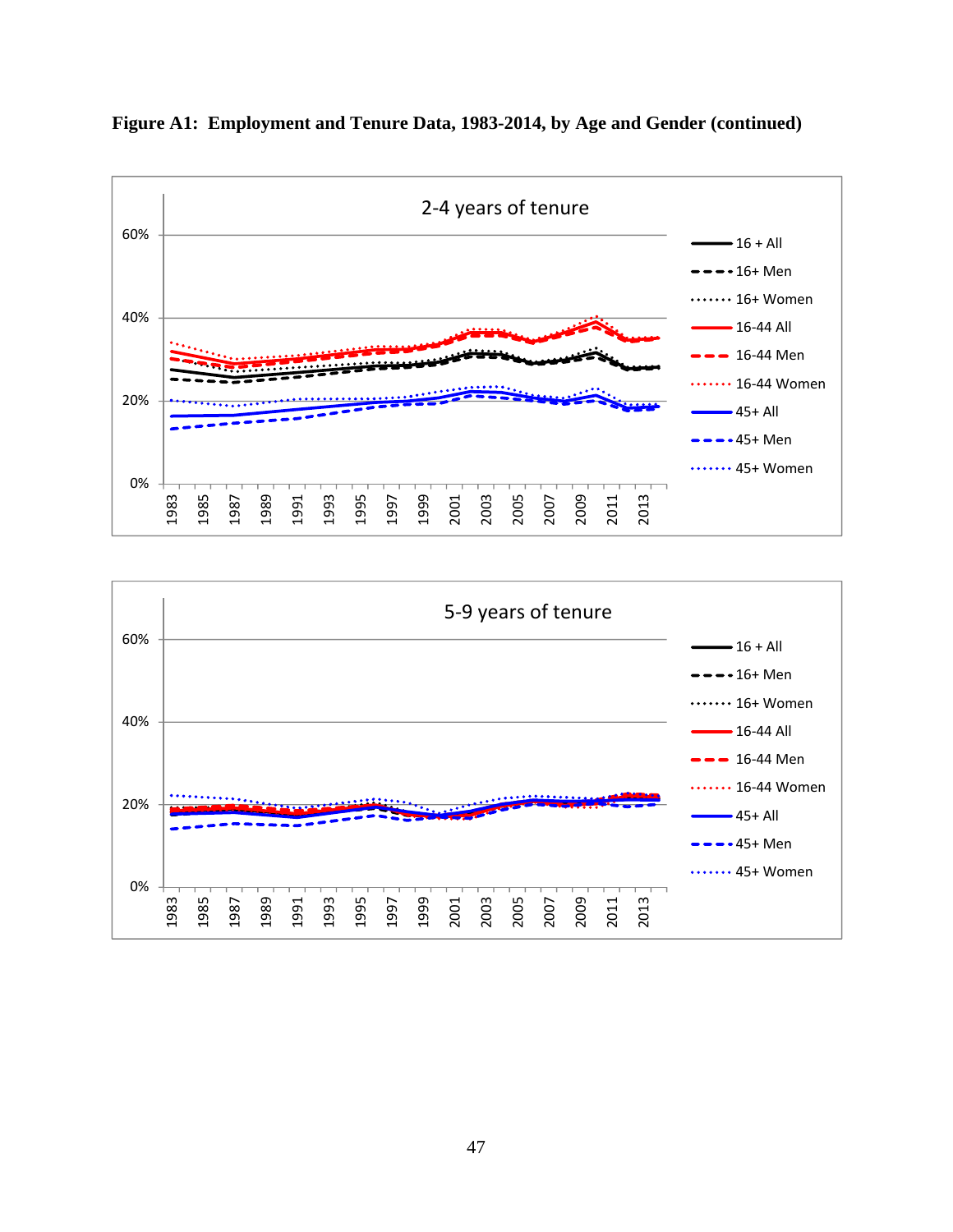**Figure A1: Employment and Tenure Data, 1983-2014, by Age and Gender (continued)**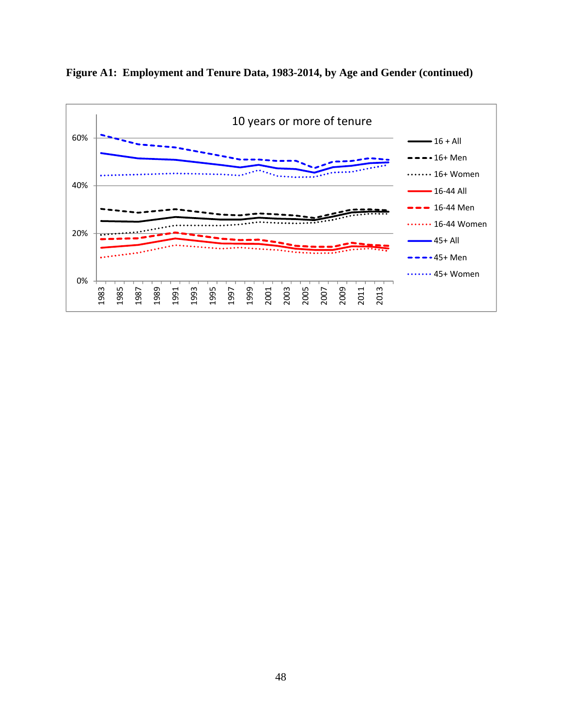**Figure A1: Employment and Tenure Data, 1983-2014, by Age and Gender (continued)**

10 years or more of tenure

0%
20%
40%
60%

1983 1985 1987 1989 1991 1993 1995 1997 1999 2001 2003 2005 2007 2009 2011 2013

16 + All
16+ Men
16+ Women
16-44 All
16-44 Men
16-44 Women
45+ All
45+ Men
45+ Women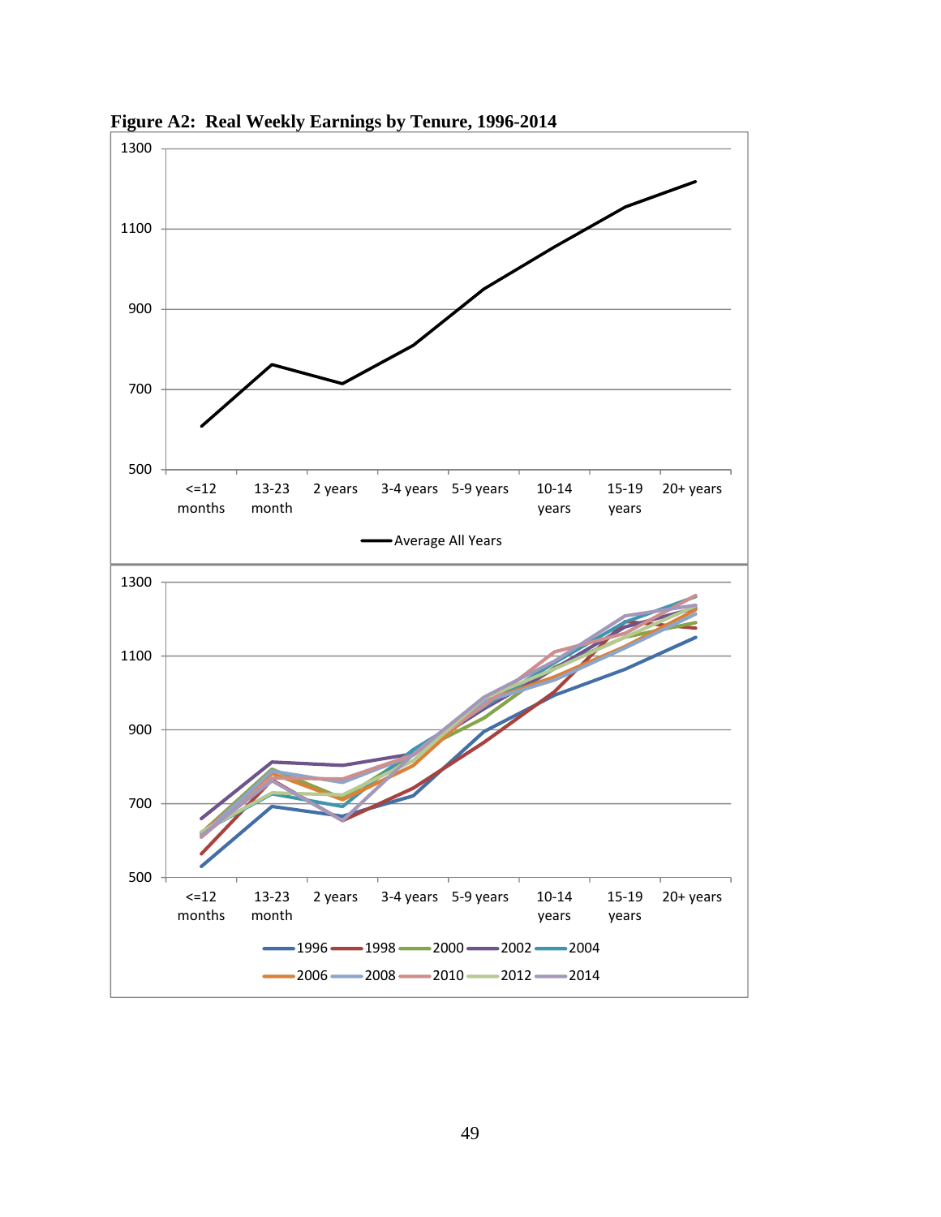**Figure A2: Real Weekly Earnings by Tenure, 1996-2014**

1300
1100
900
700
500

<=12 months
13-23 month
2 years
3-4 years
5-9 years
10-14 years
15-19 years
20+ years

Average All Years

1300
1100
900
700
500

<=12 months
13-23 month
2 years
3-4 years
5-9 years
10-14 years
15-19 years
20+ years

1996 1998 2000 2002 2004
2006 2008 2010 2012 2014